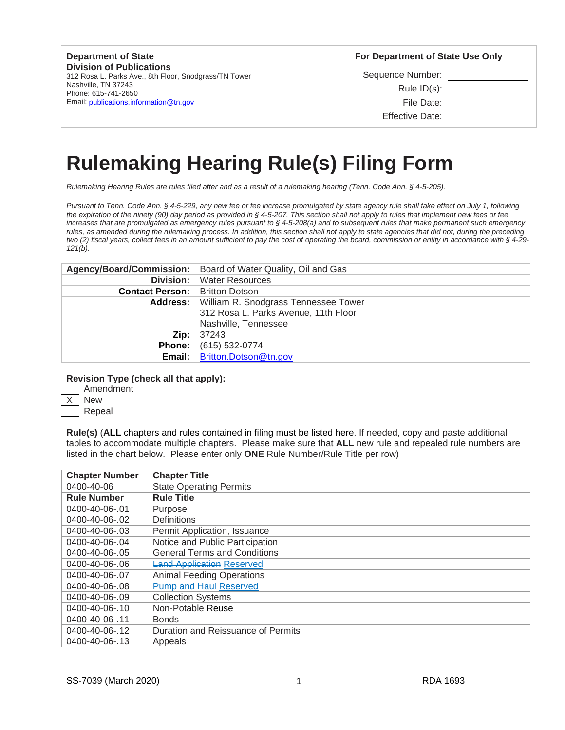| **Department of State** | **For Department of State Use Only** |
|---|---|
| **Division of Publications** | Sequence Number: ______ |
| 312 Rosa L. Parks Ave., 8th Floor, Snodgrass/TN Tower | Rule ID(s): ______ |
| Nashville, TN 37243 | File Date: ______ |
| Phone: 615-741-2650 | Effective Date: ______ |
| Email: publications.information@tn.gov | |

# Rulemaking Hearing Rule(s) Filing Form

*Rulemaking Hearing Rules are rules filed after and as a result of a rulemaking hearing (Tenn. Code Ann. § 4-5-205).*

*Pursuant to Tenn. Code Ann. § 4-5-229, any new fee or fee increase promulgated by state agency rule shall take effect on July 1, following the expiration of the ninety (90) day period as provided in § 4-5-207. This section shall not apply to rules that implement new fees or fee increases that are promulgated as emergency rules pursuant to § 4-5-208(a) and to subsequent rules that make permanent such emergency rules, as amended during the rulemaking process. In addition, this section shall not apply to state agencies that did not, during the preceding two (2) fiscal years, collect fees in an amount sufficient to pay the cost of operating the board, commission or entity in accordance with § 4-29-121(b).*

| | |
|---|---|
| **Agency/Board/Commission:** | Board of Water Quality, Oil and Gas |
| **Division:** | Water Resources |
| **Contact Person:** | Britton Dotson |
| **Address:** | William R. Snodgrass Tennessee Tower<br>312 Rosa L. Parks Avenue, 11th Floor<br>Nashville, Tennessee |
| **Zip:** | 37243 |
| **Phone:** | (615) 532-0774 |
| **Email:** | Britton.Dotson@tn.gov |

**Revision Type (check all that apply):**

____ Amendment
\_X\_ New
____ Repeal

**Rule(s)** (**ALL** chapters and rules contained in filing must be listed here. If needed, copy and paste additional tables to accommodate multiple chapters. Please make sure that **ALL** new rule and repealed rule numbers are listed in the chart below. Please enter only **ONE** Rule Number/Rule Title per row)

| **Chapter Number** | **Chapter Title** |
|---|---|
| 0400-40-06 | State Operating Permits |
| **Rule Number** | **Rule Title** |
| 0400-40-06-.01 | Purpose |
| 0400-40-06-.02 | Definitions |
| 0400-40-06-.03 | Permit Application, Issuance |
| 0400-40-06-.04 | Notice and Public Participation |
| 0400-40-06-.05 | General Terms and Conditions |
| 0400-40-06-.06 | ~~Land Application~~ Reserved |
| 0400-40-06-.07 | Animal Feeding Operations |
| 0400-40-06-.08 | ~~Pump and Haul~~ Reserved |
| 0400-40-06-.09 | Collection Systems |
| 0400-40-06-.10 | Non-Potable Reuse |
| 0400-40-06-.11 | Bonds |
| 0400-40-06-.12 | Duration and Reissuance of Permits |
| 0400-40-06-.13 | Appeals |

SS-7039 (March 2020) RDA 1693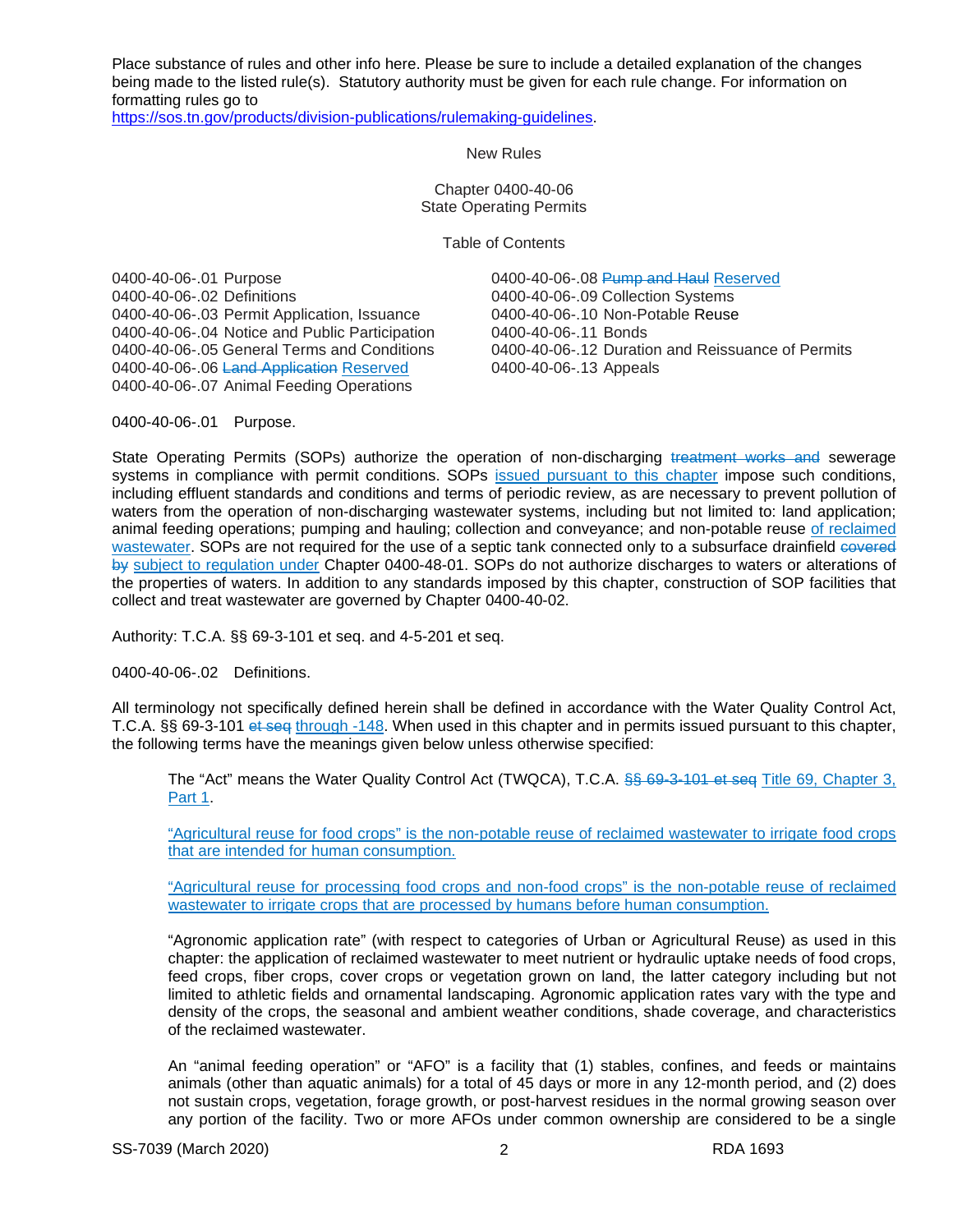Place substance of rules and other info here. Please be sure to include a detailed explanation of the changes being made to the listed rule(s). Statutory authority must be given for each rule change. For information on formatting rules go to https://sos.tn.gov/products/division-publications/rulemaking-guidelines.

New Rules

Chapter 0400-40-06
State Operating Permits

Table of Contents

0400-40-06-.01 Purpose
0400-40-06-.02 Definitions
0400-40-06-.03 Permit Application, Issuance
0400-40-06-.04 Notice and Public Participation
0400-40-06-.05 General Terms and Conditions
0400-40-06-.06 ~~Land Application~~ Reserved
0400-40-06-.07 Animal Feeding Operations
0400-40-06-.08 ~~Pump and Haul~~ Reserved
0400-40-06-.09 Collection Systems
0400-40-06-.10 Non-Potable Reuse
0400-40-06-.11 Bonds
0400-40-06-.12 Duration and Reissuance of Permits
0400-40-06-.13 Appeals

0400-40-06-.01 Purpose.

State Operating Permits (SOPs) authorize the operation of non-discharging ~~treatment works and~~ sewerage systems in compliance with permit conditions. SOPs issued pursuant to this chapter impose such conditions, including effluent standards and conditions and terms of periodic review, as are necessary to prevent pollution of waters from the operation of non-discharging wastewater systems, including but not limited to: land application; animal feeding operations; pumping and hauling; collection and conveyance; and non-potable reuse of reclaimed wastewater. SOPs are not required for the use of a septic tank connected only to a subsurface drainfield ~~covered by~~ subject to regulation under Chapter 0400-48-01. SOPs do not authorize discharges to waters or alterations of the properties of waters. In addition to any standards imposed by this chapter, construction of SOP facilities that collect and treat wastewater are governed by Chapter 0400-40-02.

Authority: T.C.A. §§ 69-3-101 et seq. and 4-5-201 et seq.

0400-40-06-.02 Definitions.

All terminology not specifically defined herein shall be defined in accordance with the Water Quality Control Act, T.C.A. §§ 69-3-101 ~~et seq~~ through -148. When used in this chapter and in permits issued pursuant to this chapter, the following terms have the meanings given below unless otherwise specified:

The "Act" means the Water Quality Control Act (TWQCA), T.C.A. ~~§§ 69-3-101 et seq~~ Title 69, Chapter 3, Part 1.

"Agricultural reuse for food crops" is the non-potable reuse of reclaimed wastewater to irrigate food crops that are intended for human consumption.

"Agricultural reuse for processing food crops and non-food crops" is the non-potable reuse of reclaimed wastewater to irrigate crops that are processed by humans before human consumption.

"Agronomic application rate" (with respect to categories of Urban or Agricultural Reuse) as used in this chapter: the application of reclaimed wastewater to meet nutrient or hydraulic uptake needs of food crops, feed crops, fiber crops, cover crops or vegetation grown on land, the latter category including but not limited to athletic fields and ornamental landscaping. Agronomic application rates vary with the type and density of the crops, the seasonal and ambient weather conditions, shade coverage, and characteristics of the reclaimed wastewater.

An "animal feeding operation" or "AFO" is a facility that (1) stables, confines, and feeds or maintains animals (other than aquatic animals) for a total of 45 days or more in any 12-month period, and (2) does not sustain crops, vegetation, forage growth, or post-harvest residues in the normal growing season over any portion of the facility. Two or more AFOs under common ownership are considered to be a single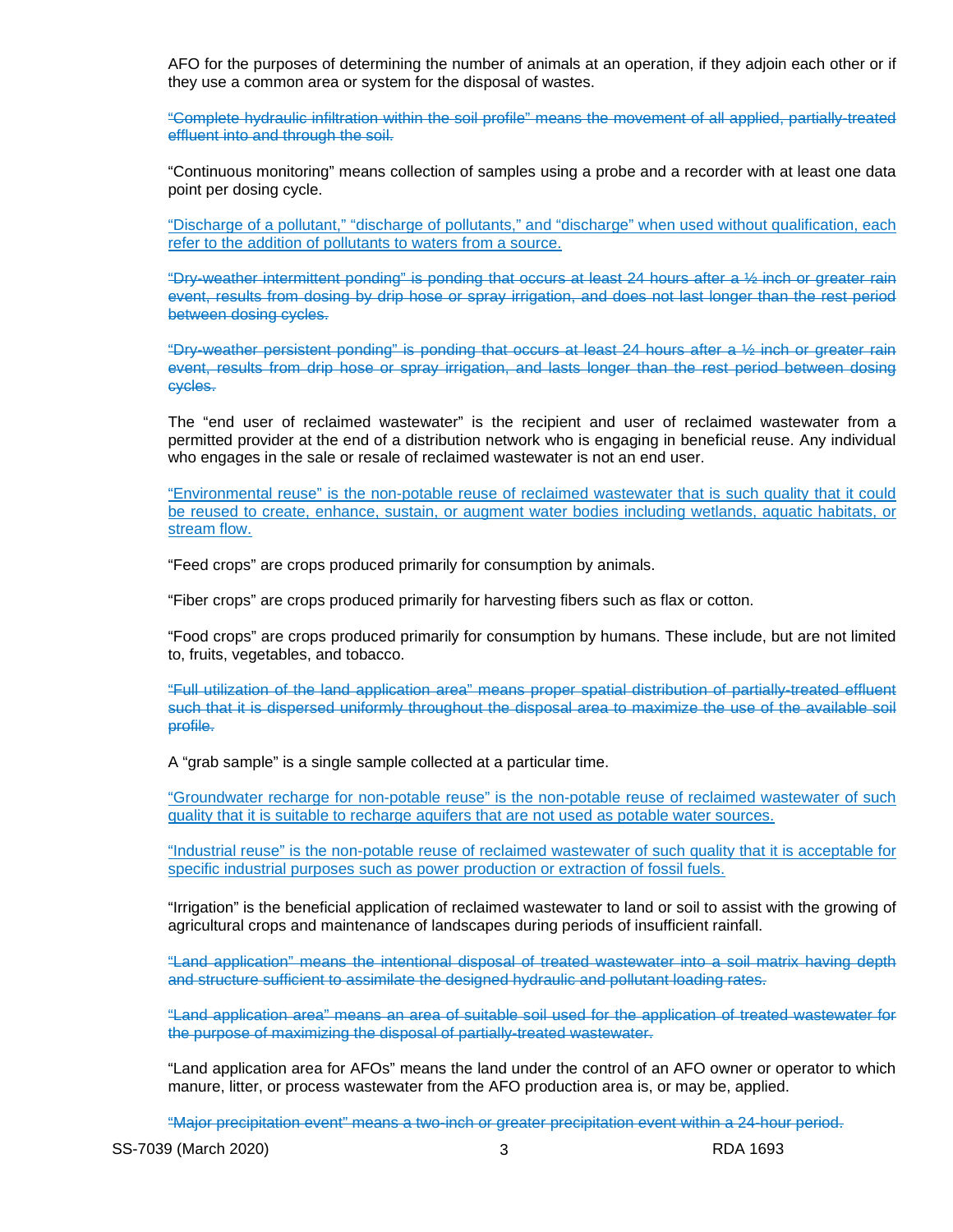AFO for the purposes of determining the number of animals at an operation, if they adjoin each other or if they use a common area or system for the disposal of wastes.

~~“Complete hydraulic infiltration within the soil profile” means the movement of all applied, partially-treated effluent into and through the soil.~~

“Continuous monitoring” means collection of samples using a probe and a recorder with at least one data point per dosing cycle.

<u>“Discharge of a pollutant,” “discharge of pollutants,” and “discharge” when used without qualification, each refer to the addition of pollutants to waters from a source.</u>

~~“Dry-weather intermittent ponding” is ponding that occurs at least 24 hours after a ½ inch or greater rain event, results from dosing by drip hose or spray irrigation, and does not last longer than the rest period between dosing cycles.~~

~~“Dry-weather persistent ponding” is ponding that occurs at least 24 hours after a ½ inch or greater rain event, results from drip hose or spray irrigation, and lasts longer than the rest period between dosing cycles.~~

The “end user of reclaimed wastewater” is the recipient and user of reclaimed wastewater from a permitted provider at the end of a distribution network who is engaging in beneficial reuse. Any individual who engages in the sale or resale of reclaimed wastewater is not an end user.

<u>“Environmental reuse” is the non-potable reuse of reclaimed wastewater that is such quality that it could be reused to create, enhance, sustain, or augment water bodies including wetlands, aquatic habitats, or stream flow.</u>

“Feed crops” are crops produced primarily for consumption by animals.

“Fiber crops” are crops produced primarily for harvesting fibers such as flax or cotton.

“Food crops” are crops produced primarily for consumption by humans. These include, but are not limited to, fruits, vegetables, and tobacco.

~~“Full utilization of the land application area” means proper spatial distribution of partially-treated effluent such that it is dispersed uniformly throughout the disposal area to maximize the use of the available soil profile.~~

A “grab sample” is a single sample collected at a particular time.

<u>“Groundwater recharge for non-potable reuse” is the non-potable reuse of reclaimed wastewater of such quality that it is suitable to recharge aquifers that are not used as potable water sources.</u>

<u>“Industrial reuse” is the non-potable reuse of reclaimed wastewater of such quality that it is acceptable for specific industrial purposes such as power production or extraction of fossil fuels.</u>

“Irrigation” is the beneficial application of reclaimed wastewater to land or soil to assist with the growing of agricultural crops and maintenance of landscapes during periods of insufficient rainfall.

~~“Land application” means the intentional disposal of treated wastewater into a soil matrix having depth and structure sufficient to assimilate the designed hydraulic and pollutant loading rates.~~

~~“Land application area” means an area of suitable soil used for the application of treated wastewater for the purpose of maximizing the disposal of partially-treated wastewater.~~

“Land application area for AFOs” means the land under the control of an AFO owner or operator to which manure, litter, or process wastewater from the AFO production area is, or may be, applied.

~~“Major precipitation event” means a two-inch or greater precipitation event within a 24-hour period.~~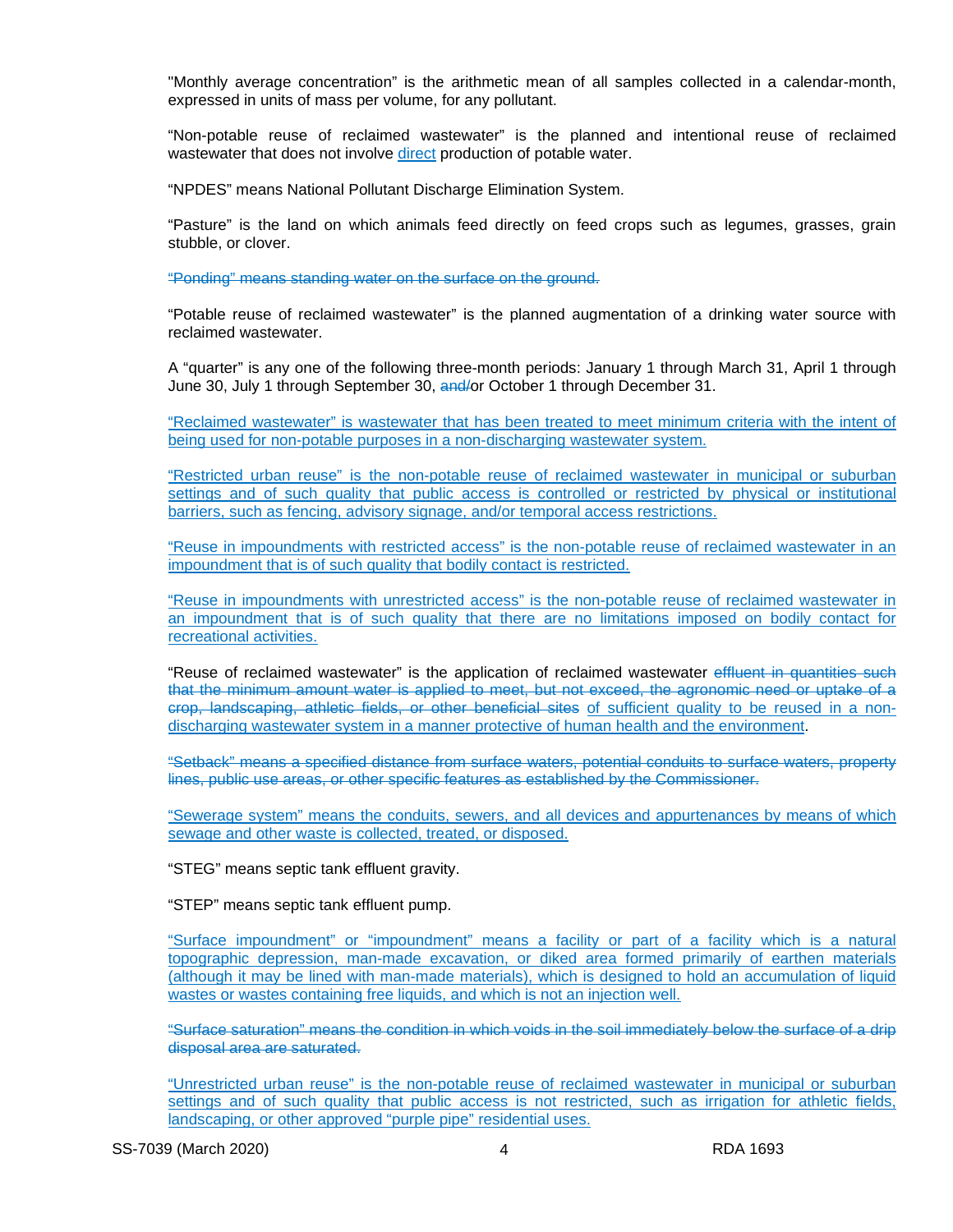"Monthly average concentration" is the arithmetic mean of all samples collected in a calendar-month, expressed in units of mass per volume, for any pollutant.

"Non-potable reuse of reclaimed wastewater" is the planned and intentional reuse of reclaimed wastewater that does not involve <u>direct</u> production of potable water.

"NPDES" means National Pollutant Discharge Elimination System.

"Pasture" is the land on which animals feed directly on feed crops such as legumes, grasses, grain stubble, or clover.

~~"Ponding" means standing water on the surface on the ground.~~

"Potable reuse of reclaimed wastewater" is the planned augmentation of a drinking water source with reclaimed wastewater.

A "quarter" is any one of the following three-month periods: January 1 through March 31, April 1 through June 30, July 1 through September 30, ~~and/~~or October 1 through December 31.

<u>"Reclaimed wastewater" is wastewater that has been treated to meet minimum criteria with the intent of being used for non-potable purposes in a non-discharging wastewater system.</u>

<u>"Restricted urban reuse" is the non-potable reuse of reclaimed wastewater in municipal or suburban settings and of such quality that public access is controlled or restricted by physical or institutional barriers, such as fencing, advisory signage, and/or temporal access restrictions.</u>

<u>"Reuse in impoundments with restricted access" is the non-potable reuse of reclaimed wastewater in an impoundment that is of such quality that bodily contact is restricted.</u>

<u>"Reuse in impoundments with unrestricted access" is the non-potable reuse of reclaimed wastewater in an impoundment that is of such quality that there are no limitations imposed on bodily contact for recreational activities.</u>

"Reuse of reclaimed wastewater" is the application of reclaimed wastewater ~~effluent in quantities such that the minimum amount water is applied to meet, but not exceed, the agronomic need or uptake of a crop, landscaping, athletic fields, or other beneficial sites~~ <u>of sufficient quality to be reused in a non-discharging wastewater system in a manner protective of human health and the environment</u>.

~~"Setback" means a specified distance from surface waters, potential conduits to surface waters, property lines, public use areas, or other specific features as established by the Commissioner.~~

<u>"Sewerage system" means the conduits, sewers, and all devices and appurtenances by means of which sewage and other waste is collected, treated, or disposed.</u>

"STEG" means septic tank effluent gravity.

"STEP" means septic tank effluent pump.

<u>"Surface impoundment" or "impoundment" means a facility or part of a facility which is a natural topographic depression, man-made excavation, or diked area formed primarily of earthen materials (although it may be lined with man-made materials), which is designed to hold an accumulation of liquid wastes or wastes containing free liquids, and which is not an injection well.</u>

~~"Surface saturation" means the condition in which voids in the soil immediately below the surface of a drip disposal area are saturated.~~

<u>"Unrestricted urban reuse" is the non-potable reuse of reclaimed wastewater in municipal or suburban settings and of such quality that public access is not restricted, such as irrigation for athletic fields, landscaping, or other approved "purple pipe" residential uses.</u>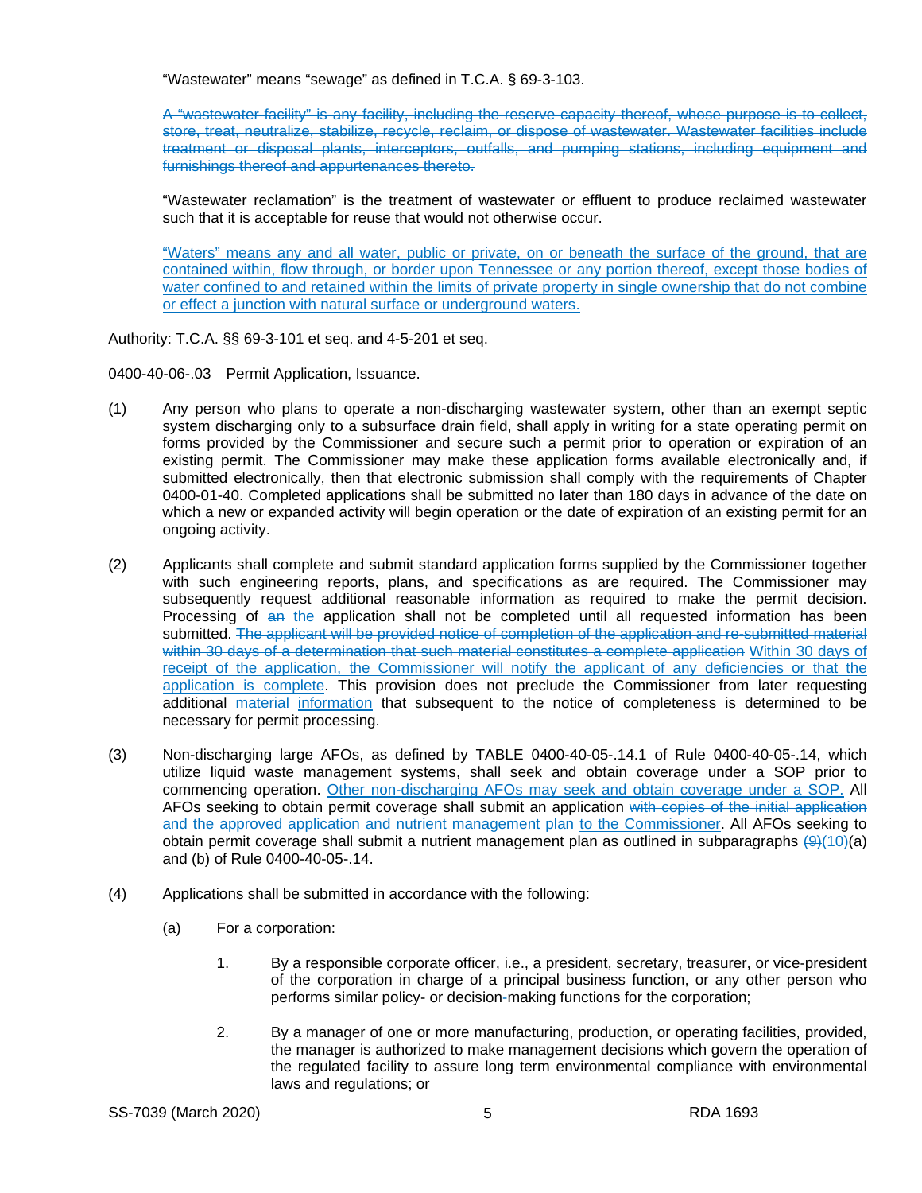"Wastewater" means "sewage" as defined in T.C.A. § 69-3-103.

~~A "wastewater facility" is any facility, including the reserve capacity thereof, whose purpose is to collect, store, treat, neutralize, stabilize, recycle, reclaim, or dispose of wastewater. Wastewater facilities include treatment or disposal plants, interceptors, outfalls, and pumping stations, including equipment and furnishings thereof and appurtenances thereto.~~

"Wastewater reclamation" is the treatment of wastewater or effluent to produce reclaimed wastewater such that it is acceptable for reuse that would not otherwise occur.

<u>"Waters" means any and all water, public or private, on or beneath the surface of the ground, that are contained within, flow through, or border upon Tennessee or any portion thereof, except those bodies of water confined to and retained within the limits of private property in single ownership that do not combine or effect a junction with natural surface or underground waters.</u>

Authority: T.C.A. §§ 69-3-101 et seq. and 4-5-201 et seq.

0400-40-06-.03 Permit Application, Issuance.

(1) Any person who plans to operate a non-discharging wastewater system, other than an exempt septic system discharging only to a subsurface drain field, shall apply in writing for a state operating permit on forms provided by the Commissioner and secure such a permit prior to operation or expiration of an existing permit. The Commissioner may make these application forms available electronically and, if submitted electronically, then that electronic submission shall comply with the requirements of Chapter 0400-01-40. Completed applications shall be submitted no later than 180 days in advance of the date on which a new or expanded activity will begin operation or the date of expiration of an existing permit for an ongoing activity.

(2) Applicants shall complete and submit standard application forms supplied by the Commissioner together with such engineering reports, plans, and specifications as are required. The Commissioner may subsequently request additional reasonable information as required to make the permit decision. Processing of ~~an~~ <u>the</u> application shall not be completed until all requested information has been submitted. ~~The applicant will be provided notice of completion of the application and re-submitted material within 30 days of a determination that such material constitutes a complete application~~ <u>Within 30 days of receipt of the application, the Commissioner will notify the applicant of any deficiencies or that the application is complete</u>. This provision does not preclude the Commissioner from later requesting additional ~~material~~ <u>information</u> that subsequent to the notice of completeness is determined to be necessary for permit processing.

(3) Non-discharging large AFOs, as defined by TABLE 0400-40-05-.14.1 of Rule 0400-40-05-.14, which utilize liquid waste management systems, shall seek and obtain coverage under a SOP prior to commencing operation. <u>Other non-discharging AFOs may seek and obtain coverage under a SOP.</u> All AFOs seeking to obtain permit coverage shall submit an application ~~with copies of the initial application and the approved application and nutrient management plan~~ <u>to the Commissioner</u>. All AFOs seeking to obtain permit coverage shall submit a nutrient management plan as outlined in subparagraphs ~~(9)~~<u>(10)</u>(a) and (b) of Rule 0400-40-05-.14.

(4) Applications shall be submitted in accordance with the following:

   (a) For a corporation:

      1. By a responsible corporate officer, i.e., a president, secretary, treasurer, or vice-president of the corporation in charge of a principal business function, or any other person who performs similar policy- or decision<u>-</u>making functions for the corporation;

      2. By a manager of one or more manufacturing, production, or operating facilities, provided, the manager is authorized to make management decisions which govern the operation of the regulated facility to assure long term environmental compliance with environmental laws and regulations; or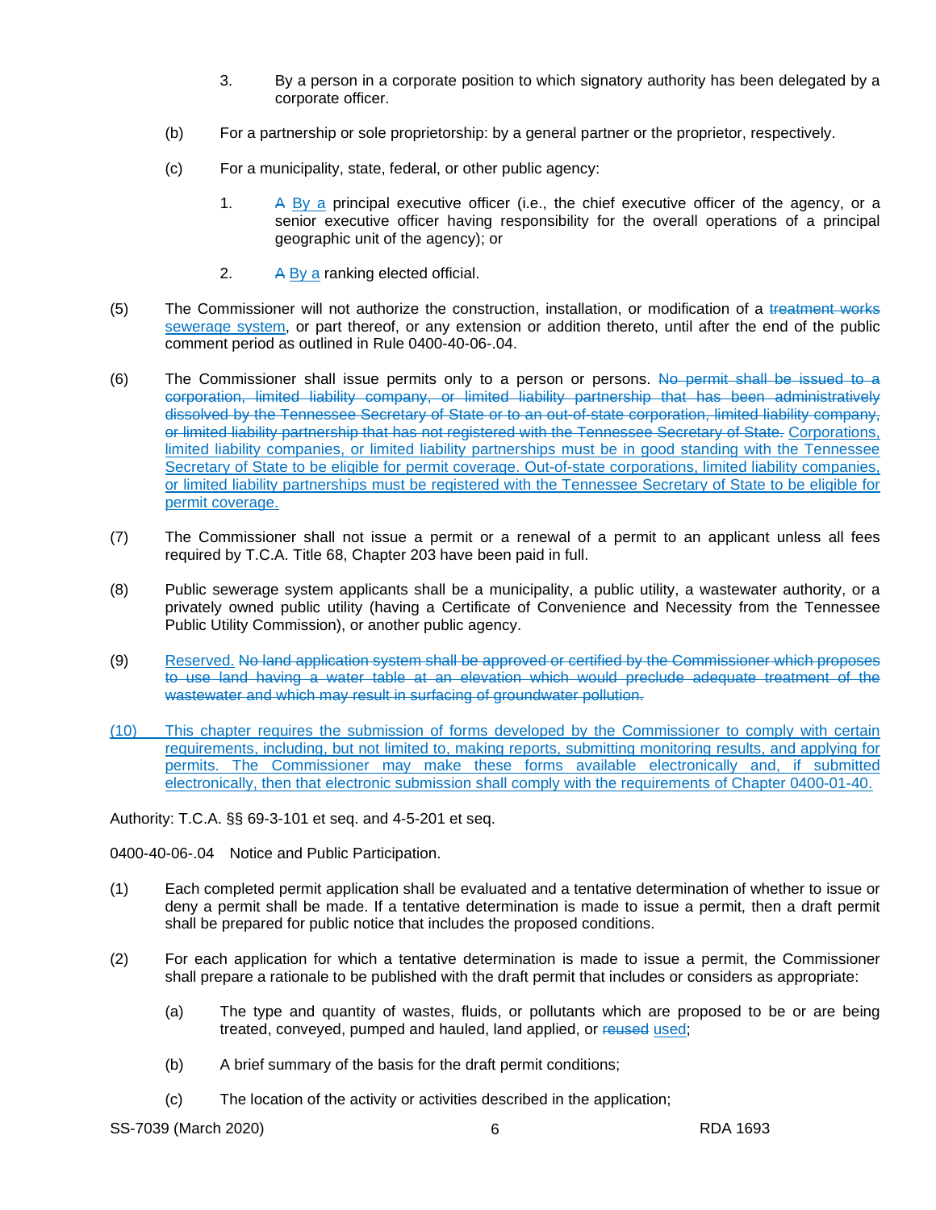3. By a person in a corporate position to which signatory authority has been delegated by a corporate officer.

(b) For a partnership or sole proprietorship: by a general partner or the proprietor, respectively.

(c) For a municipality, state, federal, or other public agency:

1. ~~A~~ <u>By a</u> principal executive officer (i.e., the chief executive officer of the agency, or a senior executive officer having responsibility for the overall operations of a principal geographic unit of the agency); or

2. ~~A~~ <u>By a</u> ranking elected official.

(5) The Commissioner will not authorize the construction, installation, or modification of a ~~treatment works~~ <u>sewerage system</u>, or part thereof, or any extension or addition thereto, until after the end of the public comment period as outlined in Rule 0400-40-06-.04.

(6) The Commissioner shall issue permits only to a person or persons. ~~No permit shall be issued to a corporation, limited liability company, or limited liability partnership that has been administratively dissolved by the Tennessee Secretary of State or to an out-of-state corporation, limited liability company, or limited liability partnership that has not registered with the Tennessee Secretary of State.~~ <u>Corporations, limited liability companies, or limited liability partnerships must be in good standing with the Tennessee Secretary of State to be eligible for permit coverage. Out-of-state corporations, limited liability companies, or limited liability partnerships must be registered with the Tennessee Secretary of State to be eligible for permit coverage.</u>

(7) The Commissioner shall not issue a permit or a renewal of a permit to an applicant unless all fees required by T.C.A. Title 68, Chapter 203 have been paid in full.

(8) Public sewerage system applicants shall be a municipality, a public utility, a wastewater authority, or a privately owned public utility (having a Certificate of Convenience and Necessity from the Tennessee Public Utility Commission), or another public agency.

(9) <u>Reserved.</u> ~~No land application system shall be approved or certified by the Commissioner which proposes to use land having a water table at an elevation which would preclude adequate treatment of the wastewater and which may result in surfacing of groundwater pollution.~~

<u>(10) This chapter requires the submission of forms developed by the Commissioner to comply with certain requirements, including, but not limited to, making reports, submitting monitoring results, and applying for permits. The Commissioner may make these forms available electronically and, if submitted electronically, then that electronic submission shall comply with the requirements of Chapter 0400-01-40.</u>

Authority: T.C.A. §§ 69-3-101 et seq. and 4-5-201 et seq.

0400-40-06-.04 Notice and Public Participation.

(1) Each completed permit application shall be evaluated and a tentative determination of whether to issue or deny a permit shall be made. If a tentative determination is made to issue a permit, then a draft permit shall be prepared for public notice that includes the proposed conditions.

(2) For each application for which a tentative determination is made to issue a permit, the Commissioner shall prepare a rationale to be published with the draft permit that includes or considers as appropriate:

(a) The type and quantity of wastes, fluids, or pollutants which are proposed to be or are being treated, conveyed, pumped and hauled, land applied, or ~~reused~~ <u>used</u>;

(b) A brief summary of the basis for the draft permit conditions;

(c) The location of the activity or activities described in the application;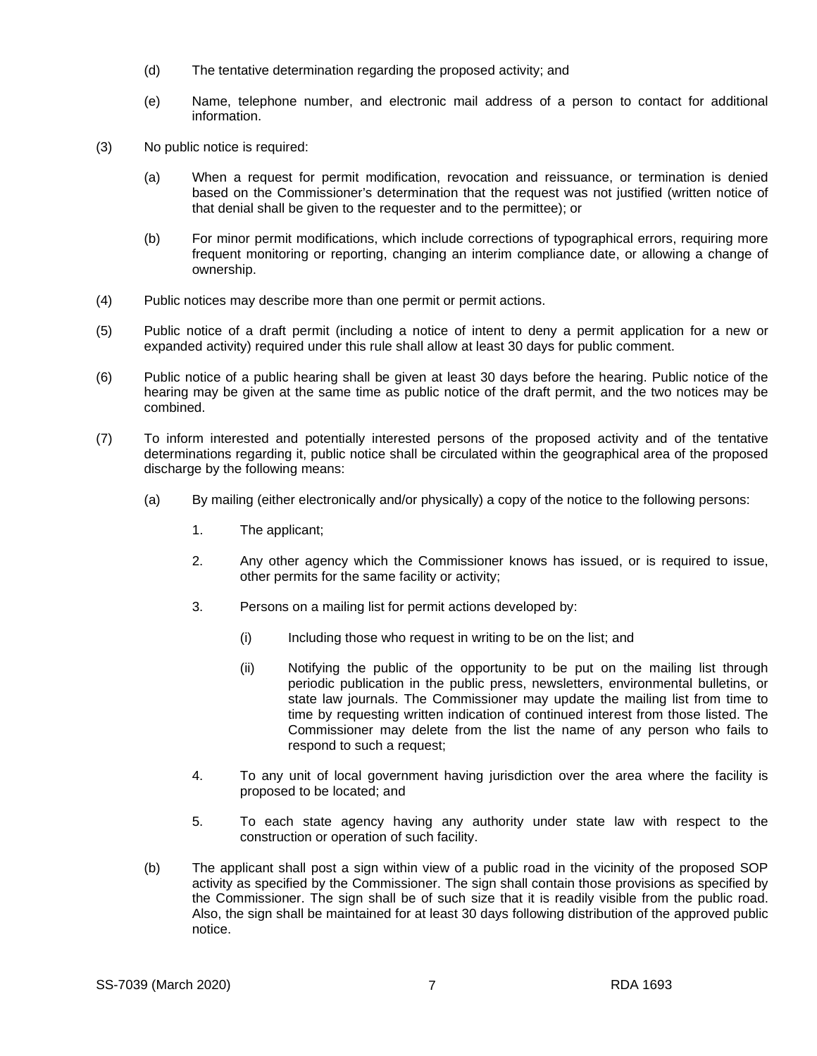(d) The tentative determination regarding the proposed activity; and

(e) Name, telephone number, and electronic mail address of a person to contact for additional information.

(3) No public notice is required:

(a) When a request for permit modification, revocation and reissuance, or termination is denied based on the Commissioner's determination that the request was not justified (written notice of that denial shall be given to the requester and to the permittee); or

(b) For minor permit modifications, which include corrections of typographical errors, requiring more frequent monitoring or reporting, changing an interim compliance date, or allowing a change of ownership.

(4) Public notices may describe more than one permit or permit actions.

(5) Public notice of a draft permit (including a notice of intent to deny a permit application for a new or expanded activity) required under this rule shall allow at least 30 days for public comment.

(6) Public notice of a public hearing shall be given at least 30 days before the hearing. Public notice of the hearing may be given at the same time as public notice of the draft permit, and the two notices may be combined.

(7) To inform interested and potentially interested persons of the proposed activity and of the tentative determinations regarding it, public notice shall be circulated within the geographical area of the proposed discharge by the following means:

(a) By mailing (either electronically and/or physically) a copy of the notice to the following persons:

1. The applicant;

2. Any other agency which the Commissioner knows has issued, or is required to issue, other permits for the same facility or activity;

3. Persons on a mailing list for permit actions developed by:

(i) Including those who request in writing to be on the list; and

(ii) Notifying the public of the opportunity to be put on the mailing list through periodic publication in the public press, newsletters, environmental bulletins, or state law journals. The Commissioner may update the mailing list from time to time by requesting written indication of continued interest from those listed. The Commissioner may delete from the list the name of any person who fails to respond to such a request;

4. To any unit of local government having jurisdiction over the area where the facility is proposed to be located; and

5. To each state agency having any authority under state law with respect to the construction or operation of such facility.

(b) The applicant shall post a sign within view of a public road in the vicinity of the proposed SOP activity as specified by the Commissioner. The sign shall contain those provisions as specified by the Commissioner. The sign shall be of such size that it is readily visible from the public road. Also, the sign shall be maintained for at least 30 days following distribution of the approved public notice.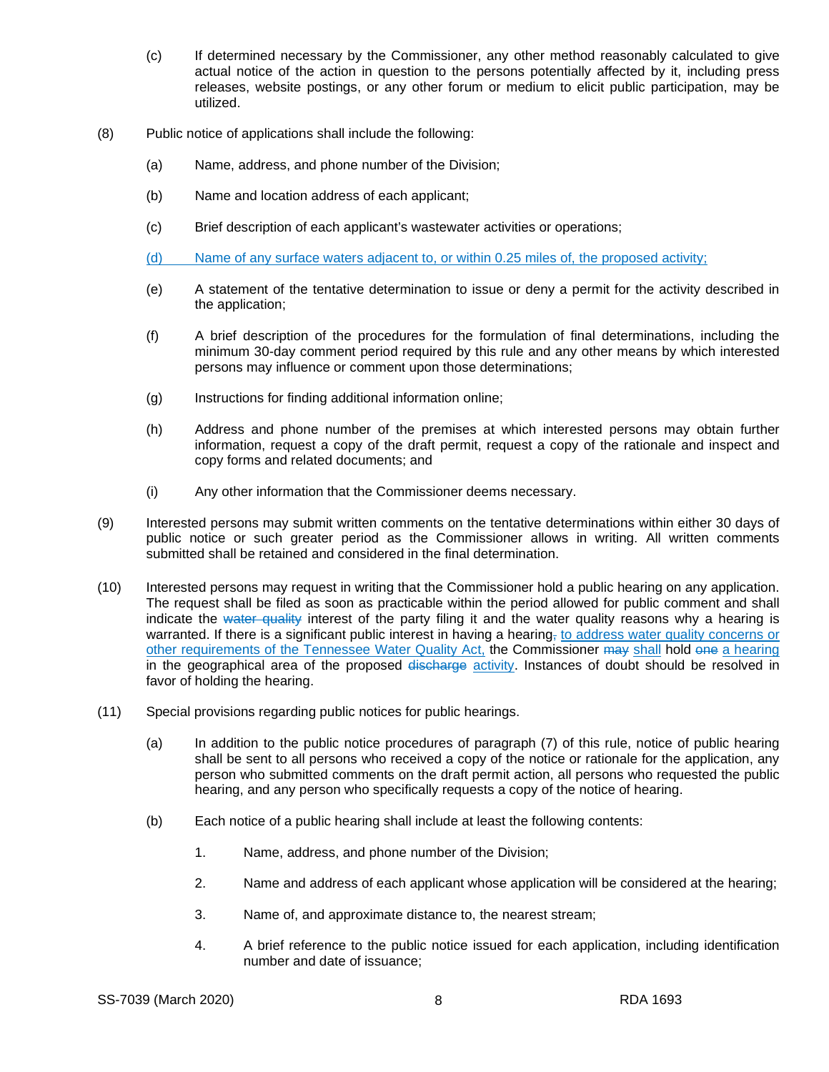(c) If determined necessary by the Commissioner, any other method reasonably calculated to give actual notice of the action in question to the persons potentially affected by it, including press releases, website postings, or any other forum or medium to elicit public participation, may be utilized.

(8) Public notice of applications shall include the following:

(a) Name, address, and phone number of the Division;

(b) Name and location address of each applicant;

(c) Brief description of each applicant's wastewater activities or operations;

<u>(d) Name of any surface waters adjacent to, or within 0.25 miles of, the proposed activity;</u>

(e) A statement of the tentative determination to issue or deny a permit for the activity described in the application;

(f) A brief description of the procedures for the formulation of final determinations, including the minimum 30-day comment period required by this rule and any other means by which interested persons may influence or comment upon those determinations;

(g) Instructions for finding additional information online;

(h) Address and phone number of the premises at which interested persons may obtain further information, request a copy of the draft permit, request a copy of the rationale and inspect and copy forms and related documents; and

(i) Any other information that the Commissioner deems necessary.

(9) Interested persons may submit written comments on the tentative determinations within either 30 days of public notice or such greater period as the Commissioner allows in writing. All written comments submitted shall be retained and considered in the final determination.

(10) Interested persons may request in writing that the Commissioner hold a public hearing on any application. The request shall be filed as soon as practicable within the period allowed for public comment and shall indicate the ~~water quality~~ interest of the party filing it and the water quality reasons why a hearing is warranted. If there is a significant public interest in having a hearing~~,~~ <u>to address water quality concerns or other requirements of the Tennessee Water Quality Act,</u> the Commissioner ~~may~~ <u>shall</u> hold ~~one~~ <u>a hearing</u> in the geographical area of the proposed ~~discharge~~ <u>activity</u>. Instances of doubt should be resolved in favor of holding the hearing.

(11) Special provisions regarding public notices for public hearings.

(a) In addition to the public notice procedures of paragraph (7) of this rule, notice of public hearing shall be sent to all persons who received a copy of the notice or rationale for the application, any person who submitted comments on the draft permit action, all persons who requested the public hearing, and any person who specifically requests a copy of the notice of hearing.

(b) Each notice of a public hearing shall include at least the following contents:

1. Name, address, and phone number of the Division;

2. Name and address of each applicant whose application will be considered at the hearing;

3. Name of, and approximate distance to, the nearest stream;

4. A brief reference to the public notice issued for each application, including identification number and date of issuance;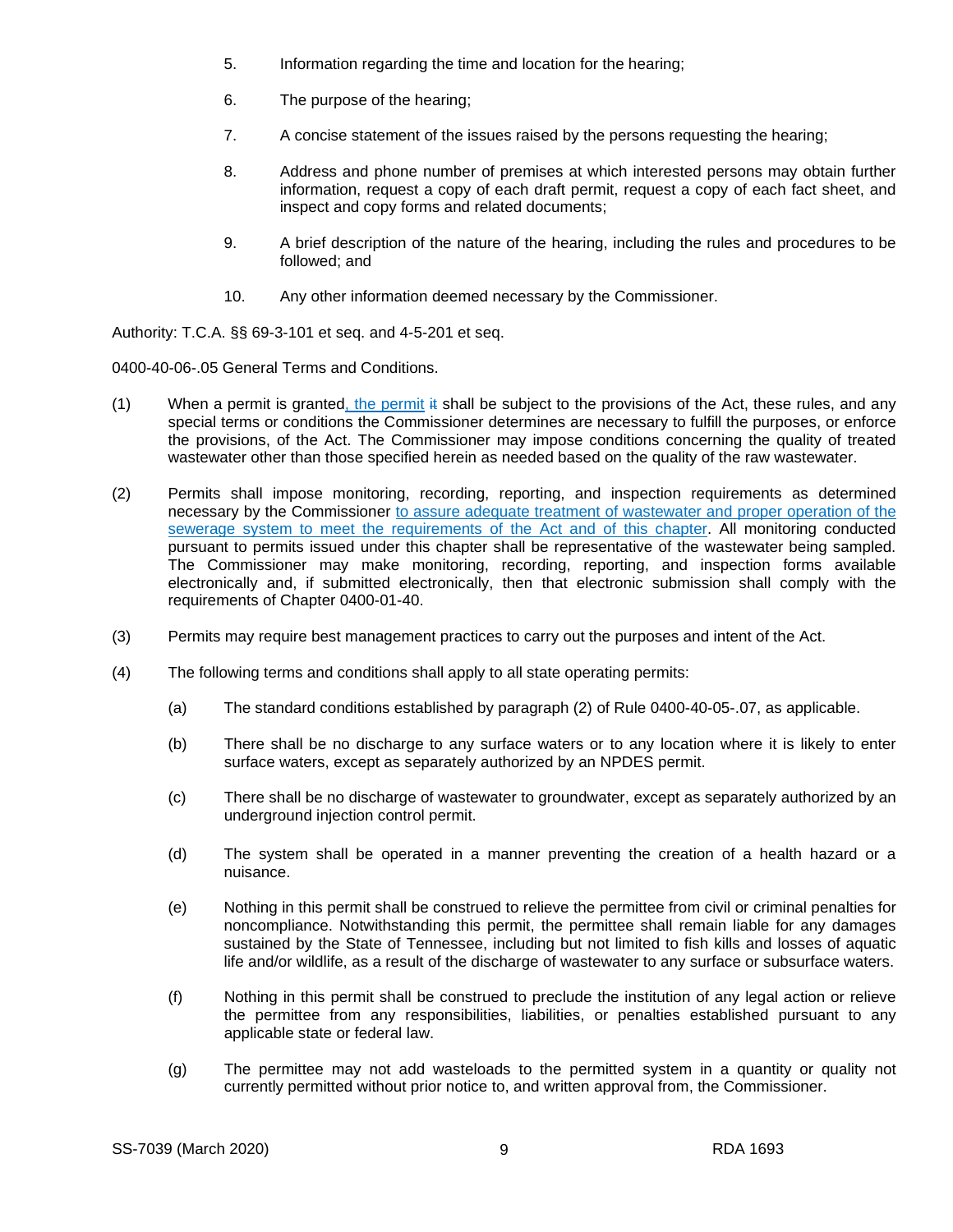5. Information regarding the time and location for the hearing;

6. The purpose of the hearing;

7. A concise statement of the issues raised by the persons requesting the hearing;

8. Address and phone number of premises at which interested persons may obtain further information, request a copy of each draft permit, request a copy of each fact sheet, and inspect and copy forms and related documents;

9. A brief description of the nature of the hearing, including the rules and procedures to be followed; and

10. Any other information deemed necessary by the Commissioner.

Authority: T.C.A. §§ 69-3-101 et seq. and 4-5-201 et seq.

0400-40-06-.05 General Terms and Conditions.

(1) When a permit is granted, the permit ~~it~~ shall be subject to the provisions of the Act, these rules, and any special terms or conditions the Commissioner determines are necessary to fulfill the purposes, or enforce the provisions, of the Act. The Commissioner may impose conditions concerning the quality of treated wastewater other than those specified herein as needed based on the quality of the raw wastewater.

(2) Permits shall impose monitoring, recording, reporting, and inspection requirements as determined necessary by the Commissioner to assure adequate treatment of wastewater and proper operation of the sewerage system to meet the requirements of the Act and of this chapter. All monitoring conducted pursuant to permits issued under this chapter shall be representative of the wastewater being sampled. The Commissioner may make monitoring, recording, reporting, and inspection forms available electronically and, if submitted electronically, then that electronic submission shall comply with the requirements of Chapter 0400-01-40.

(3) Permits may require best management practices to carry out the purposes and intent of the Act.

(4) The following terms and conditions shall apply to all state operating permits:

(a) The standard conditions established by paragraph (2) of Rule 0400-40-05-.07, as applicable.

(b) There shall be no discharge to any surface waters or to any location where it is likely to enter surface waters, except as separately authorized by an NPDES permit.

(c) There shall be no discharge of wastewater to groundwater, except as separately authorized by an underground injection control permit.

(d) The system shall be operated in a manner preventing the creation of a health hazard or a nuisance.

(e) Nothing in this permit shall be construed to relieve the permittee from civil or criminal penalties for noncompliance. Notwithstanding this permit, the permittee shall remain liable for any damages sustained by the State of Tennessee, including but not limited to fish kills and losses of aquatic life and/or wildlife, as a result of the discharge of wastewater to any surface or subsurface waters.

(f) Nothing in this permit shall be construed to preclude the institution of any legal action or relieve the permittee from any responsibilities, liabilities, or penalties established pursuant to any applicable state or federal law.

(g) The permittee may not add wasteloads to the permitted system in a quantity or quality not currently permitted without prior notice to, and written approval from, the Commissioner.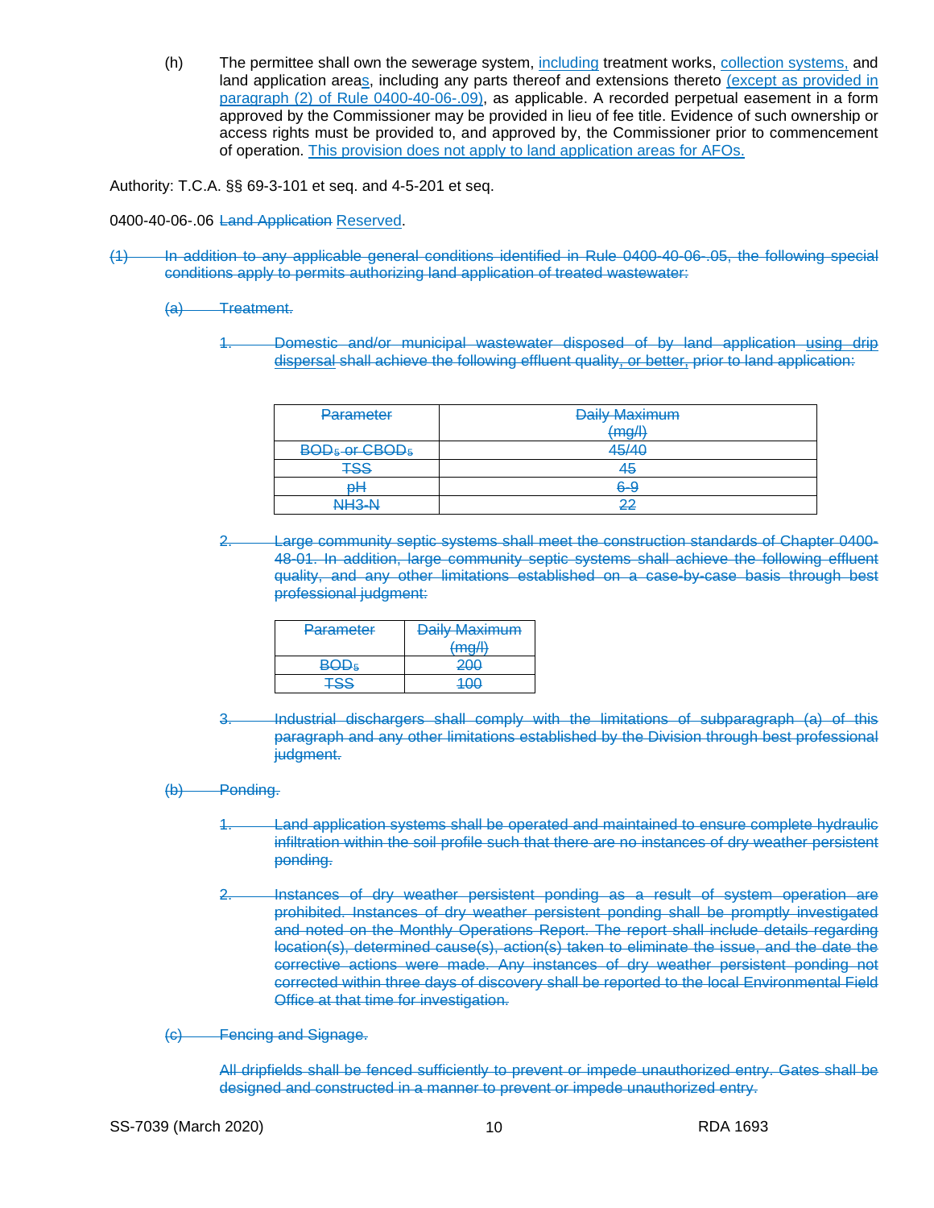(h) The permittee shall own the sewerage system, including treatment works, collection systems, and land application areas, including any parts thereof and extensions thereto (except as provided in paragraph (2) of Rule 0400-40-06-.09), as applicable. A recorded perpetual easement in a form approved by the Commissioner may be provided in lieu of fee title. Evidence of such ownership or access rights must be provided to, and approved by, the Commissioner prior to commencement of operation. This provision does not apply to land application areas for AFOs.

Authority: T.C.A. §§ 69-3-101 et seq. and 4-5-201 et seq.

0400-40-06-.06 ~~Land Application~~ Reserved.

~~(1) In addition to any applicable general conditions identified in Rule 0400-40-06-.05, the following special conditions apply to permits authorizing land application of treated wastewater:~~

~~(a) Treatment.~~

~~1. Domestic and/or municipal wastewater disposed of by land application using drip dispersal shall achieve the following effluent quality, or better, prior to land application:~~

| ~~Parameter~~ | ~~Daily Maximum (mg/l)~~ |
|---|---|
| ~~$BOD_5$ or $CBOD_5$~~ | ~~45/40~~ |
| ~~TSS~~ | ~~45~~ |
| ~~pH~~ | ~~6-9~~ |
| ~~NH3-N~~ | ~~22~~ |

~~2. Large community septic systems shall meet the construction standards of Chapter 0400-48-01. In addition, large community septic systems shall achieve the following effluent quality, and any other limitations established on a case-by-case basis through best professional judgment:~~

| ~~Parameter~~ | ~~Daily Maximum (mg/l)~~ |
|---|---|
| ~~$BOD_5$~~ | ~~200~~ |
| ~~TSS~~ | ~~100~~ |

~~3. Industrial dischargers shall comply with the limitations of subparagraph (a) of this paragraph and any other limitations established by the Division through best professional judgment.~~

~~(b) Ponding.~~

~~1. Land application systems shall be operated and maintained to ensure complete hydraulic infiltration within the soil profile such that there are no instances of dry weather persistent ponding.~~

~~2. Instances of dry weather persistent ponding as a result of system operation are prohibited. Instances of dry weather persistent ponding shall be promptly investigated and noted on the Monthly Operations Report. The report shall include details regarding location(s), determined cause(s), action(s) taken to eliminate the issue, and the date the corrective actions were made. Any instances of dry weather persistent ponding not corrected within three days of discovery shall be reported to the local Environmental Field Office at that time for investigation.~~

~~(c) Fencing and Signage.~~

~~All dripfields shall be fenced sufficiently to prevent or impede unauthorized entry. Gates shall be designed and constructed in a manner to prevent or impede unauthorized entry.~~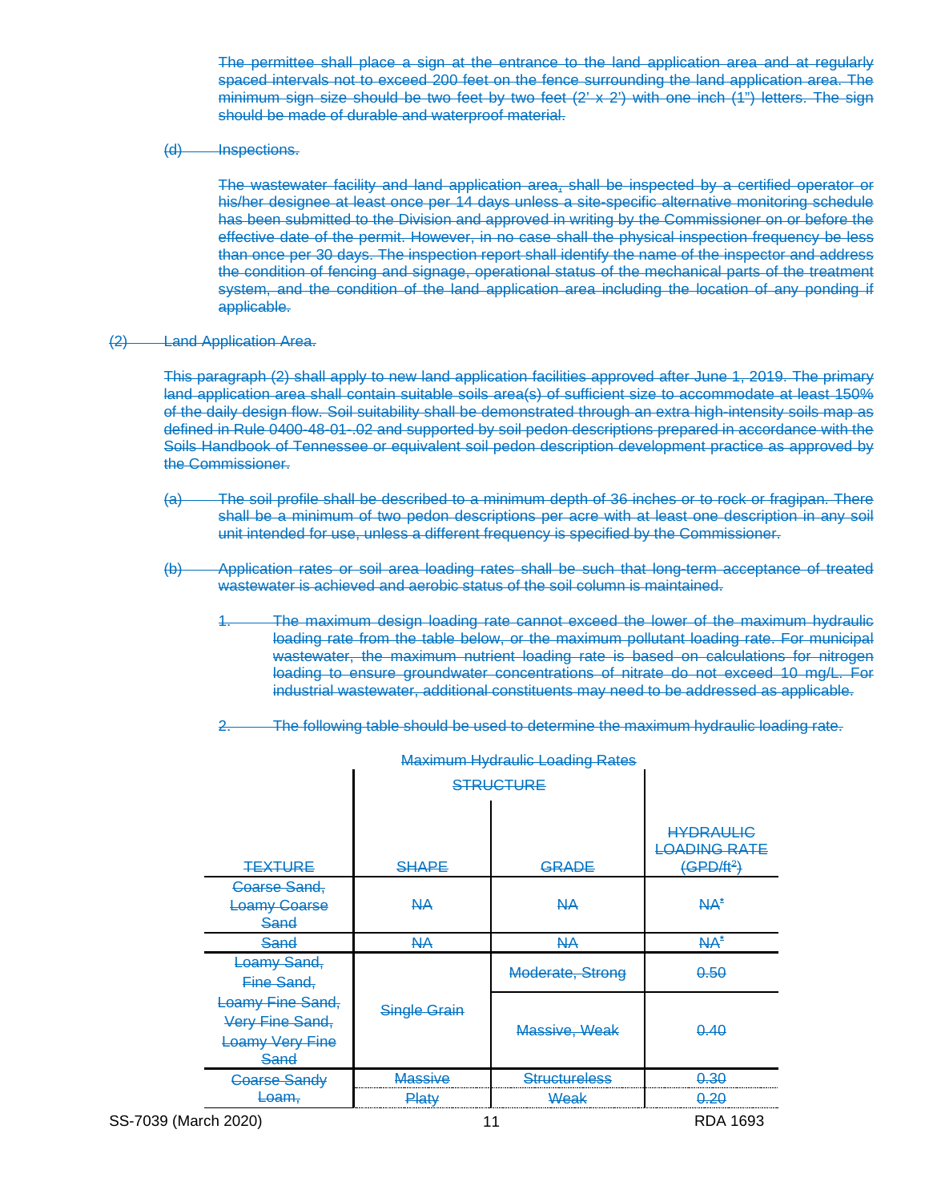The permittee shall place a sign at the entrance to the land application area and at regularly spaced intervals not to exceed 200 feet on the fence surrounding the land application area. The minimum sign size should be two feet by two feet (2' x 2') with one inch (1") letters. The sign should be made of durable and waterproof material.

(d) Inspections.

The wastewater facility and land application area, shall be inspected by a certified operator or his/her designee at least once per 14 days unless a site-specific alternative monitoring schedule has been submitted to the Division and approved in writing by the Commissioner on or before the effective date of the permit. However, in no case shall the physical inspection frequency be less than once per 30 days. The inspection report shall identify the name of the inspector and address the condition of fencing and signage, operational status of the mechanical parts of the treatment system, and the condition of the land application area including the location of any ponding if applicable.

(2) Land Application Area.

This paragraph (2) shall apply to new land application facilities approved after June 1, 2019. The primary land application area shall contain suitable soils area(s) of sufficient size to accommodate at least 150% of the daily design flow. Soil suitability shall be demonstrated through an extra high-intensity soils map as defined in Rule 0400-48-01-.02 and supported by soil pedon descriptions prepared in accordance with the Soils Handbook of Tennessee or equivalent soil pedon description development practice as approved by the Commissioner.

(a) The soil profile shall be described to a minimum depth of 36 inches or to rock or fragipan. There shall be a minimum of two pedon descriptions per acre with at least one description in any soil unit intended for use, unless a different frequency is specified by the Commissioner.

(b) Application rates or soil area loading rates shall be such that long-term acceptance of treated wastewater is achieved and aerobic status of the soil column is maintained.

1. The maximum design loading rate cannot exceed the lower of the maximum hydraulic loading rate from the table below, or the maximum pollutant loading rate. For municipal wastewater, the maximum nutrient loading rate is based on calculations for nitrogen loading to ensure groundwater concentrations of nitrate do not exceed 10 mg/L. For industrial wastewater, additional constituents may need to be addressed as applicable.

2. The following table should be used to determine the maximum hydraulic loading rate.

Maximum Hydraulic Loading Rates

| TEXTURE | STRUCTURE SHAPE | STRUCTURE GRADE | HYDRAULIC LOADING RATE ($GPD/ft^2$) |
|---|---|---|---|
| Coarse Sand, Loamy Coarse Sand | NA | NA | NA* |
| Sand | NA | NA | NA* |
| Loamy Sand, Fine Sand, Loamy Fine Sand, Very Fine Sand, Loamy Very Fine Sand | Single Grain | Moderate, Strong | 0.50 |
| | | Massive, Weak | 0.40 |
| Coarse Sandy Loam, | Massive | Structureless | 0.30 |
| | Platy | Weak | 0.20 |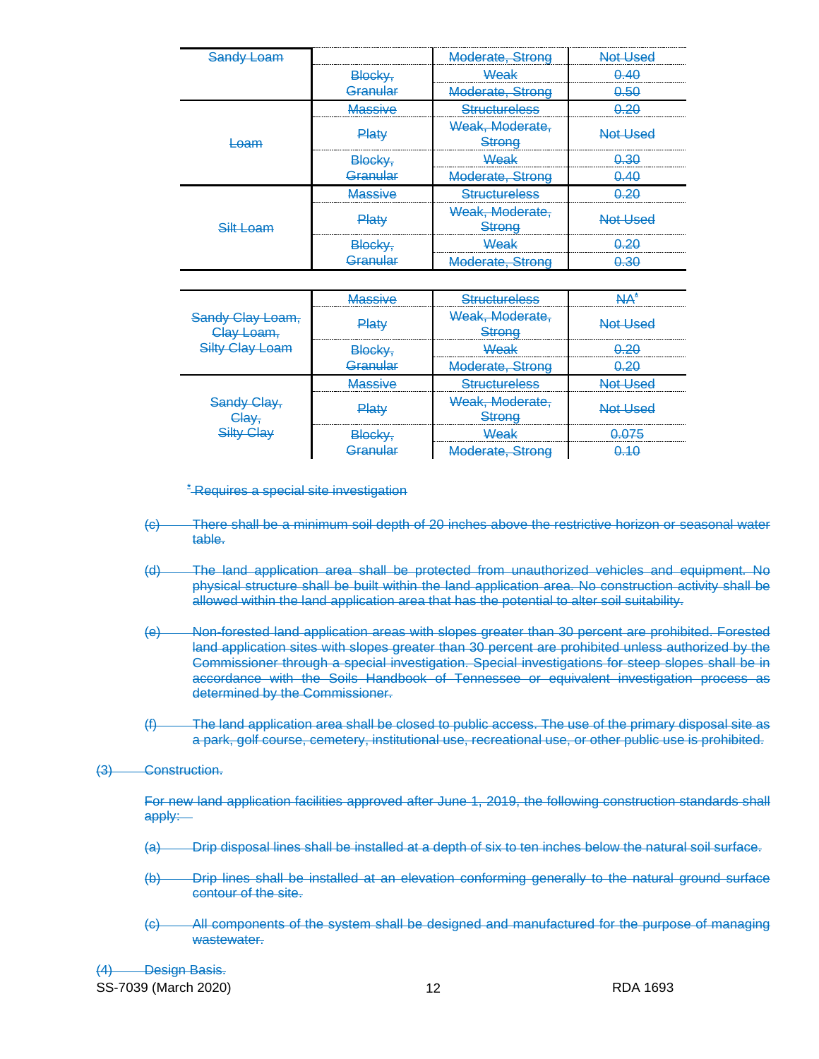| | | | |
|---|---|---|---|
| Sandy Loam | | Moderate, Strong | Not Used |
| | Blocky, Granular | Weak | 0.40 |
| | | Moderate, Strong | 0.50 |
| Loam | Massive | Structureless | 0.20 |
| | Platy | Weak, Moderate, Strong | Not Used |
| | Blocky, Granular | Weak | 0.30 |
| | | Moderate, Strong | 0.40 |
| Silt Loam | Massive | Structureless | 0.20 |
| | Platy | Weak, Moderate, Strong | Not Used |
| | Blocky, Granular | Weak | 0.20 |
| | | Moderate, Strong | 0.30 |
| Sandy Clay Loam, Clay Loam, Silty Clay Loam | Massive | Structureless | NA* |
| | Platy | Weak, Moderate, Strong | Not Used |
| | Blocky, Granular | Weak | 0.20 |
| | | Moderate, Strong | 0.20 |
| Sandy Clay, Clay, Silty Clay | Massive | Structureless | Not Used |
| | Platy | Weak, Moderate, Strong | Not Used |
| | Blocky, Granular | Weak | 0.075 |
| | | Moderate, Strong | 0.10 |

* Requires a special site investigation

(c) There shall be a minimum soil depth of 20 inches above the restrictive horizon or seasonal water table.

(d) The land application area shall be protected from unauthorized vehicles and equipment. No physical structure shall be built within the land application area. No construction activity shall be allowed within the land application area that has the potential to alter soil suitability.

(e) Non-forested land application areas with slopes greater than 30 percent are prohibited. Forested land application sites with slopes greater than 30 percent are prohibited unless authorized by the Commissioner through a special investigation. Special investigations for steep slopes shall be in accordance with the Soils Handbook of Tennessee or equivalent investigation process as determined by the Commissioner.

(f) The land application area shall be closed to public access. The use of the primary disposal site as a park, golf course, cemetery, institutional use, recreational use, or other public use is prohibited.

(3) Construction.

For new land application facilities approved after June 1, 2019, the following construction standards shall apply:

(a) Drip disposal lines shall be installed at a depth of six to ten inches below the natural soil surface.

(b) Drip lines shall be installed at an elevation conforming generally to the natural ground surface contour of the site.

(c) All components of the system shall be designed and manufactured for the purpose of managing wastewater.

(4) Design Basis.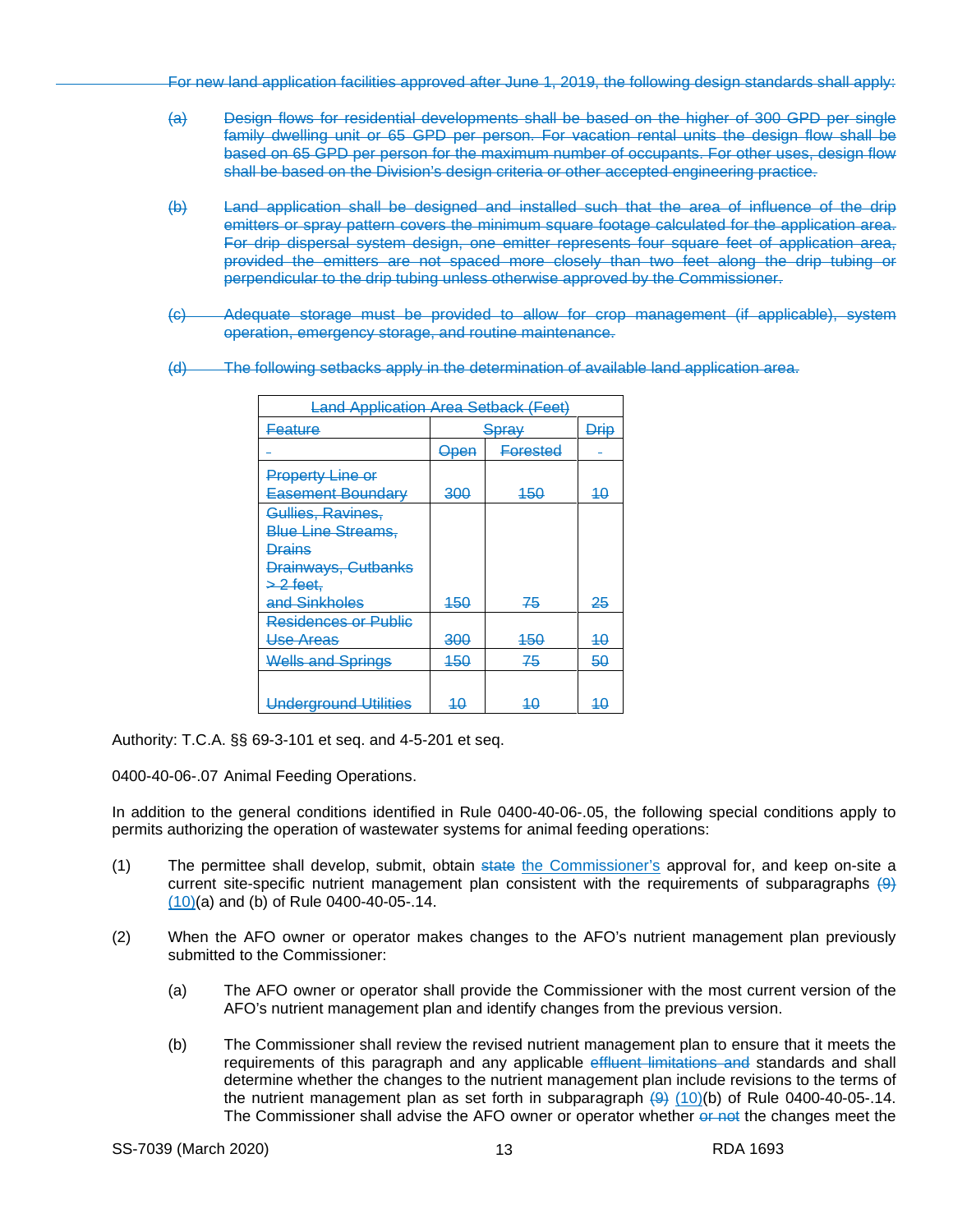~~For new land application facilities approved after June 1, 2019, the following design standards shall apply:~~

~~(a) Design flows for residential developments shall be based on the higher of 300 GPD per single family dwelling unit or 65 GPD per person. For vacation rental units the design flow shall be based on 65 GPD per person for the maximum number of occupants. For other uses, design flow shall be based on the Division's design criteria or other accepted engineering practice.~~

~~(b) Land application shall be designed and installed such that the area of influence of the drip emitters or spray pattern covers the minimum square footage calculated for the application area. For drip dispersal system design, one emitter represents four square feet of application area, provided the emitters are not spaced more closely than two feet along the drip tubing or perpendicular to the drip tubing unless otherwise approved by the Commissioner.~~

~~(c) Adequate storage must be provided to allow for crop management (if applicable), system operation, emergency storage, and routine maintenance.~~

~~(d) The following setbacks apply in the determination of available land application area.~~

| ~~Land Application Area Setback (Feet)~~ | | | |
|---|---|---|---|
| ~~Feature~~ | ~~Spray~~ | | ~~Drip~~ |
| - | ~~Open~~ | ~~Forested~~ | - |
| ~~Property Line or Easement Boundary~~ | ~~300~~ | ~~150~~ | ~~10~~ |
| ~~Gullies, Ravines, Blue Line Streams, Drains Drainways, Cutbanks > 2 feet, and Sinkholes~~ | ~~150~~ | ~~75~~ | ~~25~~ |
| ~~Residences or Public Use Areas~~ | ~~300~~ | ~~150~~ | ~~10~~ |
| ~~Wells and Springs~~ | ~~150~~ | ~~75~~ | ~~50~~ |
| ~~Underground Utilities~~ | ~~10~~ | ~~10~~ | ~~10~~ |

Authority: T.C.A. §§ 69-3-101 et seq. and 4-5-201 et seq.

0400-40-06-.07 Animal Feeding Operations.

In addition to the general conditions identified in Rule 0400-40-06-.05, the following special conditions apply to permits authorizing the operation of wastewater systems for animal feeding operations:

(1) The permittee shall develop, submit, obtain ~~state~~ the Commissioner's approval for, and keep on-site a current site-specific nutrient management plan consistent with the requirements of subparagraphs ~~(9)~~ (10)(a) and (b) of Rule 0400-40-05-.14.

(2) When the AFO owner or operator makes changes to the AFO's nutrient management plan previously submitted to the Commissioner:

(a) The AFO owner or operator shall provide the Commissioner with the most current version of the AFO's nutrient management plan and identify changes from the previous version.

(b) The Commissioner shall review the revised nutrient management plan to ensure that it meets the requirements of this paragraph and any applicable ~~effluent limitations and~~ standards and shall determine whether the changes to the nutrient management plan include revisions to the terms of the nutrient management plan as set forth in subparagraph ~~(9)~~ (10)(b) of Rule 0400-40-05-.14. The Commissioner shall advise the AFO owner or operator whether ~~or not~~ the changes meet the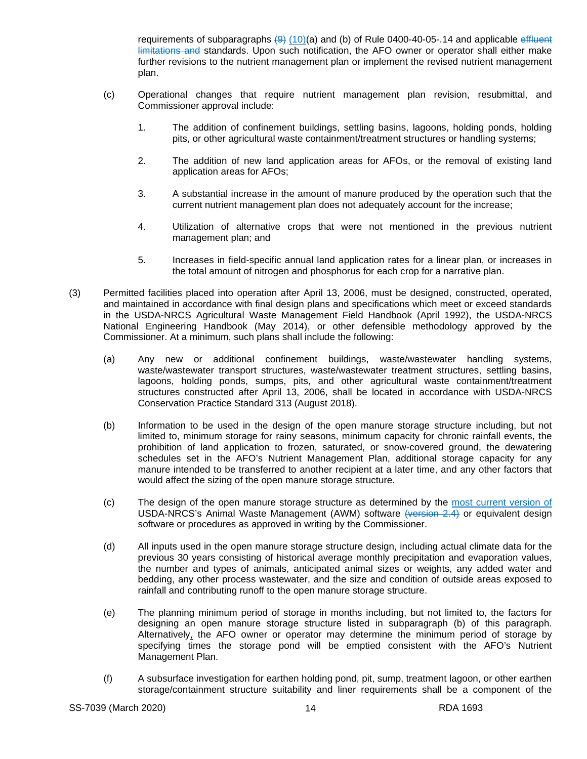requirements of subparagraphs ~~(9)~~ <u>(10)</u>(a) and (b) of Rule 0400-40-05-.14 and applicable ~~effluent limitations and~~ standards. Upon such notification, the AFO owner or operator shall either make further revisions to the nutrient management plan or implement the revised nutrient management plan.

(c) Operational changes that require nutrient management plan revision, resubmittal, and Commissioner approval include:

1. The addition of confinement buildings, settling basins, lagoons, holding ponds, holding pits, or other agricultural waste containment/treatment structures or handling systems;

2. The addition of new land application areas for AFOs, or the removal of existing land application areas for AFOs;

3. A substantial increase in the amount of manure produced by the operation such that the current nutrient management plan does not adequately account for the increase;

4. Utilization of alternative crops that were not mentioned in the previous nutrient management plan; and

5. Increases in field-specific annual land application rates for a linear plan, or increases in the total amount of nitrogen and phosphorus for each crop for a narrative plan.

(3) Permitted facilities placed into operation after April 13, 2006, must be designed, constructed, operated, and maintained in accordance with final design plans and specifications which meet or exceed standards in the USDA-NRCS Agricultural Waste Management Field Handbook (April 1992), the USDA-NRCS National Engineering Handbook (May 2014), or other defensible methodology approved by the Commissioner. At a minimum, such plans shall include the following:

(a) Any new or additional confinement buildings, waste/wastewater handling systems, waste/wastewater transport structures, waste/wastewater treatment structures, settling basins, lagoons, holding ponds, sumps, pits, and other agricultural waste containment/treatment structures constructed after April 13, 2006, shall be located in accordance with USDA-NRCS Conservation Practice Standard 313 (August 2018).

(b) Information to be used in the design of the open manure storage structure including, but not limited to, minimum storage for rainy seasons, minimum capacity for chronic rainfall events, the prohibition of land application to frozen, saturated, or snow-covered ground, the dewatering schedules set in the AFO's Nutrient Management Plan, additional storage capacity for any manure intended to be transferred to another recipient at a later time, and any other factors that would affect the sizing of the open manure storage structure.

(c) The design of the open manure storage structure as determined by the <u>most current version of</u> USDA-NRCS's Animal Waste Management (AWM) software ~~(version 2.4)~~ or equivalent design software or procedures as approved in writing by the Commissioner.

(d) All inputs used in the open manure storage structure design, including actual climate data for the previous 30 years consisting of historical average monthly precipitation and evaporation values, the number and types of animals, anticipated animal sizes or weights, any added water and bedding, any other process wastewater, and the size and condition of outside areas exposed to rainfall and contributing runoff to the open manure storage structure.

(e) The planning minimum period of storage in months including, but not limited to, the factors for designing an open manure storage structure listed in subparagraph (b) of this paragraph. Alternatively<u>,</u> the AFO owner or operator may determine the minimum period of storage by specifying times the storage pond will be emptied consistent with the AFO's Nutrient Management Plan.

(f) A subsurface investigation for earthen holding pond, pit, sump, treatment lagoon, or other earthen storage/containment structure suitability and liner requirements shall be a component of the

SS-7039 (March 2020) RDA 1693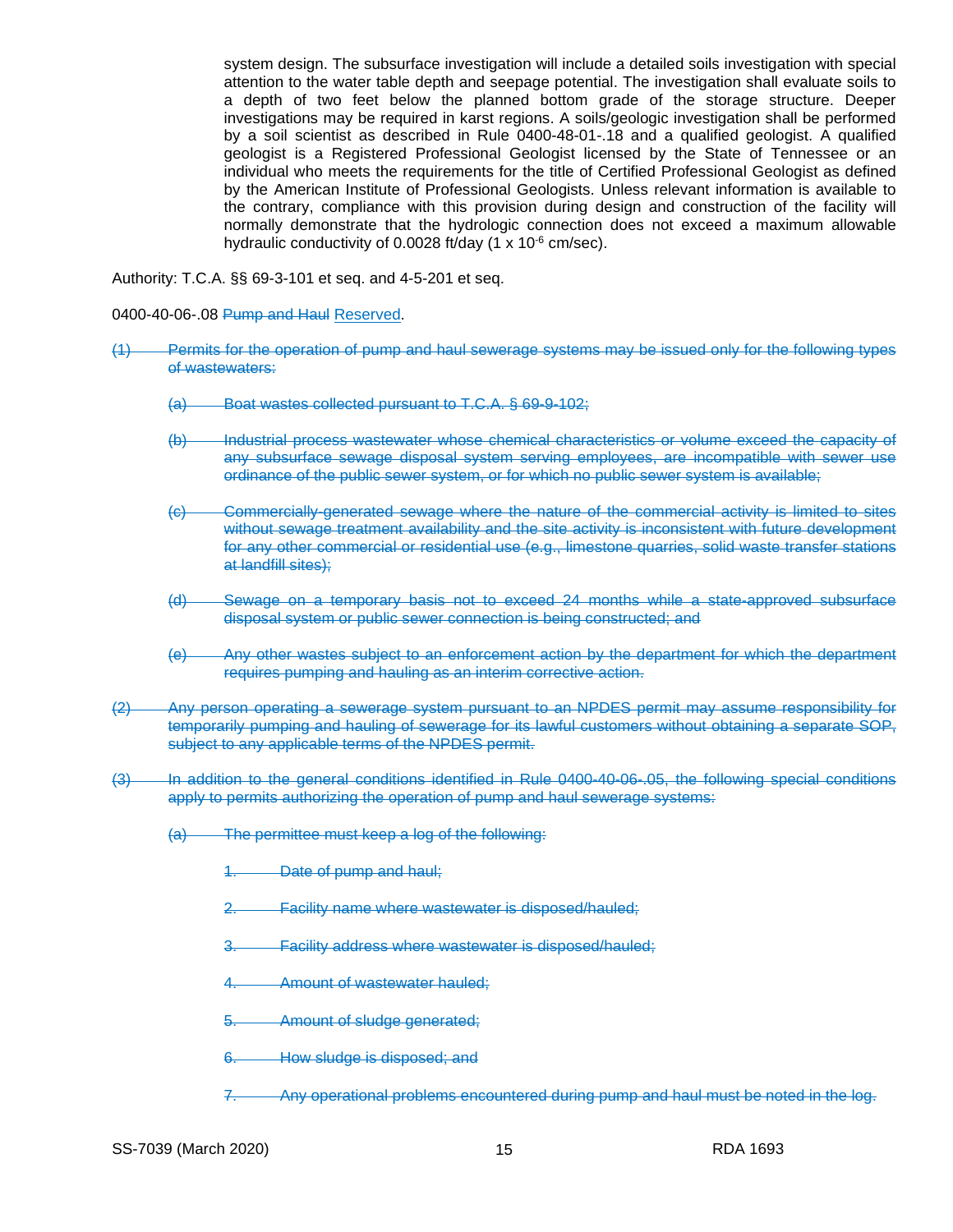system design. The subsurface investigation will include a detailed soils investigation with special attention to the water table depth and seepage potential. The investigation shall evaluate soils to a depth of two feet below the planned bottom grade of the storage structure. Deeper investigations may be required in karst regions. A soils/geologic investigation shall be performed by a soil scientist as described in Rule 0400-48-01-.18 and a qualified geologist. A qualified geologist is a Registered Professional Geologist licensed by the State of Tennessee or an individual who meets the requirements for the title of Certified Professional Geologist as defined by the American Institute of Professional Geologists. Unless relevant information is available to the contrary, compliance with this provision during design and construction of the facility will normally demonstrate that the hydrologic connection does not exceed a maximum allowable hydraulic conductivity of 0.0028 ft/day (1 x $10^{-6}$ cm/sec).

Authority: T.C.A. §§ 69-3-101 et seq. and 4-5-201 et seq.

0400-40-06-.08 ~~Pump and Haul~~ Reserved.

~~(1) Permits for the operation of pump and haul sewerage systems may be issued only for the following types of wastewaters:~~

~~(a) Boat wastes collected pursuant to T.C.A. § 69-9-102;~~

~~(b) Industrial process wastewater whose chemical characteristics or volume exceed the capacity of any subsurface sewage disposal system serving employees, are incompatible with sewer use ordinance of the public sewer system, or for which no public sewer system is available;~~

~~(c) Commercially-generated sewage where the nature of the commercial activity is limited to sites without sewage treatment availability and the site activity is inconsistent with future development for any other commercial or residential use (e.g., limestone quarries, solid waste transfer stations at landfill sites);~~

~~(d) Sewage on a temporary basis not to exceed 24 months while a state-approved subsurface disposal system or public sewer connection is being constructed; and~~

~~(e) Any other wastes subject to an enforcement action by the department for which the department requires pumping and hauling as an interim corrective action.~~

~~(2) Any person operating a sewerage system pursuant to an NPDES permit may assume responsibility for temporarily pumping and hauling of sewerage for its lawful customers without obtaining a separate SOP, subject to any applicable terms of the NPDES permit.~~

~~(3) In addition to the general conditions identified in Rule 0400-40-06-.05, the following special conditions apply to permits authorizing the operation of pump and haul sewerage systems:~~

~~(a) The permittee must keep a log of the following:~~

~~1. Date of pump and haul;~~

~~2. Facility name where wastewater is disposed/hauled;~~

~~3. Facility address where wastewater is disposed/hauled;~~

~~4. Amount of wastewater hauled;~~

~~5. Amount of sludge generated;~~

~~6. How sludge is disposed; and~~

~~7. Any operational problems encountered during pump and haul must be noted in the log.~~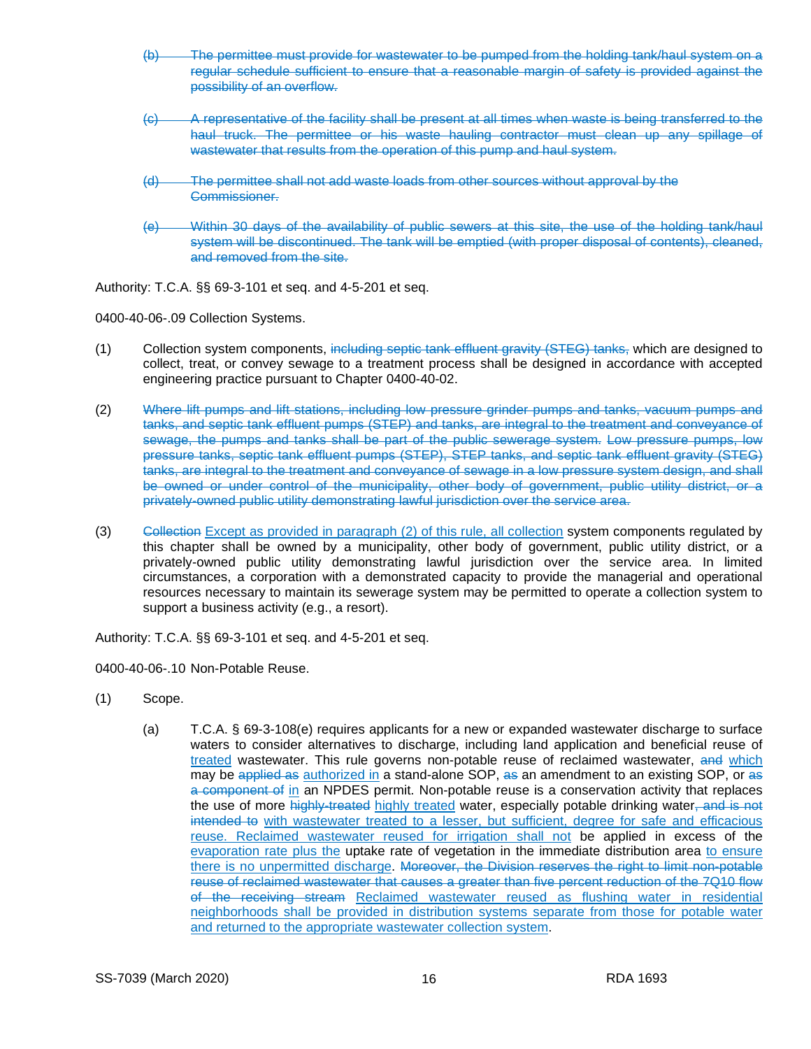~~(b) The permittee must provide for wastewater to be pumped from the holding tank/haul system on a regular schedule sufficient to ensure that a reasonable margin of safety is provided against the possibility of an overflow.~~

~~(c) A representative of the facility shall be present at all times when waste is being transferred to the haul truck. The permittee or his waste hauling contractor must clean up any spillage of wastewater that results from the operation of this pump and haul system.~~

~~(d) The permittee shall not add waste loads from other sources without approval by the Commissioner.~~

~~(e) Within 30 days of the availability of public sewers at this site, the use of the holding tank/haul system will be discontinued. The tank will be emptied (with proper disposal of contents), cleaned, and removed from the site.~~

Authority: T.C.A. §§ 69-3-101 et seq. and 4-5-201 et seq.

0400-40-06-.09 Collection Systems.

(1) Collection system components, ~~including septic tank effluent gravity (STEG) tanks,~~ which are designed to collect, treat, or convey sewage to a treatment process shall be designed in accordance with accepted engineering practice pursuant to Chapter 0400-40-02.

(2) ~~Where lift pumps and lift stations, including low pressure grinder pumps and tanks, vacuum pumps and tanks, and septic tank effluent pumps (STEP) and tanks, are integral to the treatment and conveyance of sewage, the pumps and tanks shall be part of the public sewerage system.~~ ~~Low pressure pumps, low pressure tanks, septic tank effluent pumps (STEP), STEP tanks, and septic tank effluent gravity (STEG) tanks, are integral to the treatment and conveyance of sewage in a low pressure system design, and shall be owned or under control of the municipality, other body of government, public utility district, or a privately-owned public utility demonstrating lawful jurisdiction over the service area.~~

(3) ~~Collection~~ <u>Except as provided in paragraph (2) of this rule, all collection</u> system components regulated by this chapter shall be owned by a municipality, other body of government, public utility district, or a privately-owned public utility demonstrating lawful jurisdiction over the service area. In limited circumstances, a corporation with a demonstrated capacity to provide the managerial and operational resources necessary to maintain its sewerage system may be permitted to operate a collection system to support a business activity (e.g., a resort).

Authority: T.C.A. §§ 69-3-101 et seq. and 4-5-201 et seq.

0400-40-06-.10 Non-Potable Reuse.

(1) Scope.

(a) T.C.A. § 69-3-108(e) requires applicants for a new or expanded wastewater discharge to surface waters to consider alternatives to discharge, including land application and beneficial reuse of <u>treated</u> wastewater. This rule governs non-potable reuse of reclaimed wastewater, ~~and~~ <u>which</u> may be ~~applied as~~ <u>authorized in</u> a stand-alone SOP, ~~as~~ an amendment to an existing SOP, or ~~as a component of~~ <u>in</u> an NPDES permit. Non-potable reuse is a conservation activity that replaces the use of more ~~highly-treated~~ <u>highly treated</u> water, especially potable drinking water~~, and is not intended to~~ <u>with wastewater treated to a lesser, but sufficient, degree for safe and efficacious reuse. Reclaimed wastewater reused for irrigation shall not</u> be applied in excess of the <u>evaporation rate plus the</u> uptake rate of vegetation in the immediate distribution area <u>to ensure there is no unpermitted discharge</u>. ~~Moreover, the Division reserves the right to limit non-potable reuse of reclaimed wastewater that causes a greater than five percent reduction of the 7Q10 flow of the receiving stream~~ <u>Reclaimed wastewater reused as flushing water in residential neighborhoods shall be provided in distribution systems separate from those for potable water and returned to the appropriate wastewater collection system</u>.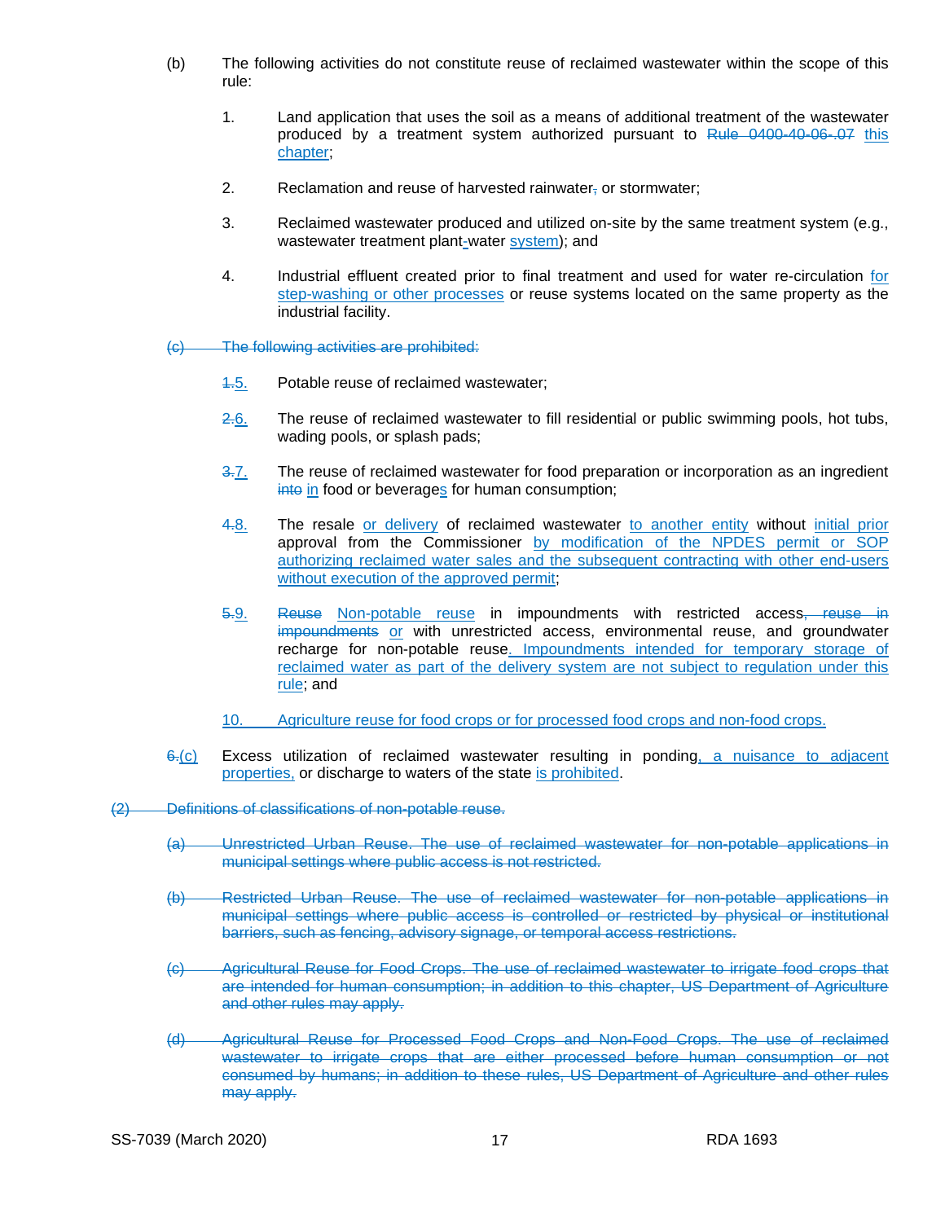(b) The following activities do not constitute reuse of reclaimed wastewater within the scope of this rule:

1. Land application that uses the soil as a means of additional treatment of the wastewater produced by a treatment system authorized pursuant to ~~Rule 0400-40-06-.07~~ this chapter;

2. Reclamation and reuse of harvested rainwater~~,~~ or stormwater;

3. Reclaimed wastewater produced and utilized on-site by the same treatment system (e.g., wastewater treatment plant~~-~~water system); and

4. Industrial effluent created prior to final treatment and used for water re-circulation for step-washing or other processes or reuse systems located on the same property as the industrial facility.

~~(c) The following activities are prohibited:~~

~~1.~~5. Potable reuse of reclaimed wastewater;

~~2.~~6. The reuse of reclaimed wastewater to fill residential or public swimming pools, hot tubs, wading pools, or splash pads;

~~3.~~7. The reuse of reclaimed wastewater for food preparation or incorporation as an ingredient ~~into~~ in food or beverages for human consumption;

~~4.~~8. The resale or delivery of reclaimed wastewater to another entity without initial prior approval from the Commissioner by modification of the NPDES permit or SOP authorizing reclaimed water sales and the subsequent contracting with other end-users without execution of the approved permit;

~~5.~~9. ~~Reuse~~ Non-potable reuse in impoundments with restricted access~~, reuse in impoundments~~ or with unrestricted access, environmental reuse, and groundwater recharge for non-potable reuse. Impoundments intended for temporary storage of reclaimed water as part of the delivery system are not subject to regulation under this rule; and

10. Agriculture reuse for food crops or for processed food crops and non-food crops.

~~6.~~(c) Excess utilization of reclaimed wastewater resulting in ponding, a nuisance to adjacent properties, or discharge to waters of the state is prohibited.

~~(2) Definitions of classifications of non-potable reuse.~~

~~(a) Unrestricted Urban Reuse. The use of reclaimed wastewater for non-potable applications in municipal settings where public access is not restricted.~~

~~(b) Restricted Urban Reuse. The use of reclaimed wastewater for non-potable applications in municipal settings where public access is controlled or restricted by physical or institutional barriers, such as fencing, advisory signage, or temporal access restrictions.~~

~~(c) Agricultural Reuse for Food Crops. The use of reclaimed wastewater to irrigate food crops that are intended for human consumption; in addition to this chapter, US Department of Agriculture and other rules may apply.~~

~~(d) Agricultural Reuse for Processed Food Crops and Non-Food Crops. The use of reclaimed wastewater to irrigate crops that are either processed before human consumption or not consumed by humans; in addition to these rules, US Department of Agriculture and other rules may apply.~~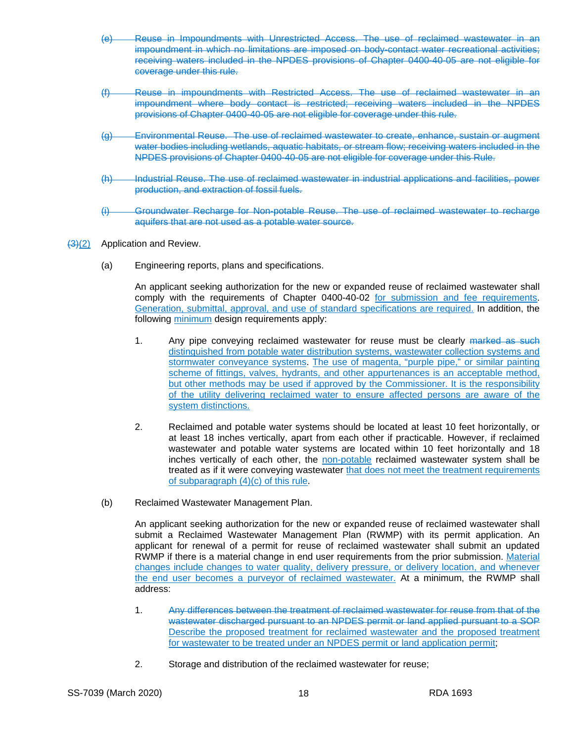~~(e) Reuse in Impoundments with Unrestricted Access. The use of reclaimed wastewater in an impoundment in which no limitations are imposed on body-contact water recreational activities; receiving waters included in the NPDES provisions of Chapter 0400-40-05 are not eligible for coverage under this rule.~~

~~(f) Reuse in impoundments with Restricted Access. The use of reclaimed wastewater in an impoundment where body contact is restricted; receiving waters included in the NPDES provisions of Chapter 0400-40-05 are not eligible for coverage under this rule.~~

~~(g) Environmental Reuse. The use of reclaimed wastewater to create, enhance, sustain or augment water bodies including wetlands, aquatic habitats, or stream flow; receiving waters included in the NPDES provisions of Chapter 0400-40-05 are not eligible for coverage under this Rule.~~

~~(h) Industrial Reuse. The use of reclaimed wastewater in industrial applications and facilities, power production, and extraction of fossil fuels.~~

~~(i) Groundwater Recharge for Non-potable Reuse. The use of reclaimed wastewater to recharge aquifers that are not used as a potable water source.~~

~~(3)~~<u>(2)</u> Application and Review.

(a) Engineering reports, plans and specifications.

An applicant seeking authorization for the new or expanded reuse of reclaimed wastewater shall comply with the requirements of Chapter 0400-40-02 <u>for submission and fee requirements</u>. <u>Generation, submittal, approval, and use of standard specifications are required.</u> In addition, the following <u>minimum</u> design requirements apply:

1. Any pipe conveying reclaimed wastewater for reuse must be clearly ~~marked as such~~ <u>distinguished from potable water distribution systems, wastewater collection systems and stormwater conveyance systems</u>. <u>The use of magenta, "purple pipe," or similar painting scheme of fittings, valves, hydrants, and other appurtenances is an acceptable method, but other methods may be used if approved by the Commissioner. It is the responsibility of the utility delivering reclaimed water to ensure affected persons are aware of the system distinctions.</u>

2. Reclaimed and potable water systems should be located at least 10 feet horizontally, or at least 18 inches vertically, apart from each other if practicable. However, if reclaimed wastewater and potable water systems are located within 10 feet horizontally and 18 inches vertically of each other, the <u>non-potable</u> reclaimed wastewater system shall be treated as if it were conveying wastewater <u>that does not meet the treatment requirements of subparagraph (4)(c) of this rule</u>.

(b) Reclaimed Wastewater Management Plan.

An applicant seeking authorization for the new or expanded reuse of reclaimed wastewater shall submit a Reclaimed Wastewater Management Plan (RWMP) with its permit application. An applicant for renewal of a permit for reuse of reclaimed wastewater shall submit an updated RWMP if there is a material change in end user requirements from the prior submission. <u>Material changes include changes to water quality, delivery pressure, or delivery location, and whenever the end user becomes a purveyor of reclaimed wastewater.</u> At a minimum, the RWMP shall address:

1. ~~Any differences between the treatment of reclaimed wastewater for reuse from that of the wastewater discharged pursuant to an NPDES permit or land applied pursuant to a SOP~~ <u>Describe the proposed treatment for reclaimed wastewater and the proposed treatment for wastewater to be treated under an NPDES permit or land application permit</u>;

2. Storage and distribution of the reclaimed wastewater for reuse;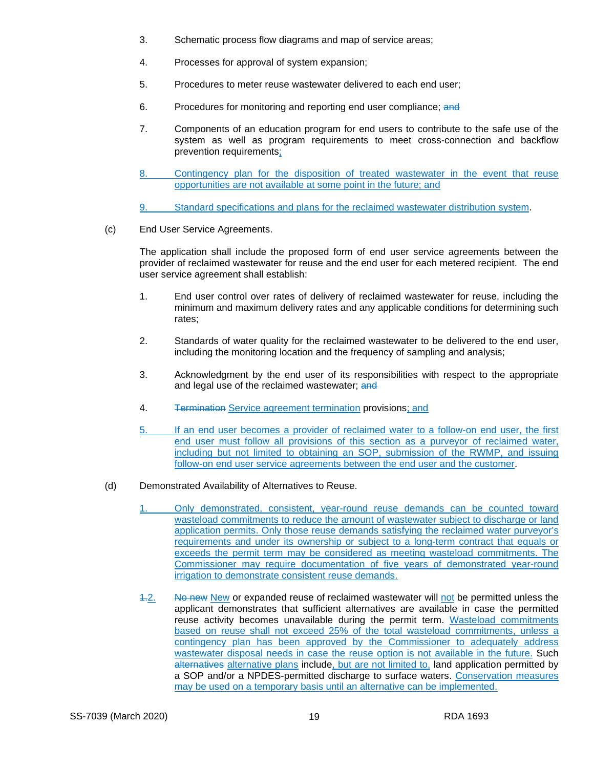3. Schematic process flow diagrams and map of service areas;

4. Processes for approval of system expansion;

5. Procedures to meter reuse wastewater delivered to each end user;

6. Procedures for monitoring and reporting end user compliance; ~~and~~

7. Components of an education program for end users to contribute to the safe use of the system as well as program requirements to meet cross-connection and backflow prevention requirements;

8. Contingency plan for the disposition of treated wastewater in the event that reuse opportunities are not available at some point in the future; and

9. Standard specifications and plans for the reclaimed wastewater distribution system.

(c) End User Service Agreements.

The application shall include the proposed form of end user service agreements between the provider of reclaimed wastewater for reuse and the end user for each metered recipient. The end user service agreement shall establish:

1. End user control over rates of delivery of reclaimed wastewater for reuse, including the minimum and maximum delivery rates and any applicable conditions for determining such rates;

2. Standards of water quality for the reclaimed wastewater to be delivered to the end user, including the monitoring location and the frequency of sampling and analysis;

3. Acknowledgment by the end user of its responsibilities with respect to the appropriate and legal use of the reclaimed wastewater; ~~and~~

4. ~~Termination~~ Service agreement termination provisions; and

5. If an end user becomes a provider of reclaimed water to a follow-on end user, the first end user must follow all provisions of this section as a purveyor of reclaimed water, including but not limited to obtaining an SOP, submission of the RWMP, and issuing follow-on end user service agreements between the end user and the customer.

(d) Demonstrated Availability of Alternatives to Reuse.

1. Only demonstrated, consistent, year-round reuse demands can be counted toward wasteload commitments to reduce the amount of wastewater subject to discharge or land application permits. Only those reuse demands satisfying the reclaimed water purveyor's requirements and under its ownership or subject to a long-term contract that equals or exceeds the permit term may be considered as meeting wasteload commitments. The Commissioner may require documentation of five years of demonstrated year-round irrigation to demonstrate consistent reuse demands.

~~1.~~2. ~~No new~~ New or expanded reuse of reclaimed wastewater will not be permitted unless the applicant demonstrates that sufficient alternatives are available in case the permitted reuse activity becomes unavailable during the permit term. Wasteload commitments based on reuse shall not exceed 25% of the total wasteload commitments, unless a contingency plan has been approved by the Commissioner to adequately address wastewater disposal needs in case the reuse option is not available in the future. Such ~~alternatives~~ alternative plans include, but are not limited to, land application permitted by a SOP and/or a NPDES-permitted discharge to surface waters. Conservation measures may be used on a temporary basis until an alternative can be implemented.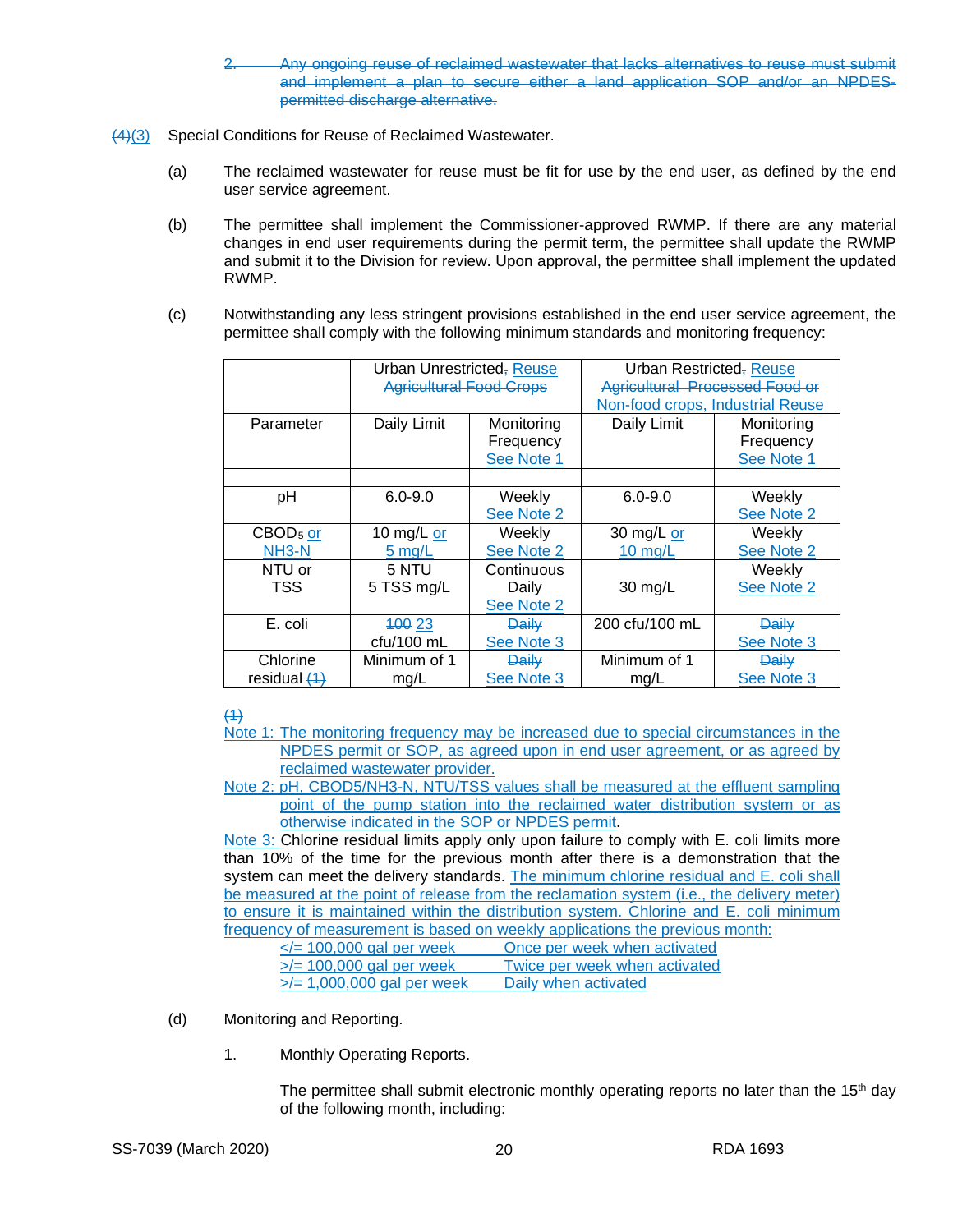2. Any ongoing reuse of reclaimed wastewater that lacks alternatives to reuse must submit and implement a plan to secure either a land application SOP and/or an NPDES-permitted discharge alternative.

(4)(3) Special Conditions for Reuse of Reclaimed Wastewater.

(a) The reclaimed wastewater for reuse must be fit for use by the end user, as defined by the end user service agreement.

(b) The permittee shall implement the Commissioner-approved RWMP. If there are any material changes in end user requirements during the permit term, the permittee shall update the RWMP and submit it to the Division for review. Upon approval, the permittee shall implement the updated RWMP.

(c) Notwithstanding any less stringent provisions established in the end user service agreement, the permittee shall comply with the following minimum standards and monitoring frequency:

| | Urban Unrestricted, Reuse Agricultural Food Crops | | Urban Restricted, Reuse Agricultural Processed Food or Non-food crops, Industrial Reuse | |
|---|---|---|---|---|
| Parameter | Daily Limit | Monitoring Frequency See Note 1 | Daily Limit | Monitoring Frequency See Note 1 |
| | | | | |
| pH | 6.0-9.0 | Weekly See Note 2 | 6.0-9.0 | Weekly See Note 2 |
| $CBOD_5$ or NH3-N | 10 mg/L or 5 mg/L | Weekly See Note 2 | 30 mg/L or 10 mg/L | Weekly See Note 2 |
| NTU or TSS | 5 NTU 5 TSS mg/L | Continuous Daily See Note 2 | 30 mg/L | Weekly See Note 2 |
| E. coli | 100 23 cfu/100 mL | Daily See Note 3 | 200 cfu/100 mL | Daily See Note 3 |
| Chlorine residual (1) | Minimum of 1 mg/L | Daily See Note 3 | Minimum of 1 mg/L | Daily See Note 3 |

(1)

Note 1: The monitoring frequency may be increased due to special circumstances in the NPDES permit or SOP, as agreed upon in end user agreement, or as agreed by reclaimed wastewater provider.

Note 2: pH, CBOD5/NH3-N, NTU/TSS values shall be measured at the effluent sampling point of the pump station into the reclaimed water distribution system or as otherwise indicated in the SOP or NPDES permit.

Note 3: Chlorine residual limits apply only upon failure to comply with E. coli limits more than 10% of the time for the previous month after there is a demonstration that the system can meet the delivery standards. The minimum chlorine residual and E. coli shall be measured at the point of release from the reclamation system (i.e., the delivery meter) to ensure it is maintained within the distribution system. Chlorine and E. coli minimum frequency of measurement is based on weekly applications the previous month:

| | |
|---|---|
| </= 100,000 gal per week | Once per week when activated |
| >/= 100,000 gal per week | Twice per week when activated |
| >/= 1,000,000 gal per week | Daily when activated |

(d) Monitoring and Reporting.

1. Monthly Operating Reports.

The permittee shall submit electronic monthly operating reports no later than the 15th day of the following month, including: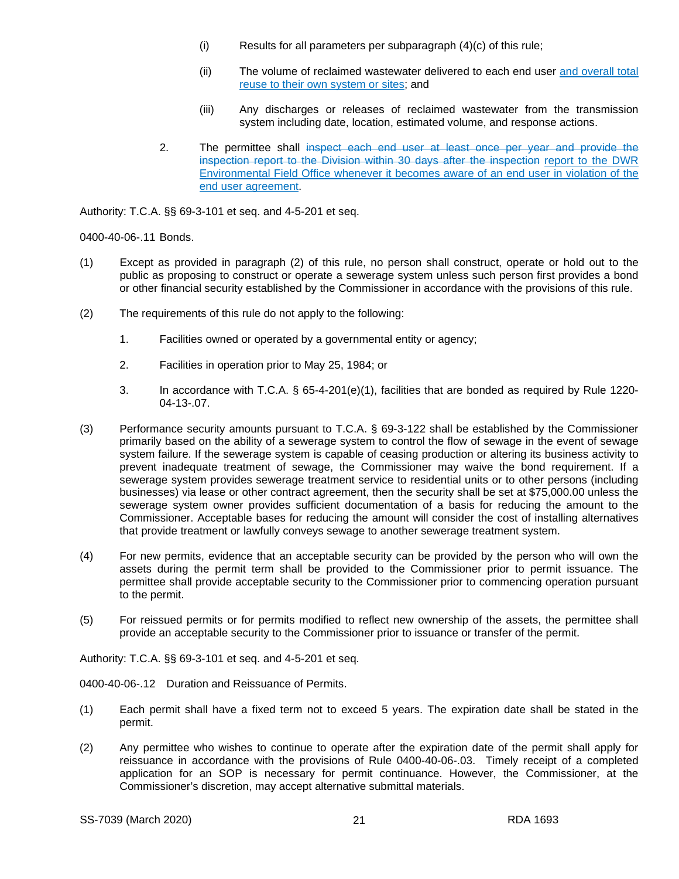(i) Results for all parameters per subparagraph (4)(c) of this rule;

(ii) The volume of reclaimed wastewater delivered to each end user and overall total reuse to their own system or sites; and

(iii) Any discharges or releases of reclaimed wastewater from the transmission system including date, location, estimated volume, and response actions.

2. The permittee shall ~~inspect each end user at least once per year and provide the inspection report to the Division within 30 days after the inspection~~ report to the DWR Environmental Field Office whenever it becomes aware of an end user in violation of the end user agreement.

Authority: T.C.A. §§ 69-3-101 et seq. and 4-5-201 et seq.

0400-40-06-.11 Bonds.

(1) Except as provided in paragraph (2) of this rule, no person shall construct, operate or hold out to the public as proposing to construct or operate a sewerage system unless such person first provides a bond or other financial security established by the Commissioner in accordance with the provisions of this rule.

(2) The requirements of this rule do not apply to the following:

1. Facilities owned or operated by a governmental entity or agency;

2. Facilities in operation prior to May 25, 1984; or

3. In accordance with T.C.A. § 65-4-201(e)(1), facilities that are bonded as required by Rule 1220-04-13-.07.

(3) Performance security amounts pursuant to T.C.A. § 69-3-122 shall be established by the Commissioner primarily based on the ability of a sewerage system to control the flow of sewage in the event of sewage system failure. If the sewerage system is capable of ceasing production or altering its business activity to prevent inadequate treatment of sewage, the Commissioner may waive the bond requirement. If a sewerage system provides sewerage treatment service to residential units or to other persons (including businesses) via lease or other contract agreement, then the security shall be set at $75,000.00 unless the sewerage system owner provides sufficient documentation of a basis for reducing the amount to the Commissioner. Acceptable bases for reducing the amount will consider the cost of installing alternatives that provide treatment or lawfully conveys sewage to another sewerage treatment system.

(4) For new permits, evidence that an acceptable security can be provided by the person who will own the assets during the permit term shall be provided to the Commissioner prior to permit issuance. The permittee shall provide acceptable security to the Commissioner prior to commencing operation pursuant to the permit.

(5) For reissued permits or for permits modified to reflect new ownership of the assets, the permittee shall provide an acceptable security to the Commissioner prior to issuance or transfer of the permit.

Authority: T.C.A. §§ 69-3-101 et seq. and 4-5-201 et seq.

0400-40-06-.12 Duration and Reissuance of Permits.

(1) Each permit shall have a fixed term not to exceed 5 years. The expiration date shall be stated in the permit.

(2) Any permittee who wishes to continue to operate after the expiration date of the permit shall apply for reissuance in accordance with the provisions of Rule 0400-40-06-.03. Timely receipt of a completed application for an SOP is necessary for permit continuance. However, the Commissioner, at the Commissioner's discretion, may accept alternative submittal materials.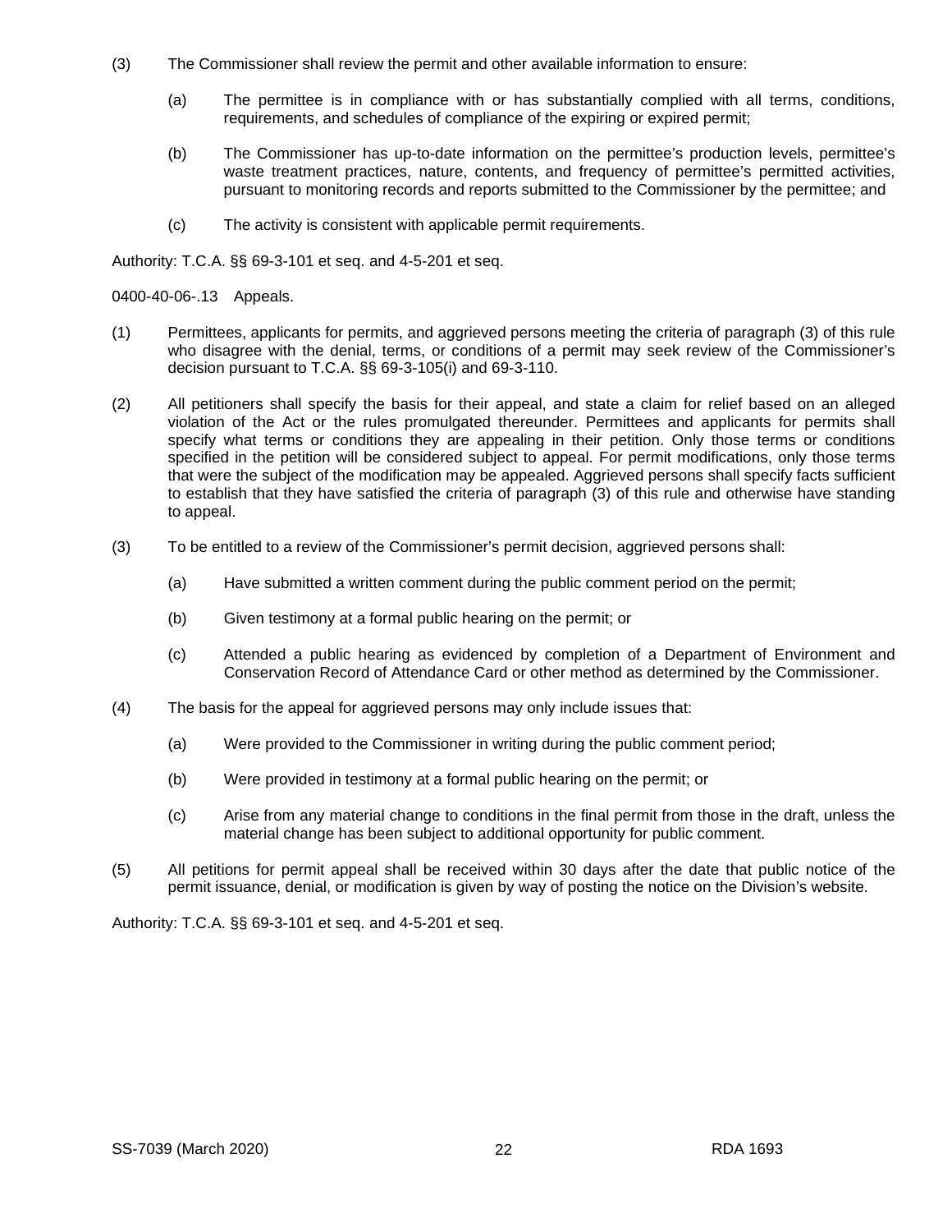(3) The Commissioner shall review the permit and other available information to ensure:

  (a) The permittee is in compliance with or has substantially complied with all terms, conditions, requirements, and schedules of compliance of the expiring or expired permit;

  (b) The Commissioner has up-to-date information on the permittee's production levels, permittee's waste treatment practices, nature, contents, and frequency of permittee's permitted activities, pursuant to monitoring records and reports submitted to the Commissioner by the permittee; and

  (c) The activity is consistent with applicable permit requirements.

Authority: T.C.A. §§ 69-3-101 et seq. and 4-5-201 et seq.

0400-40-06-.13 Appeals.

(1) Permittees, applicants for permits, and aggrieved persons meeting the criteria of paragraph (3) of this rule who disagree with the denial, terms, or conditions of a permit may seek review of the Commissioner's decision pursuant to T.C.A. §§ 69-3-105(i) and 69-3-110.

(2) All petitioners shall specify the basis for their appeal, and state a claim for relief based on an alleged violation of the Act or the rules promulgated thereunder. Permittees and applicants for permits shall specify what terms or conditions they are appealing in their petition. Only those terms or conditions specified in the petition will be considered subject to appeal. For permit modifications, only those terms that were the subject of the modification may be appealed. Aggrieved persons shall specify facts sufficient to establish that they have satisfied the criteria of paragraph (3) of this rule and otherwise have standing to appeal.

(3) To be entitled to a review of the Commissioner's permit decision, aggrieved persons shall:

  (a) Have submitted a written comment during the public comment period on the permit;

  (b) Given testimony at a formal public hearing on the permit; or

  (c) Attended a public hearing as evidenced by completion of a Department of Environment and Conservation Record of Attendance Card or other method as determined by the Commissioner.

(4) The basis for the appeal for aggrieved persons may only include issues that:

  (a) Were provided to the Commissioner in writing during the public comment period;

  (b) Were provided in testimony at a formal public hearing on the permit; or

  (c) Arise from any material change to conditions in the final permit from those in the draft, unless the material change has been subject to additional opportunity for public comment.

(5) All petitions for permit appeal shall be received within 30 days after the date that public notice of the permit issuance, denial, or modification is given by way of posting the notice on the Division's website.

Authority: T.C.A. §§ 69-3-101 et seq. and 4-5-201 et seq.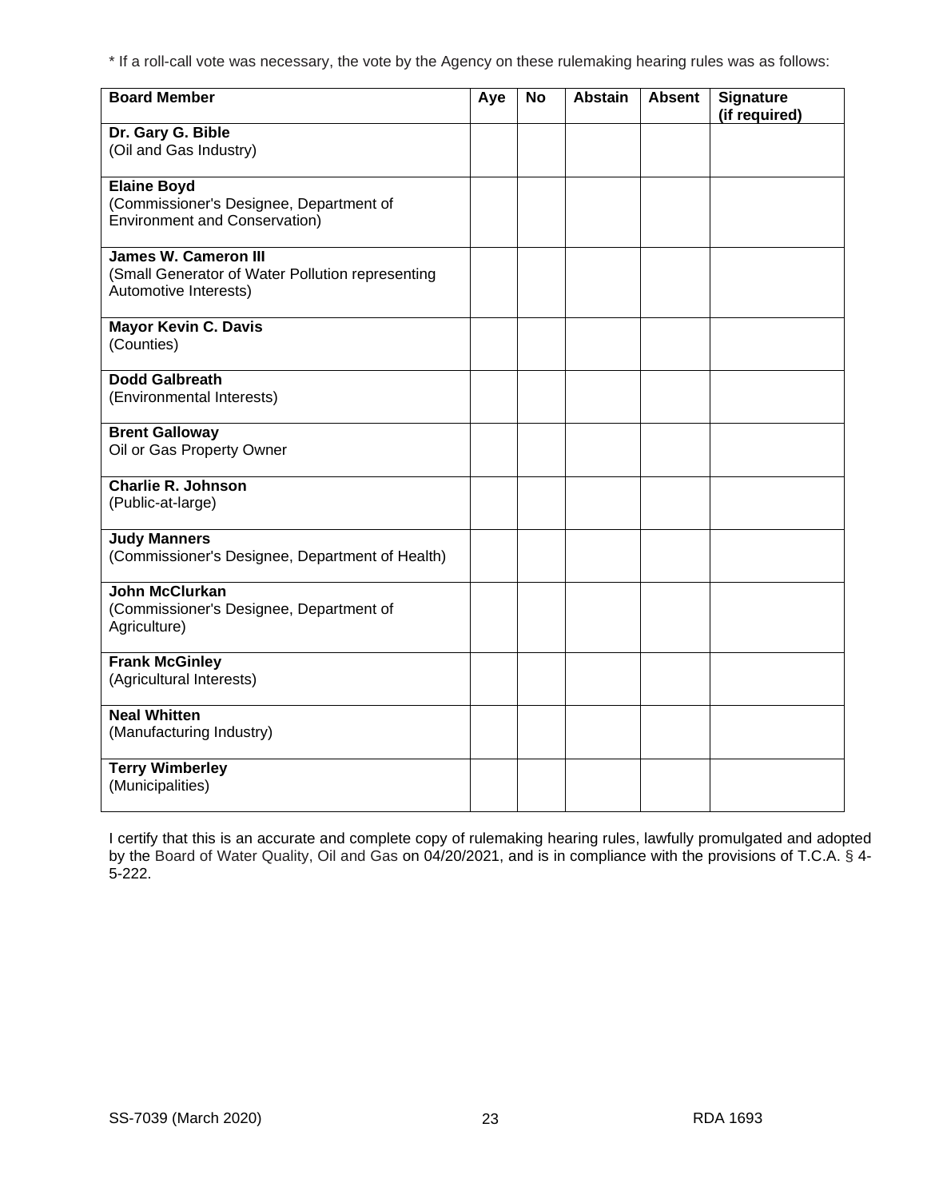* If a roll-call vote was necessary, the vote by the Agency on these rulemaking hearing rules was as follows:

| Board Member | Aye | No | Abstain | Absent | Signature (if required) |
|---|---|---|---|---|---|
| **Dr. Gary G. Bible**<br>(Oil and Gas Industry) | | | | | |
| **Elaine Boyd**<br>(Commissioner's Designee, Department of Environment and Conservation) | | | | | |
| **James W. Cameron III**<br>(Small Generator of Water Pollution representing Automotive Interests) | | | | | |
| **Mayor Kevin C. Davis**<br>(Counties) | | | | | |
| **Dodd Galbreath**<br>(Environmental Interests) | | | | | |
| **Brent Galloway**<br>Oil or Gas Property Owner | | | | | |
| **Charlie R. Johnson**<br>(Public-at-large) | | | | | |
| **Judy Manners**<br>(Commissioner's Designee, Department of Health) | | | | | |
| **John McClurkan**<br>(Commissioner's Designee, Department of Agriculture) | | | | | |
| **Frank McGinley**<br>(Agricultural Interests) | | | | | |
| **Neal Whitten**<br>(Manufacturing Industry) | | | | | |
| **Terry Wimberley**<br>(Municipalities) | | | | | |

I certify that this is an accurate and complete copy of rulemaking hearing rules, lawfully promulgated and adopted by the Board of Water Quality, Oil and Gas on 04/20/2021, and is in compliance with the provisions of T.C.A. § 4-5-222.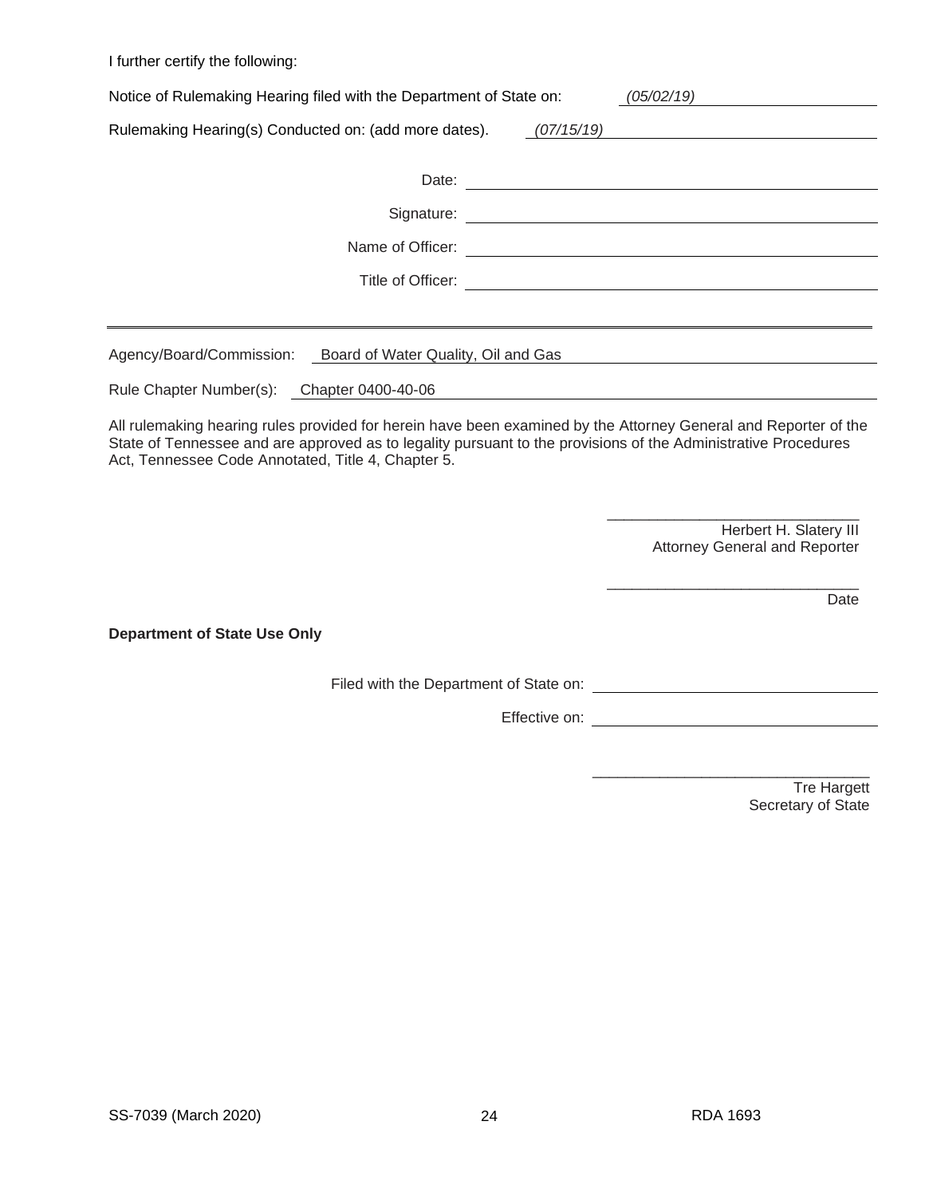I further certify the following:

Notice of Rulemaking Hearing filed with the Department of State on: *(05/02/19)*

Rulemaking Hearing(s) Conducted on: (add more dates). *(07/15/19)*

Date: ______________________________

Signature: ______________________________

Name of Officer: ______________________________

Title of Officer: ______________________________

---

Agency/Board/Commission: Board of Water Quality, Oil and Gas

Rule Chapter Number(s): Chapter 0400-40-06

All rulemaking hearing rules provided for herein have been examined by the Attorney General and Reporter of the State of Tennessee and are approved as to legality pursuant to the provisions of the Administrative Procedures Act, Tennessee Code Annotated, Title 4, Chapter 5.

______________________________
Herbert H. Slatery III
Attorney General and Reporter

______________________________
Date

**Department of State Use Only**

Filed with the Department of State on: ______________________________

Effective on: ______________________________

______________________________
Tre Hargett
Secretary of State

SS-7039 (March 2020) RDA 1693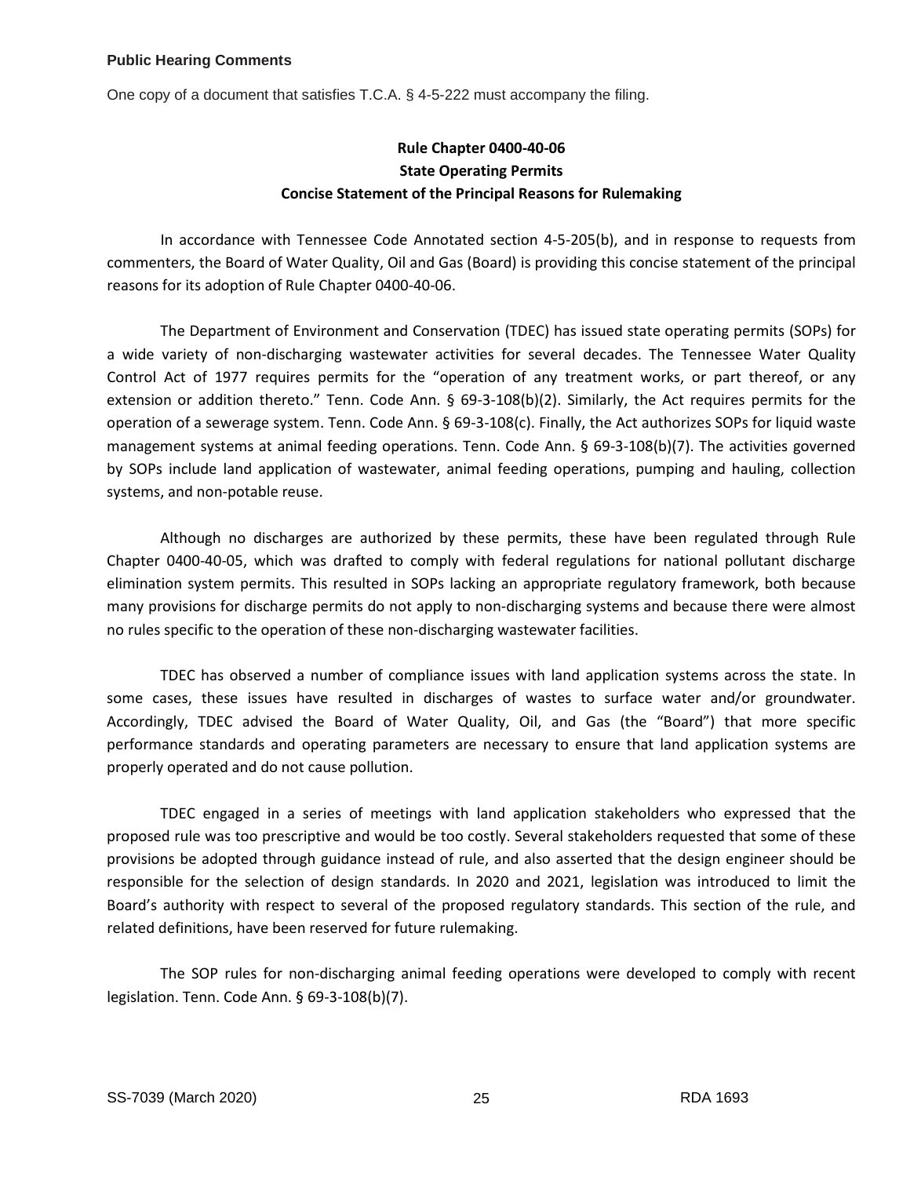**Public Hearing Comments**

One copy of a document that satisfies T.C.A. § 4-5-222 must accompany the filing.

**Rule Chapter 0400-40-06**
**State Operating Permits**
**Concise Statement of the Principal Reasons for Rulemaking**

In accordance with Tennessee Code Annotated section 4-5-205(b), and in response to requests from commenters, the Board of Water Quality, Oil and Gas (Board) is providing this concise statement of the principal reasons for its adoption of Rule Chapter 0400-40-06.

The Department of Environment and Conservation (TDEC) has issued state operating permits (SOPs) for a wide variety of non-discharging wastewater activities for several decades. The Tennessee Water Quality Control Act of 1977 requires permits for the "operation of any treatment works, or part thereof, or any extension or addition thereto." Tenn. Code Ann. § 69-3-108(b)(2). Similarly, the Act requires permits for the operation of a sewerage system. Tenn. Code Ann. § 69-3-108(c). Finally, the Act authorizes SOPs for liquid waste management systems at animal feeding operations. Tenn. Code Ann. § 69-3-108(b)(7). The activities governed by SOPs include land application of wastewater, animal feeding operations, pumping and hauling, collection systems, and non-potable reuse.

Although no discharges are authorized by these permits, these have been regulated through Rule Chapter 0400-40-05, which was drafted to comply with federal regulations for national pollutant discharge elimination system permits. This resulted in SOPs lacking an appropriate regulatory framework, both because many provisions for discharge permits do not apply to non-discharging systems and because there were almost no rules specific to the operation of these non-discharging wastewater facilities.

TDEC has observed a number of compliance issues with land application systems across the state. In some cases, these issues have resulted in discharges of wastes to surface water and/or groundwater. Accordingly, TDEC advised the Board of Water Quality, Oil, and Gas (the "Board") that more specific performance standards and operating parameters are necessary to ensure that land application systems are properly operated and do not cause pollution.

TDEC engaged in a series of meetings with land application stakeholders who expressed that the proposed rule was too prescriptive and would be too costly. Several stakeholders requested that some of these provisions be adopted through guidance instead of rule, and also asserted that the design engineer should be responsible for the selection of design standards. In 2020 and 2021, legislation was introduced to limit the Board's authority with respect to several of the proposed regulatory standards. This section of the rule, and related definitions, have been reserved for future rulemaking.

The SOP rules for non-discharging animal feeding operations were developed to comply with recent legislation. Tenn. Code Ann. § 69-3-108(b)(7).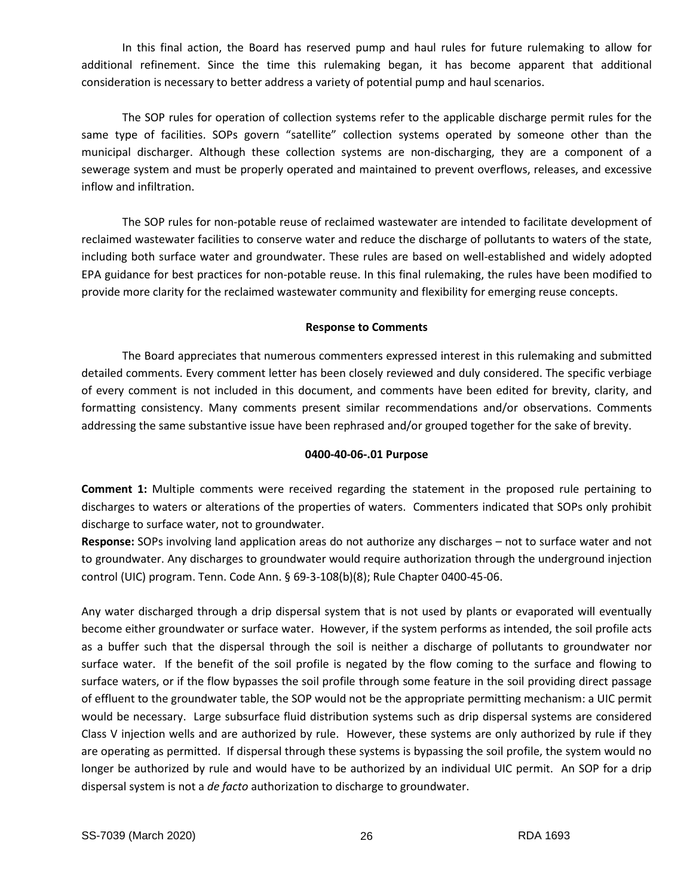In this final action, the Board has reserved pump and haul rules for future rulemaking to allow for additional refinement. Since the time this rulemaking began, it has become apparent that additional consideration is necessary to better address a variety of potential pump and haul scenarios.

The SOP rules for operation of collection systems refer to the applicable discharge permit rules for the same type of facilities. SOPs govern "satellite" collection systems operated by someone other than the municipal discharger. Although these collection systems are non-discharging, they are a component of a sewerage system and must be properly operated and maintained to prevent overflows, releases, and excessive inflow and infiltration.

The SOP rules for non-potable reuse of reclaimed wastewater are intended to facilitate development of reclaimed wastewater facilities to conserve water and reduce the discharge of pollutants to waters of the state, including both surface water and groundwater. These rules are based on well-established and widely adopted EPA guidance for best practices for non-potable reuse. In this final rulemaking, the rules have been modified to provide more clarity for the reclaimed wastewater community and flexibility for emerging reuse concepts.

**Response to Comments**

The Board appreciates that numerous commenters expressed interest in this rulemaking and submitted detailed comments. Every comment letter has been closely reviewed and duly considered. The specific verbiage of every comment is not included in this document, and comments have been edited for brevity, clarity, and formatting consistency. Many comments present similar recommendations and/or observations. Comments addressing the same substantive issue have been rephrased and/or grouped together for the sake of brevity.

**0400-40-06-.01 Purpose**

**Comment 1:** Multiple comments were received regarding the statement in the proposed rule pertaining to discharges to waters or alterations of the properties of waters. Commenters indicated that SOPs only prohibit discharge to surface water, not to groundwater.
**Response:** SOPs involving land application areas do not authorize any discharges – not to surface water and not to groundwater. Any discharges to groundwater would require authorization through the underground injection control (UIC) program. Tenn. Code Ann. § 69-3-108(b)(8); Rule Chapter 0400-45-06.

Any water discharged through a drip dispersal system that is not used by plants or evaporated will eventually become either groundwater or surface water. However, if the system performs as intended, the soil profile acts as a buffer such that the dispersal through the soil is neither a discharge of pollutants to groundwater nor surface water. If the benefit of the soil profile is negated by the flow coming to the surface and flowing to surface waters, or if the flow bypasses the soil profile through some feature in the soil providing direct passage of effluent to the groundwater table, the SOP would not be the appropriate permitting mechanism: a UIC permit would be necessary. Large subsurface fluid distribution systems such as drip dispersal systems are considered Class V injection wells and are authorized by rule. However, these systems are only authorized by rule if they are operating as permitted. If dispersal through these systems is bypassing the soil profile, the system would no longer be authorized by rule and would have to be authorized by an individual UIC permit. An SOP for a drip dispersal system is not a *de facto* authorization to discharge to groundwater.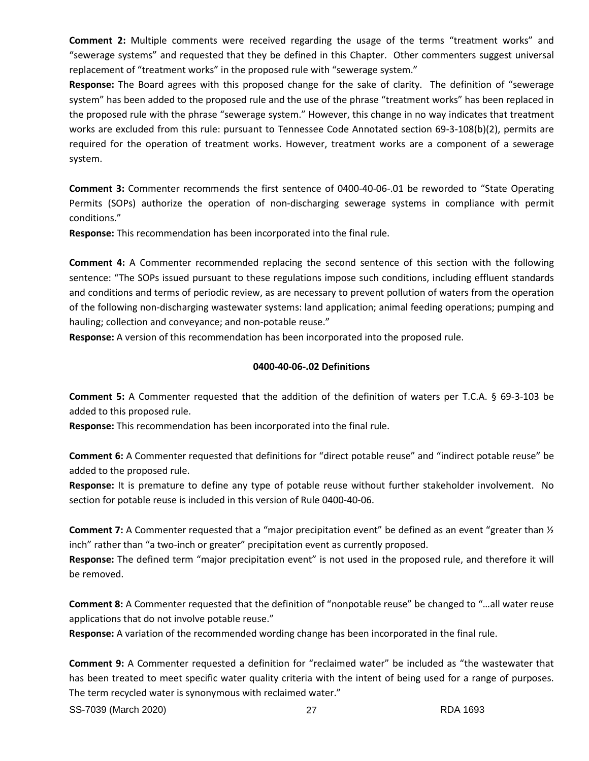**Comment 2:** Multiple comments were received regarding the usage of the terms "treatment works" and "sewerage systems" and requested that they be defined in this Chapter. Other commenters suggest universal replacement of "treatment works" in the proposed rule with "sewerage system."

**Response:** The Board agrees with this proposed change for the sake of clarity. The definition of "sewerage system" has been added to the proposed rule and the use of the phrase "treatment works" has been replaced in the proposed rule with the phrase "sewerage system." However, this change in no way indicates that treatment works are excluded from this rule: pursuant to Tennessee Code Annotated section 69-3-108(b)(2), permits are required for the operation of treatment works. However, treatment works are a component of a sewerage system.

**Comment 3:** Commenter recommends the first sentence of 0400-40-06-.01 be reworded to "State Operating Permits (SOPs) authorize the operation of non-discharging sewerage systems in compliance with permit conditions."

**Response:** This recommendation has been incorporated into the final rule.

**Comment 4:** A Commenter recommended replacing the second sentence of this section with the following sentence: "The SOPs issued pursuant to these regulations impose such conditions, including effluent standards and conditions and terms of periodic review, as are necessary to prevent pollution of waters from the operation of the following non-discharging wastewater systems: land application; animal feeding operations; pumping and hauling; collection and conveyance; and non-potable reuse."

**Response:** A version of this recommendation has been incorporated into the proposed rule.

**0400-40-06-.02 Definitions**

**Comment 5:** A Commenter requested that the addition of the definition of waters per T.C.A. § 69-3-103 be added to this proposed rule.

**Response:** This recommendation has been incorporated into the final rule.

**Comment 6:** A Commenter requested that definitions for "direct potable reuse" and "indirect potable reuse" be added to the proposed rule.

**Response:** It is premature to define any type of potable reuse without further stakeholder involvement. No section for potable reuse is included in this version of Rule 0400-40-06.

**Comment 7:** A Commenter requested that a "major precipitation event" be defined as an event "greater than ½ inch" rather than "a two-inch or greater" precipitation event as currently proposed.

**Response:** The defined term "major precipitation event" is not used in the proposed rule, and therefore it will be removed.

**Comment 8:** A Commenter requested that the definition of "nonpotable reuse" be changed to "…all water reuse applications that do not involve potable reuse."

**Response:** A variation of the recommended wording change has been incorporated in the final rule.

**Comment 9:** A Commenter requested a definition for "reclaimed water" be included as "the wastewater that has been treated to meet specific water quality criteria with the intent of being used for a range of purposes. The term recycled water is synonymous with reclaimed water."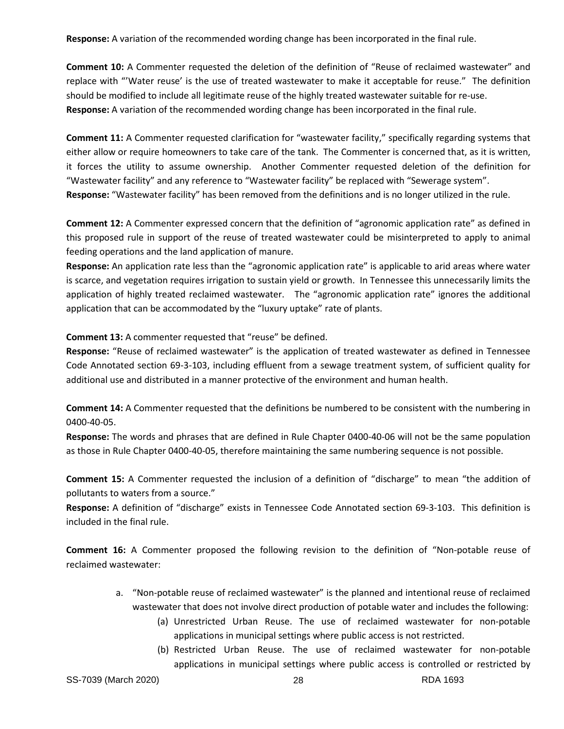**Response:** A variation of the recommended wording change has been incorporated in the final rule.

**Comment 10:** A Commenter requested the deletion of the definition of "Reuse of reclaimed wastewater" and replace with "'Water reuse' is the use of treated wastewater to make it acceptable for reuse." The definition should be modified to include all legitimate reuse of the highly treated wastewater suitable for re-use.
**Response:** A variation of the recommended wording change has been incorporated in the final rule.

**Comment 11:** A Commenter requested clarification for "wastewater facility," specifically regarding systems that either allow or require homeowners to take care of the tank. The Commenter is concerned that, as it is written, it forces the utility to assume ownership. Another Commenter requested deletion of the definition for "Wastewater facility" and any reference to "Wastewater facility" be replaced with "Sewerage system".
**Response:** "Wastewater facility" has been removed from the definitions and is no longer utilized in the rule.

**Comment 12:** A Commenter expressed concern that the definition of "agronomic application rate" as defined in this proposed rule in support of the reuse of treated wastewater could be misinterpreted to apply to animal feeding operations and the land application of manure.
**Response:** An application rate less than the "agronomic application rate" is applicable to arid areas where water is scarce, and vegetation requires irrigation to sustain yield or growth. In Tennessee this unnecessarily limits the application of highly treated reclaimed wastewater. The "agronomic application rate" ignores the additional application that can be accommodated by the "luxury uptake" rate of plants.

**Comment 13:** A commenter requested that "reuse" be defined.
**Response:** "Reuse of reclaimed wastewater" is the application of treated wastewater as defined in Tennessee Code Annotated section 69-3-103, including effluent from a sewage treatment system, of sufficient quality for additional use and distributed in a manner protective of the environment and human health.

**Comment 14:** A Commenter requested that the definitions be numbered to be consistent with the numbering in 0400-40-05.
**Response:** The words and phrases that are defined in Rule Chapter 0400-40-06 will not be the same population as those in Rule Chapter 0400-40-05, therefore maintaining the same numbering sequence is not possible.

**Comment 15:** A Commenter requested the inclusion of a definition of "discharge" to mean "the addition of pollutants to waters from a source."
**Response:** A definition of "discharge" exists in Tennessee Code Annotated section 69-3-103. This definition is included in the final rule.

**Comment 16:** A Commenter proposed the following revision to the definition of "Non-potable reuse of reclaimed wastewater:

a. "Non-potable reuse of reclaimed wastewater" is the planned and intentional reuse of reclaimed wastewater that does not involve direct production of potable water and includes the following:
   (a) Unrestricted Urban Reuse. The use of reclaimed wastewater for non-potable applications in municipal settings where public access is not restricted.
   (b) Restricted Urban Reuse. The use of reclaimed wastewater for non-potable applications in municipal settings where public access is controlled or restricted by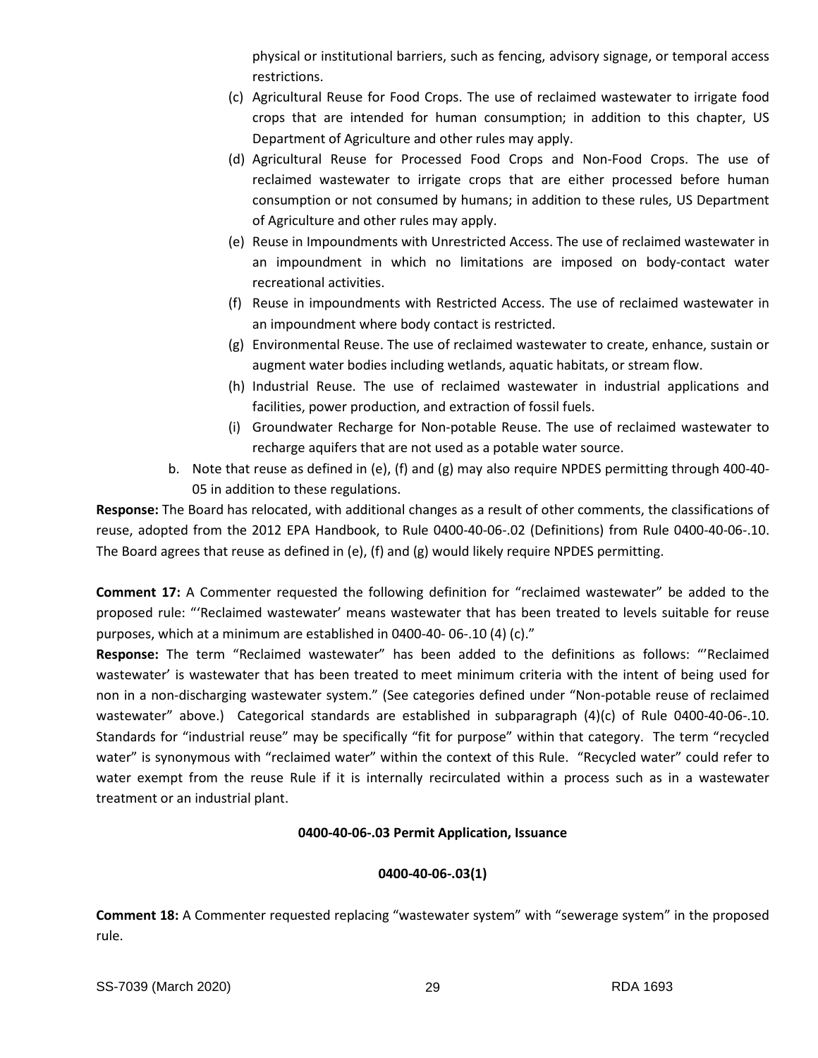physical or institutional barriers, such as fencing, advisory signage, or temporal access restrictions.

(c) Agricultural Reuse for Food Crops. The use of reclaimed wastewater to irrigate food crops that are intended for human consumption; in addition to this chapter, US Department of Agriculture and other rules may apply.

(d) Agricultural Reuse for Processed Food Crops and Non-Food Crops. The use of reclaimed wastewater to irrigate crops that are either processed before human consumption or not consumed by humans; in addition to these rules, US Department of Agriculture and other rules may apply.

(e) Reuse in Impoundments with Unrestricted Access. The use of reclaimed wastewater in an impoundment in which no limitations are imposed on body-contact water recreational activities.

(f) Reuse in impoundments with Restricted Access. The use of reclaimed wastewater in an impoundment where body contact is restricted.

(g) Environmental Reuse. The use of reclaimed wastewater to create, enhance, sustain or augment water bodies including wetlands, aquatic habitats, or stream flow.

(h) Industrial Reuse. The use of reclaimed wastewater in industrial applications and facilities, power production, and extraction of fossil fuels.

(i) Groundwater Recharge for Non-potable Reuse. The use of reclaimed wastewater to recharge aquifers that are not used as a potable water source.

b. Note that reuse as defined in (e), (f) and (g) may also require NPDES permitting through 400-40-05 in addition to these regulations.

**Response:** The Board has relocated, with additional changes as a result of other comments, the classifications of reuse, adopted from the 2012 EPA Handbook, to Rule 0400-40-06-.02 (Definitions) from Rule 0400-40-06-.10. The Board agrees that reuse as defined in (e), (f) and (g) would likely require NPDES permitting.

**Comment 17:** A Commenter requested the following definition for "reclaimed wastewater" be added to the proposed rule: "'Reclaimed wastewater' means wastewater that has been treated to levels suitable for reuse purposes, which at a minimum are established in 0400-40- 06-.10 (4) (c)."

**Response:** The term "Reclaimed wastewater" has been added to the definitions as follows: "'Reclaimed wastewater' is wastewater that has been treated to meet minimum criteria with the intent of being used for non in a non-discharging wastewater system." (See categories defined under "Non-potable reuse of reclaimed wastewater" above.) Categorical standards are established in subparagraph (4)(c) of Rule 0400-40-06-.10. Standards for "industrial reuse" may be specifically "fit for purpose" within that category. The term "recycled water" is synonymous with "reclaimed water" within the context of this Rule. "Recycled water" could refer to water exempt from the reuse Rule if it is internally recirculated within a process such as in a wastewater treatment or an industrial plant.

**0400-40-06-.03 Permit Application, Issuance**

**0400-40-06-.03(1)**

**Comment 18:** A Commenter requested replacing "wastewater system" with "sewerage system" in the proposed rule.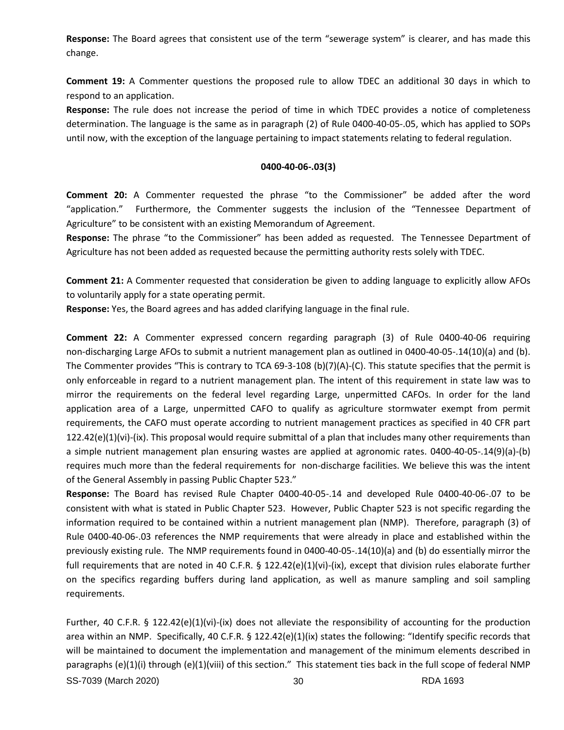**Response:** The Board agrees that consistent use of the term "sewerage system" is clearer, and has made this change.

**Comment 19:** A Commenter questions the proposed rule to allow TDEC an additional 30 days in which to respond to an application.

**Response:** The rule does not increase the period of time in which TDEC provides a notice of completeness determination. The language is the same as in paragraph (2) of Rule 0400-40-05-.05, which has applied to SOPs until now, with the exception of the language pertaining to impact statements relating to federal regulation.

**0400-40-06-.03(3)**

**Comment 20:** A Commenter requested the phrase "to the Commissioner" be added after the word "application." Furthermore, the Commenter suggests the inclusion of the "Tennessee Department of Agriculture" to be consistent with an existing Memorandum of Agreement.

**Response:** The phrase "to the Commissioner" has been added as requested. The Tennessee Department of Agriculture has not been added as requested because the permitting authority rests solely with TDEC.

**Comment 21:** A Commenter requested that consideration be given to adding language to explicitly allow AFOs to voluntarily apply for a state operating permit.

**Response:** Yes, the Board agrees and has added clarifying language in the final rule.

**Comment 22:** A Commenter expressed concern regarding paragraph (3) of Rule 0400-40-06 requiring non-discharging Large AFOs to submit a nutrient management plan as outlined in 0400-40-05-.14(10)(a) and (b). The Commenter provides "This is contrary to TCA 69-3-108 (b)(7)(A)-(C). This statute specifies that the permit is only enforceable in regard to a nutrient management plan. The intent of this requirement in state law was to mirror the requirements on the federal level regarding Large, unpermitted CAFOs. In order for the land application area of a Large, unpermitted CAFO to qualify as agriculture stormwater exempt from permit requirements, the CAFO must operate according to nutrient management practices as specified in 40 CFR part 122.42(e)(1)(vi)-(ix). This proposal would require submittal of a plan that includes many other requirements than a simple nutrient management plan ensuring wastes are applied at agronomic rates. 0400-40-05-.14(9)(a)-(b) requires much more than the federal requirements for non-discharge facilities. We believe this was the intent of the General Assembly in passing Public Chapter 523."

**Response:** The Board has revised Rule Chapter 0400-40-05-.14 and developed Rule 0400-40-06-.07 to be consistent with what is stated in Public Chapter 523. However, Public Chapter 523 is not specific regarding the information required to be contained within a nutrient management plan (NMP). Therefore, paragraph (3) of Rule 0400-40-06-.03 references the NMP requirements that were already in place and established within the previously existing rule. The NMP requirements found in 0400-40-05-.14(10)(a) and (b) do essentially mirror the full requirements that are noted in 40 C.F.R. § 122.42(e)(1)(vi)-(ix), except that division rules elaborate further on the specifics regarding buffers during land application, as well as manure sampling and soil sampling requirements.

Further, 40 C.F.R. § 122.42(e)(1)(vi)-(ix) does not alleviate the responsibility of accounting for the production area within an NMP. Specifically, 40 C.F.R. § 122.42(e)(1)(ix) states the following: "Identify specific records that will be maintained to document the implementation and management of the minimum elements described in paragraphs (e)(1)(i) through (e)(1)(viii) of this section." This statement ties back in the full scope of federal NMP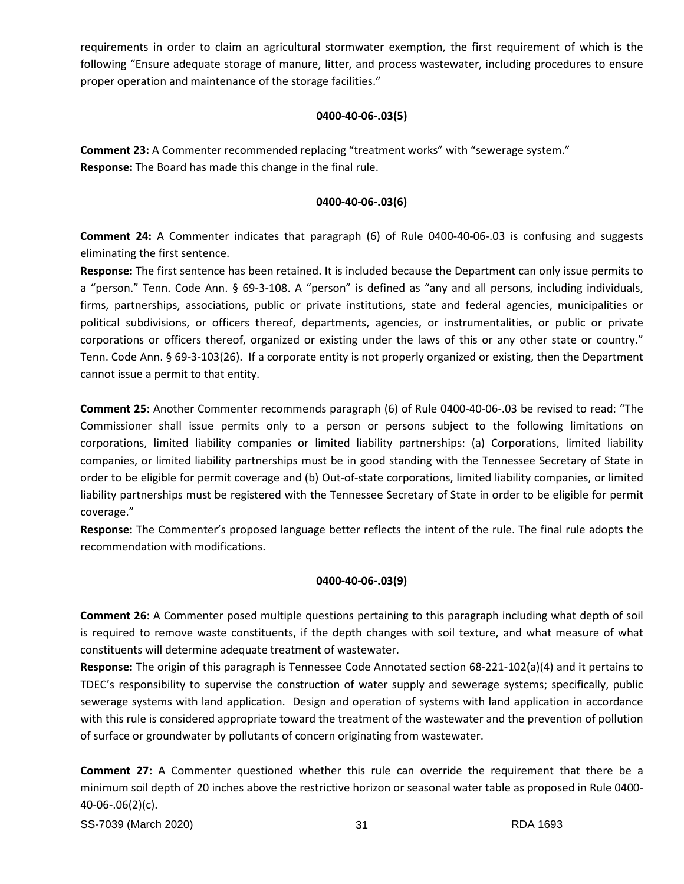requirements in order to claim an agricultural stormwater exemption, the first requirement of which is the following "Ensure adequate storage of manure, litter, and process wastewater, including procedures to ensure proper operation and maintenance of the storage facilities."

**0400-40-06-.03(5)**

**Comment 23:** A Commenter recommended replacing "treatment works" with "sewerage system."
**Response:** The Board has made this change in the final rule.

**0400-40-06-.03(6)**

**Comment 24:** A Commenter indicates that paragraph (6) of Rule 0400-40-06-.03 is confusing and suggests eliminating the first sentence.
**Response:** The first sentence has been retained. It is included because the Department can only issue permits to a "person." Tenn. Code Ann. § 69-3-108. A "person" is defined as "any and all persons, including individuals, firms, partnerships, associations, public or private institutions, state and federal agencies, municipalities or political subdivisions, or officers thereof, departments, agencies, or instrumentalities, or public or private corporations or officers thereof, organized or existing under the laws of this or any other state or country." Tenn. Code Ann. § 69-3-103(26). If a corporate entity is not properly organized or existing, then the Department cannot issue a permit to that entity.

**Comment 25:** Another Commenter recommends paragraph (6) of Rule 0400-40-06-.03 be revised to read: "The Commissioner shall issue permits only to a person or persons subject to the following limitations on corporations, limited liability companies or limited liability partnerships: (a) Corporations, limited liability companies, or limited liability partnerships must be in good standing with the Tennessee Secretary of State in order to be eligible for permit coverage and (b) Out-of-state corporations, limited liability companies, or limited liability partnerships must be registered with the Tennessee Secretary of State in order to be eligible for permit coverage."
**Response:** The Commenter's proposed language better reflects the intent of the rule. The final rule adopts the recommendation with modifications.

**0400-40-06-.03(9)**

**Comment 26:** A Commenter posed multiple questions pertaining to this paragraph including what depth of soil is required to remove waste constituents, if the depth changes with soil texture, and what measure of what constituents will determine adequate treatment of wastewater.
**Response:** The origin of this paragraph is Tennessee Code Annotated section 68-221-102(a)(4) and it pertains to TDEC's responsibility to supervise the construction of water supply and sewerage systems; specifically, public sewerage systems with land application. Design and operation of systems with land application in accordance with this rule is considered appropriate toward the treatment of the wastewater and the prevention of pollution of surface or groundwater by pollutants of concern originating from wastewater.

**Comment 27:** A Commenter questioned whether this rule can override the requirement that there be a minimum soil depth of 20 inches above the restrictive horizon or seasonal water table as proposed in Rule 0400-40-06-.06(2)(c).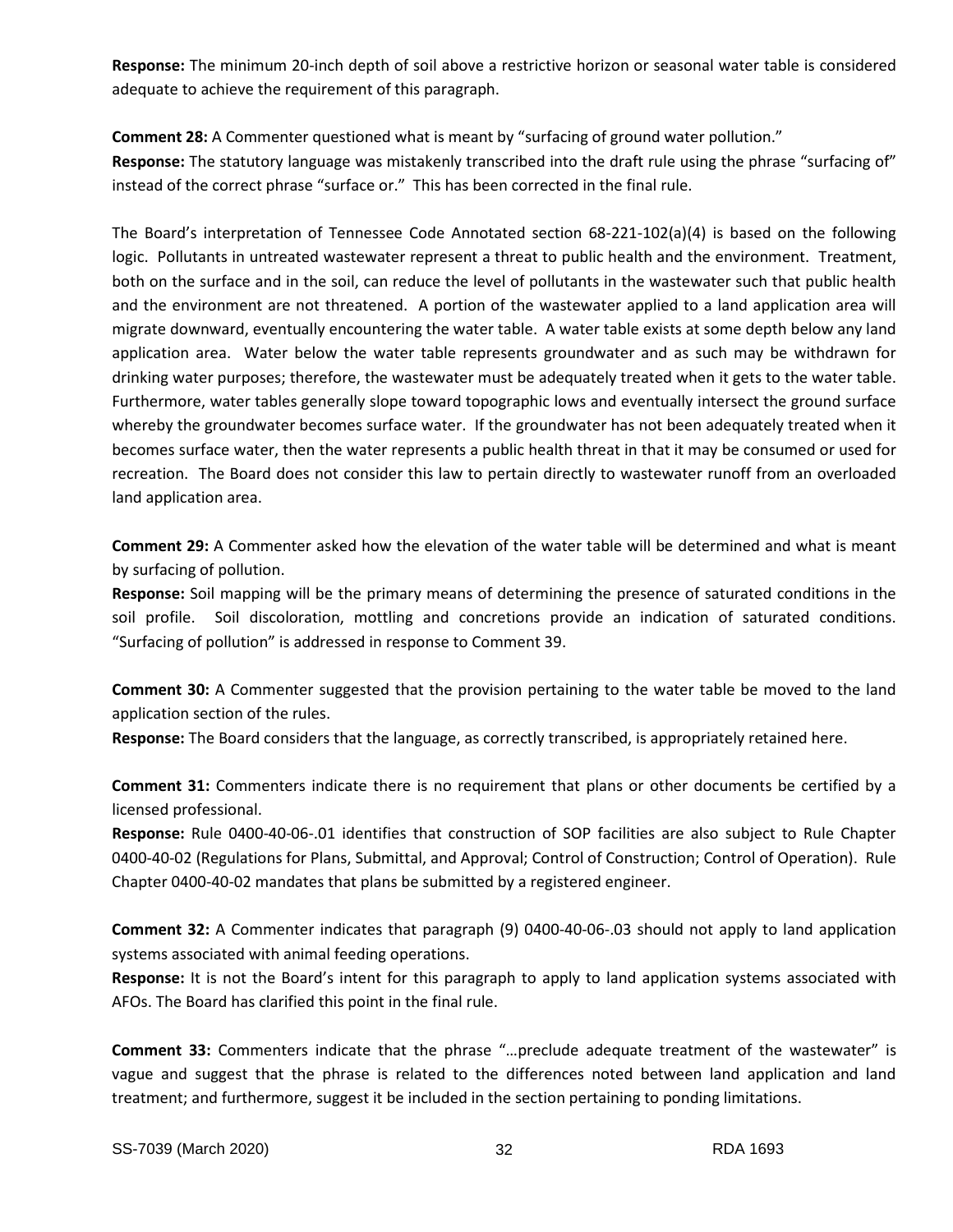**Response:** The minimum 20-inch depth of soil above a restrictive horizon or seasonal water table is considered adequate to achieve the requirement of this paragraph.

**Comment 28:** A Commenter questioned what is meant by "surfacing of ground water pollution."
**Response:** The statutory language was mistakenly transcribed into the draft rule using the phrase "surfacing of" instead of the correct phrase "surface or." This has been corrected in the final rule.

The Board's interpretation of Tennessee Code Annotated section 68-221-102(a)(4) is based on the following logic. Pollutants in untreated wastewater represent a threat to public health and the environment. Treatment, both on the surface and in the soil, can reduce the level of pollutants in the wastewater such that public health and the environment are not threatened. A portion of the wastewater applied to a land application area will migrate downward, eventually encountering the water table. A water table exists at some depth below any land application area. Water below the water table represents groundwater and as such may be withdrawn for drinking water purposes; therefore, the wastewater must be adequately treated when it gets to the water table. Furthermore, water tables generally slope toward topographic lows and eventually intersect the ground surface whereby the groundwater becomes surface water. If the groundwater has not been adequately treated when it becomes surface water, then the water represents a public health threat in that it may be consumed or used for recreation. The Board does not consider this law to pertain directly to wastewater runoff from an overloaded land application area.

**Comment 29:** A Commenter asked how the elevation of the water table will be determined and what is meant by surfacing of pollution.
**Response:** Soil mapping will be the primary means of determining the presence of saturated conditions in the soil profile. Soil discoloration, mottling and concretions provide an indication of saturated conditions. "Surfacing of pollution" is addressed in response to Comment 39.

**Comment 30:** A Commenter suggested that the provision pertaining to the water table be moved to the land application section of the rules.
**Response:** The Board considers that the language, as correctly transcribed, is appropriately retained here.

**Comment 31:** Commenters indicate there is no requirement that plans or other documents be certified by a licensed professional.
**Response:** Rule 0400-40-06-.01 identifies that construction of SOP facilities are also subject to Rule Chapter 0400-40-02 (Regulations for Plans, Submittal, and Approval; Control of Construction; Control of Operation). Rule Chapter 0400-40-02 mandates that plans be submitted by a registered engineer.

**Comment 32:** A Commenter indicates that paragraph (9) 0400-40-06-.03 should not apply to land application systems associated with animal feeding operations.
**Response:** It is not the Board's intent for this paragraph to apply to land application systems associated with AFOs. The Board has clarified this point in the final rule.

**Comment 33:** Commenters indicate that the phrase "…preclude adequate treatment of the wastewater" is vague and suggest that the phrase is related to the differences noted between land application and land treatment; and furthermore, suggest it be included in the section pertaining to ponding limitations.

SS-7039 (March 2020) RDA 1693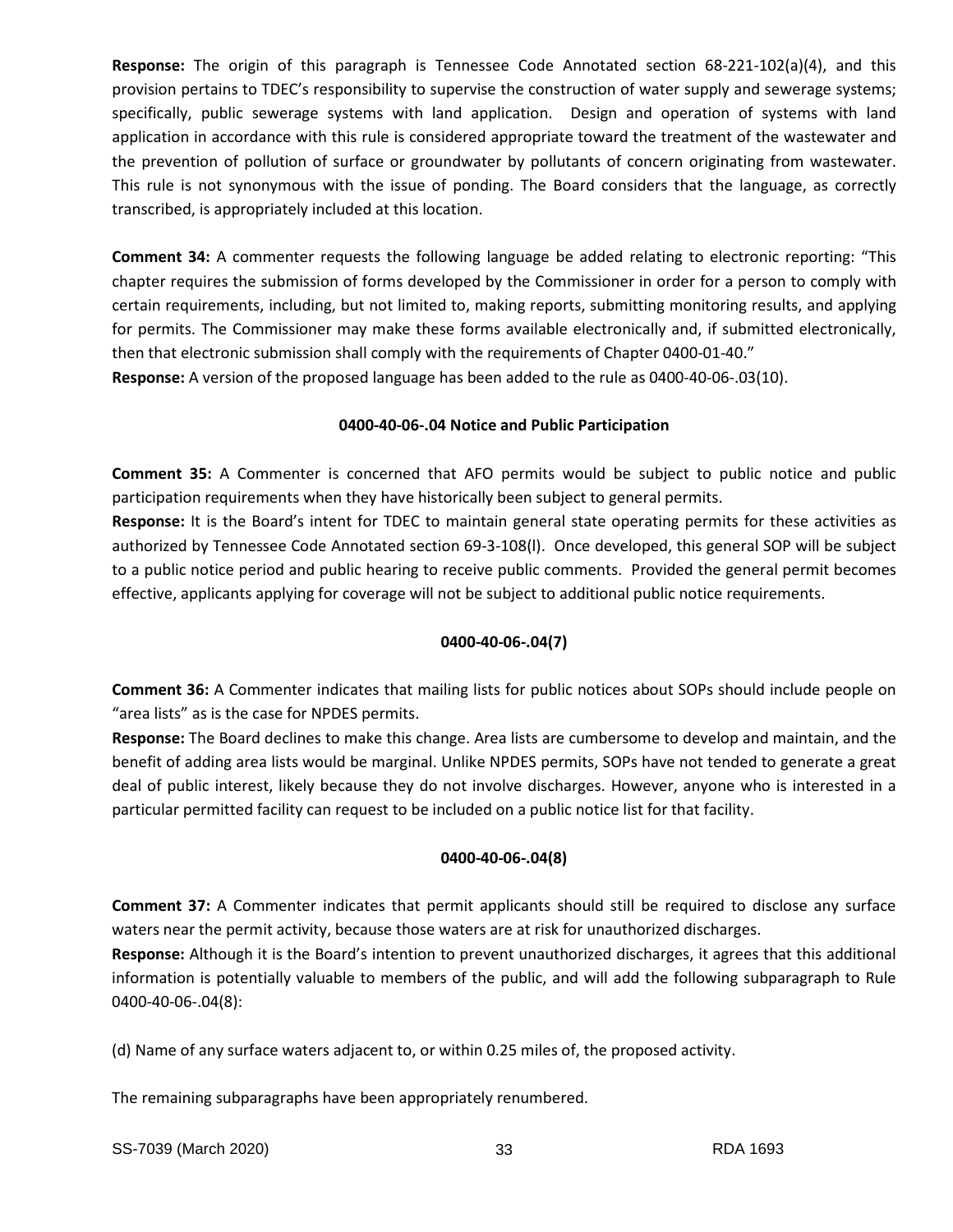**Response:** The origin of this paragraph is Tennessee Code Annotated section 68-221-102(a)(4), and this provision pertains to TDEC's responsibility to supervise the construction of water supply and sewerage systems; specifically, public sewerage systems with land application. Design and operation of systems with land application in accordance with this rule is considered appropriate toward the treatment of the wastewater and the prevention of pollution of surface or groundwater by pollutants of concern originating from wastewater. This rule is not synonymous with the issue of ponding. The Board considers that the language, as correctly transcribed, is appropriately included at this location.

**Comment 34:** A commenter requests the following language be added relating to electronic reporting: "This chapter requires the submission of forms developed by the Commissioner in order for a person to comply with certain requirements, including, but not limited to, making reports, submitting monitoring results, and applying for permits. The Commissioner may make these forms available electronically and, if submitted electronically, then that electronic submission shall comply with the requirements of Chapter 0400-01-40."

**Response:** A version of the proposed language has been added to the rule as 0400-40-06-.03(10).

**0400-40-06-.04 Notice and Public Participation**

**Comment 35:** A Commenter is concerned that AFO permits would be subject to public notice and public participation requirements when they have historically been subject to general permits.

**Response:** It is the Board's intent for TDEC to maintain general state operating permits for these activities as authorized by Tennessee Code Annotated section 69-3-108(l). Once developed, this general SOP will be subject to a public notice period and public hearing to receive public comments. Provided the general permit becomes effective, applicants applying for coverage will not be subject to additional public notice requirements.

**0400-40-06-.04(7)**

**Comment 36:** A Commenter indicates that mailing lists for public notices about SOPs should include people on "area lists" as is the case for NPDES permits.

**Response:** The Board declines to make this change. Area lists are cumbersome to develop and maintain, and the benefit of adding area lists would be marginal. Unlike NPDES permits, SOPs have not tended to generate a great deal of public interest, likely because they do not involve discharges. However, anyone who is interested in a particular permitted facility can request to be included on a public notice list for that facility.

**0400-40-06-.04(8)**

**Comment 37:** A Commenter indicates that permit applicants should still be required to disclose any surface waters near the permit activity, because those waters are at risk for unauthorized discharges.

**Response:** Although it is the Board's intention to prevent unauthorized discharges, it agrees that this additional information is potentially valuable to members of the public, and will add the following subparagraph to Rule 0400-40-06-.04(8):

(d) Name of any surface waters adjacent to, or within 0.25 miles of, the proposed activity.

The remaining subparagraphs have been appropriately renumbered.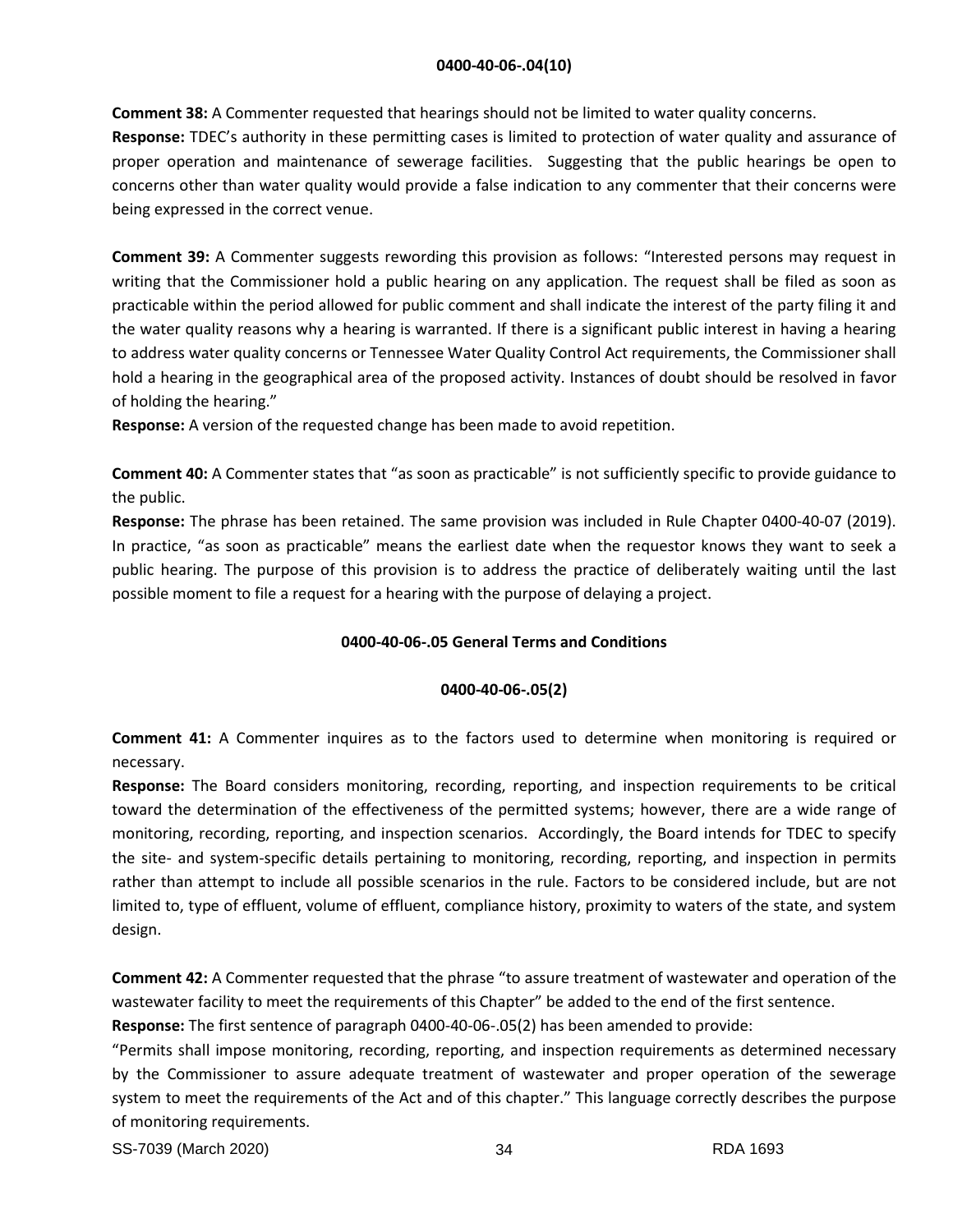**0400-40-06-.04(10)**

**Comment 38:** A Commenter requested that hearings should not be limited to water quality concerns.
**Response:** TDEC's authority in these permitting cases is limited to protection of water quality and assurance of proper operation and maintenance of sewerage facilities. Suggesting that the public hearings be open to concerns other than water quality would provide a false indication to any commenter that their concerns were being expressed in the correct venue.

**Comment 39:** A Commenter suggests rewording this provision as follows: "Interested persons may request in writing that the Commissioner hold a public hearing on any application. The request shall be filed as soon as practicable within the period allowed for public comment and shall indicate the interest of the party filing it and the water quality reasons why a hearing is warranted. If there is a significant public interest in having a hearing to address water quality concerns or Tennessee Water Quality Control Act requirements, the Commissioner shall hold a hearing in the geographical area of the proposed activity. Instances of doubt should be resolved in favor of holding the hearing."
**Response:** A version of the requested change has been made to avoid repetition.

**Comment 40:** A Commenter states that "as soon as practicable" is not sufficiently specific to provide guidance to the public.
**Response:** The phrase has been retained. The same provision was included in Rule Chapter 0400-40-07 (2019). In practice, "as soon as practicable" means the earliest date when the requestor knows they want to seek a public hearing. The purpose of this provision is to address the practice of deliberately waiting until the last possible moment to file a request for a hearing with the purpose of delaying a project.

**0400-40-06-.05 General Terms and Conditions**

**0400-40-06-.05(2)**

**Comment 41:** A Commenter inquires as to the factors used to determine when monitoring is required or necessary.
**Response:** The Board considers monitoring, recording, reporting, and inspection requirements to be critical toward the determination of the effectiveness of the permitted systems; however, there are a wide range of monitoring, recording, reporting, and inspection scenarios. Accordingly, the Board intends for TDEC to specify the site- and system-specific details pertaining to monitoring, recording, reporting, and inspection in permits rather than attempt to include all possible scenarios in the rule. Factors to be considered include, but are not limited to, type of effluent, volume of effluent, compliance history, proximity to waters of the state, and system design.

**Comment 42:** A Commenter requested that the phrase "to assure treatment of wastewater and operation of the wastewater facility to meet the requirements of this Chapter" be added to the end of the first sentence.
**Response:** The first sentence of paragraph 0400-40-06-.05(2) has been amended to provide:
"Permits shall impose monitoring, recording, reporting, and inspection requirements as determined necessary by the Commissioner to assure adequate treatment of wastewater and proper operation of the sewerage system to meet the requirements of the Act and of this chapter." This language correctly describes the purpose of monitoring requirements.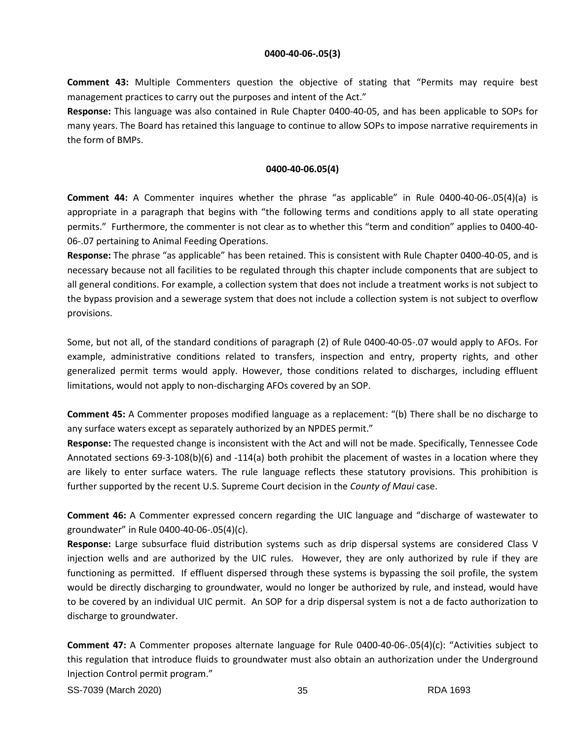**0400-40-06-.05(3)**

**Comment 43:** Multiple Commenters question the objective of stating that "Permits may require best management practices to carry out the purposes and intent of the Act."

**Response:** This language was also contained in Rule Chapter 0400-40-05, and has been applicable to SOPs for many years. The Board has retained this language to continue to allow SOPs to impose narrative requirements in the form of BMPs.

**0400-40-06.05(4)**

**Comment 44:** A Commenter inquires whether the phrase "as applicable" in Rule 0400-40-06-.05(4)(a) is appropriate in a paragraph that begins with "the following terms and conditions apply to all state operating permits." Furthermore, the commenter is not clear as to whether this "term and condition" applies to 0400-40-06-.07 pertaining to Animal Feeding Operations.

**Response:** The phrase "as applicable" has been retained. This is consistent with Rule Chapter 0400-40-05, and is necessary because not all facilities to be regulated through this chapter include components that are subject to all general conditions. For example, a collection system that does not include a treatment works is not subject to the bypass provision and a sewerage system that does not include a collection system is not subject to overflow provisions.

Some, but not all, of the standard conditions of paragraph (2) of Rule 0400-40-05-.07 would apply to AFOs. For example, administrative conditions related to transfers, inspection and entry, property rights, and other generalized permit terms would apply. However, those conditions related to discharges, including effluent limitations, would not apply to non-discharging AFOs covered by an SOP.

**Comment 45:** A Commenter proposes modified language as a replacement: "(b) There shall be no discharge to any surface waters except as separately authorized by an NPDES permit."

**Response:** The requested change is inconsistent with the Act and will not be made. Specifically, Tennessee Code Annotated sections 69-3-108(b)(6) and -114(a) both prohibit the placement of wastes in a location where they are likely to enter surface waters. The rule language reflects these statutory provisions. This prohibition is further supported by the recent U.S. Supreme Court decision in the *County of Maui* case.

**Comment 46:** A Commenter expressed concern regarding the UIC language and "discharge of wastewater to groundwater" in Rule 0400-40-06-.05(4)(c).

**Response:** Large subsurface fluid distribution systems such as drip dispersal systems are considered Class V injection wells and are authorized by the UIC rules. However, they are only authorized by rule if they are functioning as permitted. If effluent dispersed through these systems is bypassing the soil profile, the system would be directly discharging to groundwater, would no longer be authorized by rule, and instead, would have to be covered by an individual UIC permit. An SOP for a drip dispersal system is not a de facto authorization to discharge to groundwater.

**Comment 47:** A Commenter proposes alternate language for Rule 0400-40-06-.05(4)(c): "Activities subject to this regulation that introduce fluids to groundwater must also obtain an authorization under the Underground Injection Control permit program."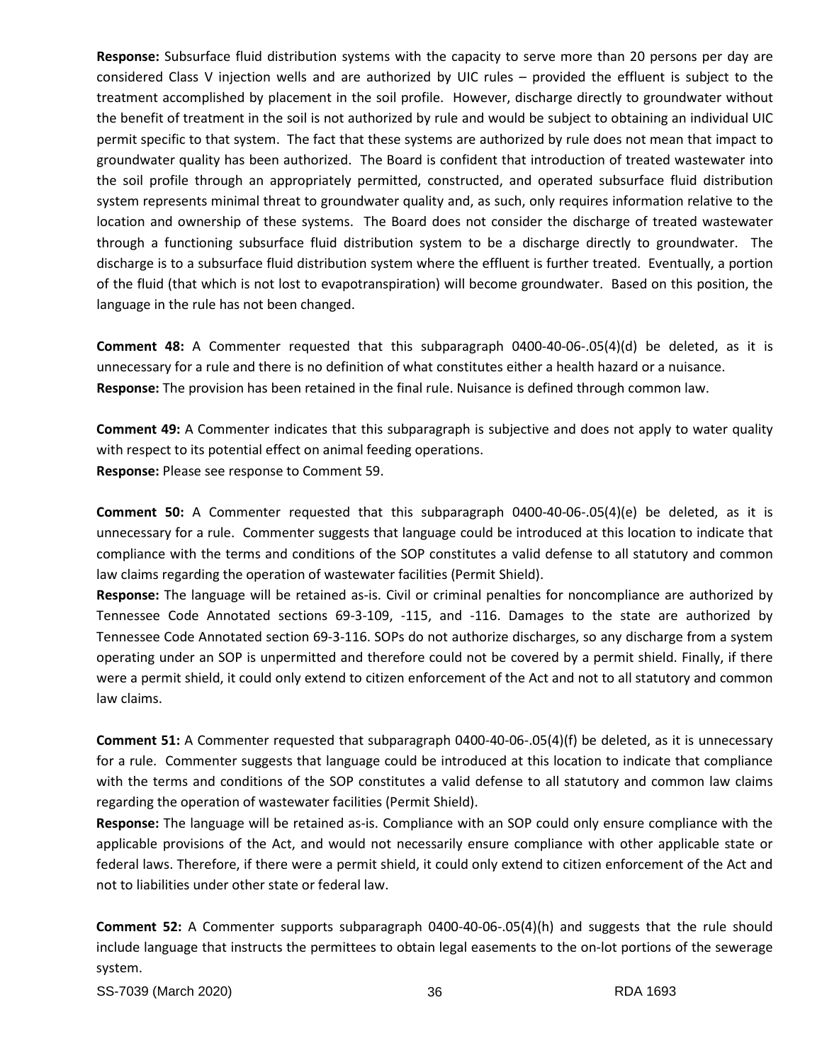**Response:** Subsurface fluid distribution systems with the capacity to serve more than 20 persons per day are considered Class V injection wells and are authorized by UIC rules – provided the effluent is subject to the treatment accomplished by placement in the soil profile. However, discharge directly to groundwater without the benefit of treatment in the soil is not authorized by rule and would be subject to obtaining an individual UIC permit specific to that system. The fact that these systems are authorized by rule does not mean that impact to groundwater quality has been authorized. The Board is confident that introduction of treated wastewater into the soil profile through an appropriately permitted, constructed, and operated subsurface fluid distribution system represents minimal threat to groundwater quality and, as such, only requires information relative to the location and ownership of these systems. The Board does not consider the discharge of treated wastewater through a functioning subsurface fluid distribution system to be a discharge directly to groundwater. The discharge is to a subsurface fluid distribution system where the effluent is further treated. Eventually, a portion of the fluid (that which is not lost to evapotranspiration) will become groundwater. Based on this position, the language in the rule has not been changed.

**Comment 48:** A Commenter requested that this subparagraph 0400-40-06-.05(4)(d) be deleted, as it is unnecessary for a rule and there is no definition of what constitutes either a health hazard or a nuisance.
**Response:** The provision has been retained in the final rule. Nuisance is defined through common law.

**Comment 49:** A Commenter indicates that this subparagraph is subjective and does not apply to water quality with respect to its potential effect on animal feeding operations.
**Response:** Please see response to Comment 59.

**Comment 50:** A Commenter requested that this subparagraph 0400-40-06-.05(4)(e) be deleted, as it is unnecessary for a rule. Commenter suggests that language could be introduced at this location to indicate that compliance with the terms and conditions of the SOP constitutes a valid defense to all statutory and common law claims regarding the operation of wastewater facilities (Permit Shield).
**Response:** The language will be retained as-is. Civil or criminal penalties for noncompliance are authorized by Tennessee Code Annotated sections 69-3-109, -115, and -116. Damages to the state are authorized by Tennessee Code Annotated section 69-3-116. SOPs do not authorize discharges, so any discharge from a system operating under an SOP is unpermitted and therefore could not be covered by a permit shield. Finally, if there were a permit shield, it could only extend to citizen enforcement of the Act and not to all statutory and common law claims.

**Comment 51:** A Commenter requested that subparagraph 0400-40-06-.05(4)(f) be deleted, as it is unnecessary for a rule. Commenter suggests that language could be introduced at this location to indicate that compliance with the terms and conditions of the SOP constitutes a valid defense to all statutory and common law claims regarding the operation of wastewater facilities (Permit Shield).
**Response:** The language will be retained as-is. Compliance with an SOP could only ensure compliance with the applicable provisions of the Act, and would not necessarily ensure compliance with other applicable state or federal laws. Therefore, if there were a permit shield, it could only extend to citizen enforcement of the Act and not to liabilities under other state or federal law.

**Comment 52:** A Commenter supports subparagraph 0400-40-06-.05(4)(h) and suggests that the rule should include language that instructs the permittees to obtain legal easements to the on-lot portions of the sewerage system.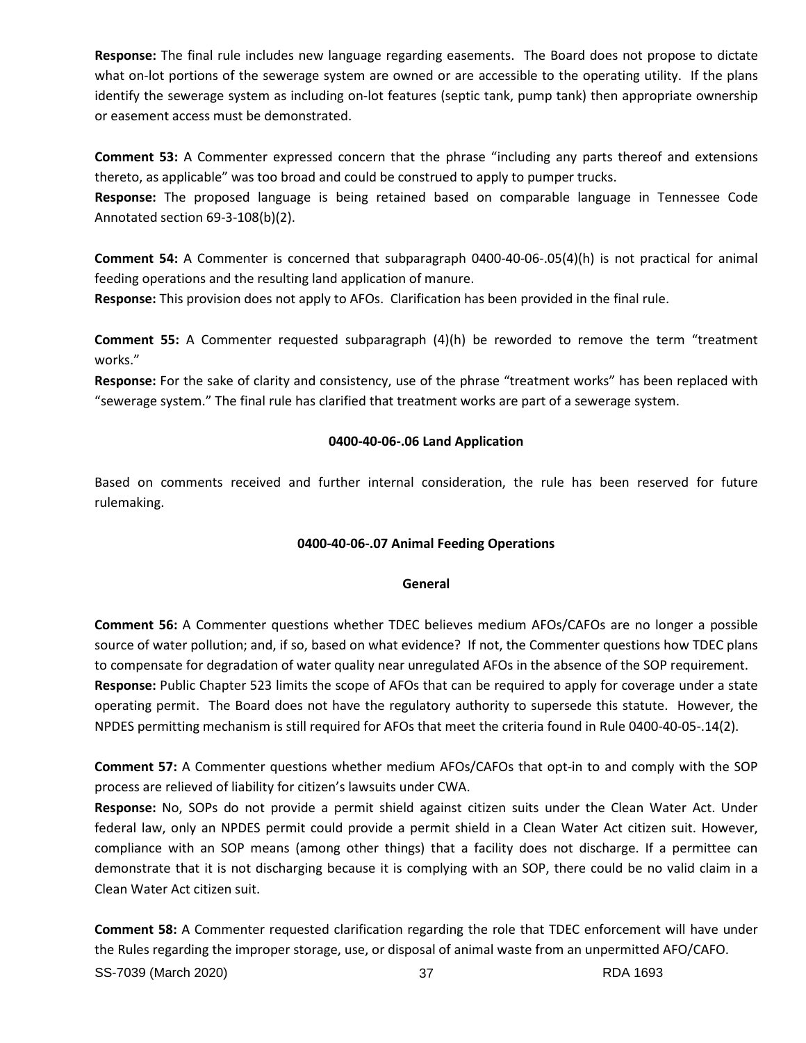**Response:** The final rule includes new language regarding easements. The Board does not propose to dictate what on-lot portions of the sewerage system are owned or are accessible to the operating utility. If the plans identify the sewerage system as including on-lot features (septic tank, pump tank) then appropriate ownership or easement access must be demonstrated.

**Comment 53:** A Commenter expressed concern that the phrase "including any parts thereof and extensions thereto, as applicable" was too broad and could be construed to apply to pumper trucks.
**Response:** The proposed language is being retained based on comparable language in Tennessee Code Annotated section 69-3-108(b)(2).

**Comment 54:** A Commenter is concerned that subparagraph 0400-40-06-.05(4)(h) is not practical for animal feeding operations and the resulting land application of manure.
**Response:** This provision does not apply to AFOs. Clarification has been provided in the final rule.

**Comment 55:** A Commenter requested subparagraph (4)(h) be reworded to remove the term "treatment works."
**Response:** For the sake of clarity and consistency, use of the phrase "treatment works" has been replaced with "sewerage system." The final rule has clarified that treatment works are part of a sewerage system.

## 0400-40-06-.06 Land Application

Based on comments received and further internal consideration, the rule has been reserved for future rulemaking.

## 0400-40-06-.07 Animal Feeding Operations

### General

**Comment 56:** A Commenter questions whether TDEC believes medium AFOs/CAFOs are no longer a possible source of water pollution; and, if so, based on what evidence? If not, the Commenter questions how TDEC plans to compensate for degradation of water quality near unregulated AFOs in the absence of the SOP requirement.
**Response:** Public Chapter 523 limits the scope of AFOs that can be required to apply for coverage under a state operating permit. The Board does not have the regulatory authority to supersede this statute. However, the NPDES permitting mechanism is still required for AFOs that meet the criteria found in Rule 0400-40-05-.14(2).

**Comment 57:** A Commenter questions whether medium AFOs/CAFOs that opt-in to and comply with the SOP process are relieved of liability for citizen's lawsuits under CWA.
**Response:** No, SOPs do not provide a permit shield against citizen suits under the Clean Water Act. Under federal law, only an NPDES permit could provide a permit shield in a Clean Water Act citizen suit. However, compliance with an SOP means (among other things) that a facility does not discharge. If a permittee can demonstrate that it is not discharging because it is complying with an SOP, there could be no valid claim in a Clean Water Act citizen suit.

**Comment 58:** A Commenter requested clarification regarding the role that TDEC enforcement will have under the Rules regarding the improper storage, use, or disposal of animal waste from an unpermitted AFO/CAFO.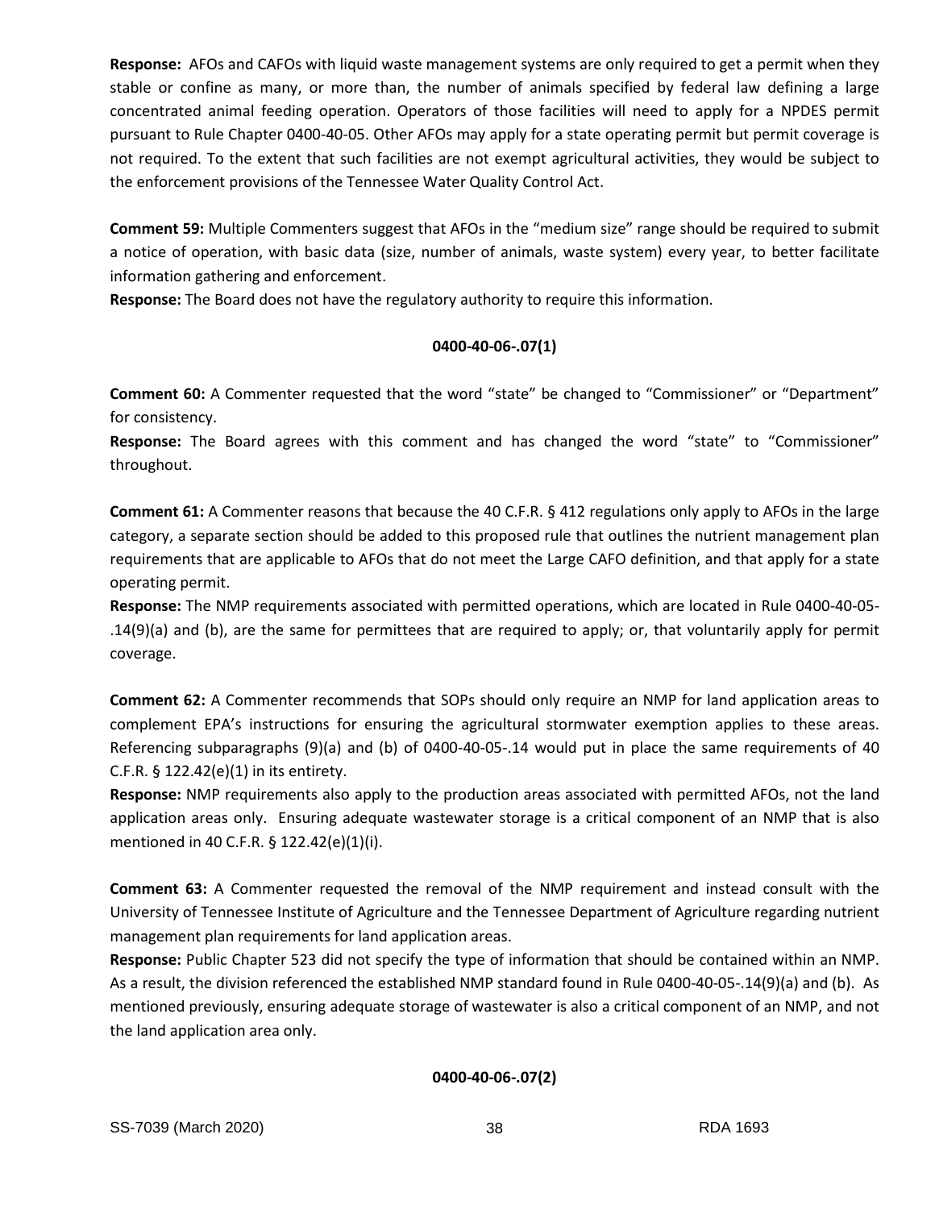**Response:** AFOs and CAFOs with liquid waste management systems are only required to get a permit when they stable or confine as many, or more than, the number of animals specified by federal law defining a large concentrated animal feeding operation. Operators of those facilities will need to apply for a NPDES permit pursuant to Rule Chapter 0400-40-05. Other AFOs may apply for a state operating permit but permit coverage is not required. To the extent that such facilities are not exempt agricultural activities, they would be subject to the enforcement provisions of the Tennessee Water Quality Control Act.

**Comment 59:** Multiple Commenters suggest that AFOs in the "medium size" range should be required to submit a notice of operation, with basic data (size, number of animals, waste system) every year, to better facilitate information gathering and enforcement.
**Response:** The Board does not have the regulatory authority to require this information.

**0400-40-06-.07(1)**

**Comment 60:** A Commenter requested that the word "state" be changed to "Commissioner" or "Department" for consistency.
**Response:** The Board agrees with this comment and has changed the word "state" to "Commissioner" throughout.

**Comment 61:** A Commenter reasons that because the 40 C.F.R. § 412 regulations only apply to AFOs in the large category, a separate section should be added to this proposed rule that outlines the nutrient management plan requirements that are applicable to AFOs that do not meet the Large CAFO definition, and that apply for a state operating permit.
**Response:** The NMP requirements associated with permitted operations, which are located in Rule 0400-40-05-.14(9)(a) and (b), are the same for permittees that are required to apply; or, that voluntarily apply for permit coverage.

**Comment 62:** A Commenter recommends that SOPs should only require an NMP for land application areas to complement EPA's instructions for ensuring the agricultural stormwater exemption applies to these areas. Referencing subparagraphs (9)(a) and (b) of 0400-40-05-.14 would put in place the same requirements of 40 C.F.R. § 122.42(e)(1) in its entirety.
**Response:** NMP requirements also apply to the production areas associated with permitted AFOs, not the land application areas only. Ensuring adequate wastewater storage is a critical component of an NMP that is also mentioned in 40 C.F.R. § 122.42(e)(1)(i).

**Comment 63:** A Commenter requested the removal of the NMP requirement and instead consult with the University of Tennessee Institute of Agriculture and the Tennessee Department of Agriculture regarding nutrient management plan requirements for land application areas.
**Response:** Public Chapter 523 did not specify the type of information that should be contained within an NMP. As a result, the division referenced the established NMP standard found in Rule 0400-40-05-.14(9)(a) and (b). As mentioned previously, ensuring adequate storage of wastewater is also a critical component of an NMP, and not the land application area only.

**0400-40-06-.07(2)**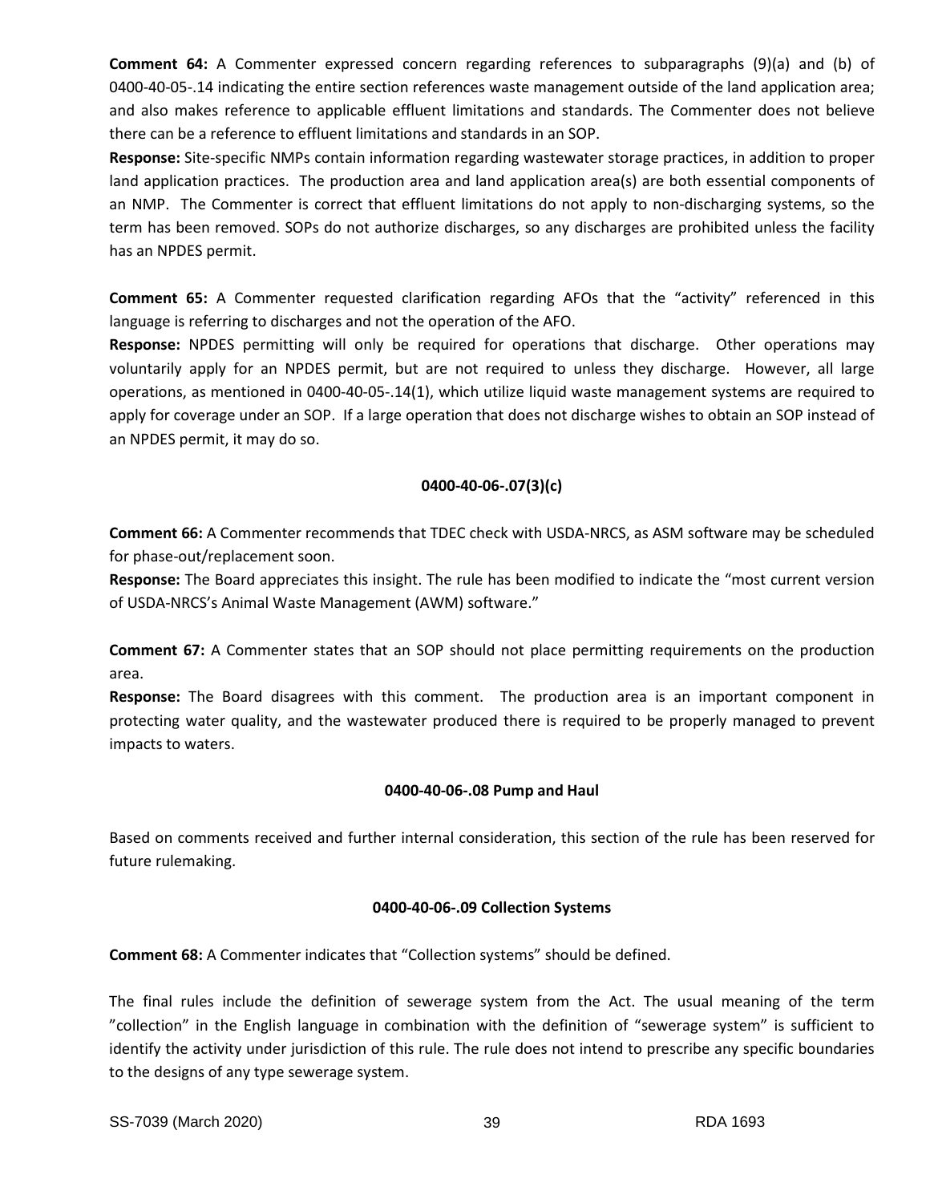**Comment 64:** A Commenter expressed concern regarding references to subparagraphs (9)(a) and (b) of 0400-40-05-.14 indicating the entire section references waste management outside of the land application area; and also makes reference to applicable effluent limitations and standards. The Commenter does not believe there can be a reference to effluent limitations and standards in an SOP.

**Response:** Site-specific NMPs contain information regarding wastewater storage practices, in addition to proper land application practices. The production area and land application area(s) are both essential components of an NMP. The Commenter is correct that effluent limitations do not apply to non-discharging systems, so the term has been removed. SOPs do not authorize discharges, so any discharges are prohibited unless the facility has an NPDES permit.

**Comment 65:** A Commenter requested clarification regarding AFOs that the "activity" referenced in this language is referring to discharges and not the operation of the AFO.

**Response:** NPDES permitting will only be required for operations that discharge. Other operations may voluntarily apply for an NPDES permit, but are not required to unless they discharge. However, all large operations, as mentioned in 0400-40-05-.14(1), which utilize liquid waste management systems are required to apply for coverage under an SOP. If a large operation that does not discharge wishes to obtain an SOP instead of an NPDES permit, it may do so.

**0400-40-06-.07(3)(c)**

**Comment 66:** A Commenter recommends that TDEC check with USDA-NRCS, as ASM software may be scheduled for phase-out/replacement soon.

**Response:** The Board appreciates this insight. The rule has been modified to indicate the "most current version of USDA-NRCS's Animal Waste Management (AWM) software."

**Comment 67:** A Commenter states that an SOP should not place permitting requirements on the production area.

**Response:** The Board disagrees with this comment. The production area is an important component in protecting water quality, and the wastewater produced there is required to be properly managed to prevent impacts to waters.

**0400-40-06-.08 Pump and Haul**

Based on comments received and further internal consideration, this section of the rule has been reserved for future rulemaking.

**0400-40-06-.09 Collection Systems**

**Comment 68:** A Commenter indicates that "Collection systems" should be defined.

The final rules include the definition of sewerage system from the Act. The usual meaning of the term "collection" in the English language in combination with the definition of "sewerage system" is sufficient to identify the activity under jurisdiction of this rule. The rule does not intend to prescribe any specific boundaries to the designs of any type sewerage system.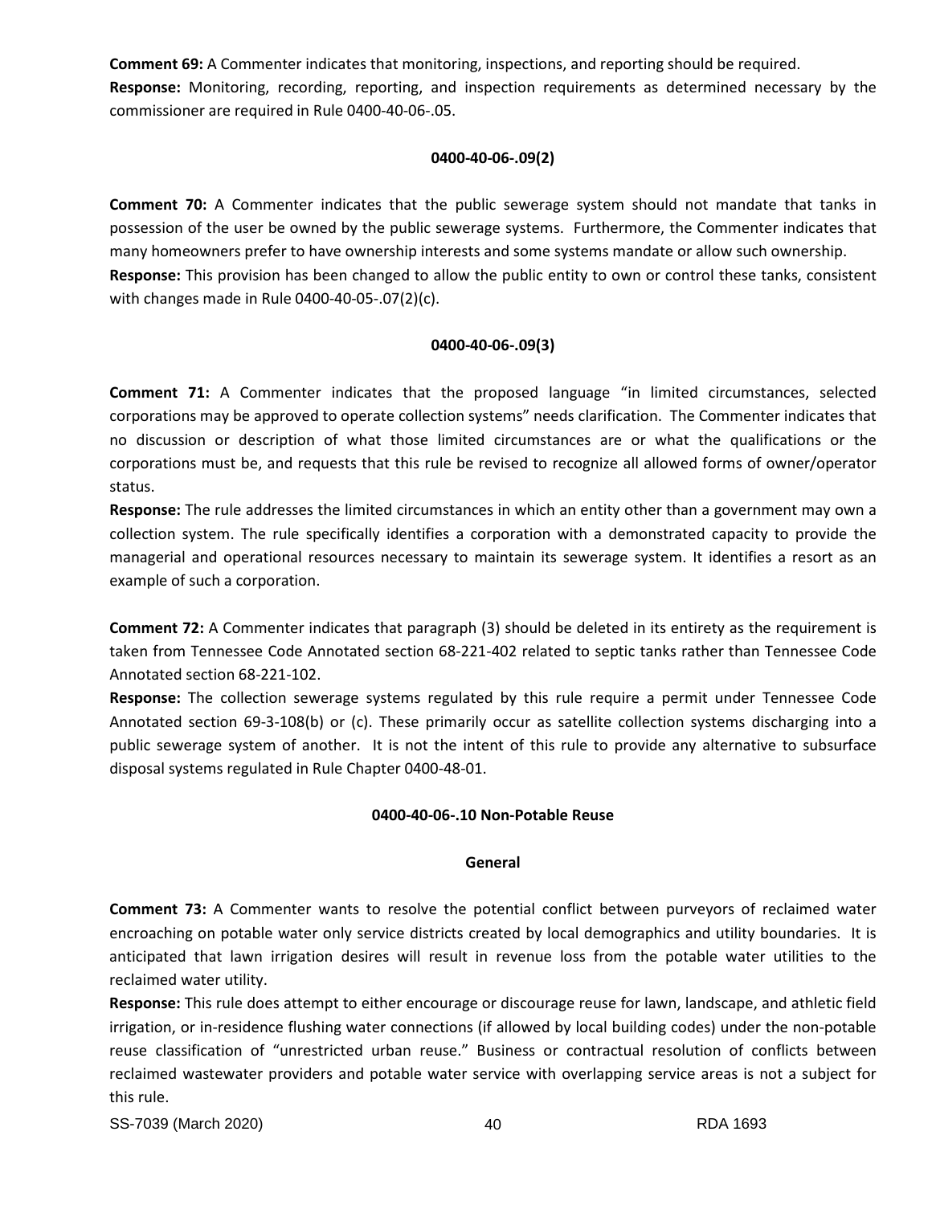**Comment 69:** A Commenter indicates that monitoring, inspections, and reporting should be required.
**Response:** Monitoring, recording, reporting, and inspection requirements as determined necessary by the commissioner are required in Rule 0400-40-06-.05.

**0400-40-06-.09(2)**

**Comment 70:** A Commenter indicates that the public sewerage system should not mandate that tanks in possession of the user be owned by the public sewerage systems. Furthermore, the Commenter indicates that many homeowners prefer to have ownership interests and some systems mandate or allow such ownership.
**Response:** This provision has been changed to allow the public entity to own or control these tanks, consistent with changes made in Rule 0400-40-05-.07(2)(c).

**0400-40-06-.09(3)**

**Comment 71:** A Commenter indicates that the proposed language "in limited circumstances, selected corporations may be approved to operate collection systems" needs clarification. The Commenter indicates that no discussion or description of what those limited circumstances are or what the qualifications or the corporations must be, and requests that this rule be revised to recognize all allowed forms of owner/operator status.
**Response:** The rule addresses the limited circumstances in which an entity other than a government may own a collection system. The rule specifically identifies a corporation with a demonstrated capacity to provide the managerial and operational resources necessary to maintain its sewerage system. It identifies a resort as an example of such a corporation.

**Comment 72:** A Commenter indicates that paragraph (3) should be deleted in its entirety as the requirement is taken from Tennessee Code Annotated section 68-221-402 related to septic tanks rather than Tennessee Code Annotated section 68-221-102.
**Response:** The collection sewerage systems regulated by this rule require a permit under Tennessee Code Annotated section 69-3-108(b) or (c). These primarily occur as satellite collection systems discharging into a public sewerage system of another. It is not the intent of this rule to provide any alternative to subsurface disposal systems regulated in Rule Chapter 0400-48-01.

**0400-40-06-.10 Non-Potable Reuse**

**General**

**Comment 73:** A Commenter wants to resolve the potential conflict between purveyors of reclaimed water encroaching on potable water only service districts created by local demographics and utility boundaries. It is anticipated that lawn irrigation desires will result in revenue loss from the potable water utilities to the reclaimed water utility.
**Response:** This rule does attempt to either encourage or discourage reuse for lawn, landscape, and athletic field irrigation, or in-residence flushing water connections (if allowed by local building codes) under the non-potable reuse classification of "unrestricted urban reuse." Business or contractual resolution of conflicts between reclaimed wastewater providers and potable water service with overlapping service areas is not a subject for this rule.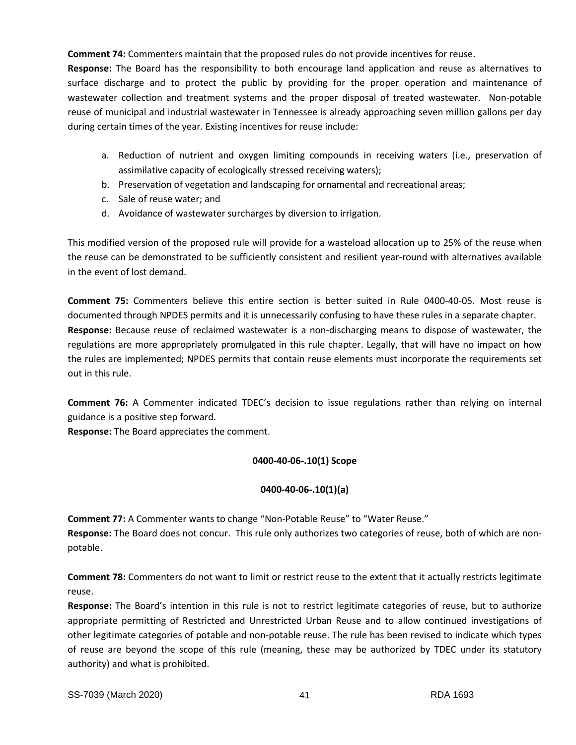**Comment 74:** Commenters maintain that the proposed rules do not provide incentives for reuse.

**Response:** The Board has the responsibility to both encourage land application and reuse as alternatives to surface discharge and to protect the public by providing for the proper operation and maintenance of wastewater collection and treatment systems and the proper disposal of treated wastewater. Non-potable reuse of municipal and industrial wastewater in Tennessee is already approaching seven million gallons per day during certain times of the year. Existing incentives for reuse include:

a. Reduction of nutrient and oxygen limiting compounds in receiving waters (i.e., preservation of assimilative capacity of ecologically stressed receiving waters);
b. Preservation of vegetation and landscaping for ornamental and recreational areas;
c. Sale of reuse water; and
d. Avoidance of wastewater surcharges by diversion to irrigation.

This modified version of the proposed rule will provide for a wasteload allocation up to 25% of the reuse when the reuse can be demonstrated to be sufficiently consistent and resilient year-round with alternatives available in the event of lost demand.

**Comment 75:** Commenters believe this entire section is better suited in Rule 0400-40-05. Most reuse is documented through NPDES permits and it is unnecessarily confusing to have these rules in a separate chapter.

**Response:** Because reuse of reclaimed wastewater is a non-discharging means to dispose of wastewater, the regulations are more appropriately promulgated in this rule chapter. Legally, that will have no impact on how the rules are implemented; NPDES permits that contain reuse elements must incorporate the requirements set out in this rule.

**Comment 76:** A Commenter indicated TDEC's decision to issue regulations rather than relying on internal guidance is a positive step forward.

**Response:** The Board appreciates the comment.

**0400-40-06-.10(1) Scope**

**0400-40-06-.10(1)(a)**

**Comment 77:** A Commenter wants to change "Non-Potable Reuse" to "Water Reuse."

**Response:** The Board does not concur. This rule only authorizes two categories of reuse, both of which are non-potable.

**Comment 78:** Commenters do not want to limit or restrict reuse to the extent that it actually restricts legitimate reuse.

**Response:** The Board's intention in this rule is not to restrict legitimate categories of reuse, but to authorize appropriate permitting of Restricted and Unrestricted Urban Reuse and to allow continued investigations of other legitimate categories of potable and non-potable reuse. The rule has been revised to indicate which types of reuse are beyond the scope of this rule (meaning, these may be authorized by TDEC under its statutory authority) and what is prohibited.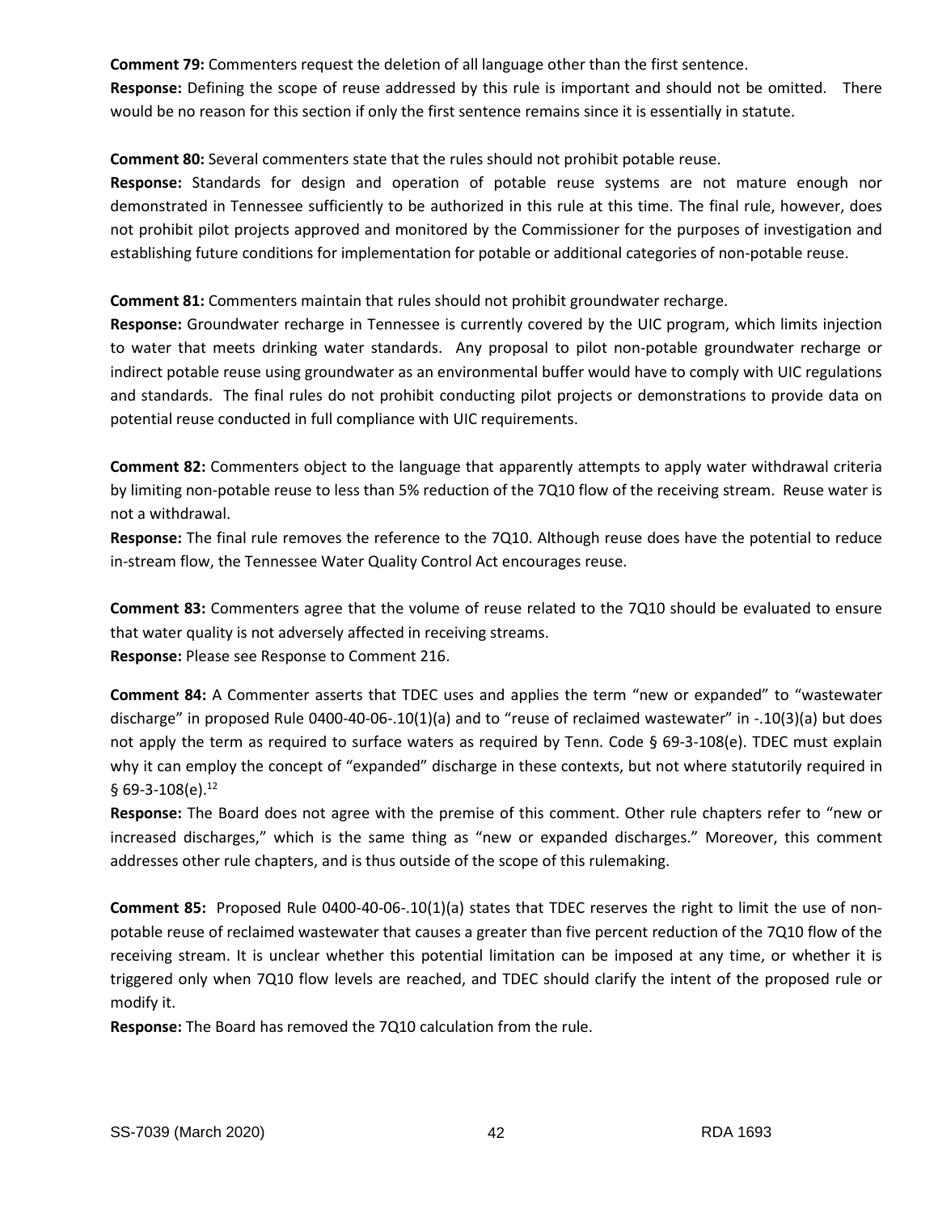**Comment 79:** Commenters request the deletion of all language other than the first sentence.
**Response:** Defining the scope of reuse addressed by this rule is important and should not be omitted. There would be no reason for this section if only the first sentence remains since it is essentially in statute.

**Comment 80:** Several commenters state that the rules should not prohibit potable reuse.
**Response:** Standards for design and operation of potable reuse systems are not mature enough nor demonstrated in Tennessee sufficiently to be authorized in this rule at this time. The final rule, however, does not prohibit pilot projects approved and monitored by the Commissioner for the purposes of investigation and establishing future conditions for implementation for potable or additional categories of non-potable reuse.

**Comment 81:** Commenters maintain that rules should not prohibit groundwater recharge.
**Response:** Groundwater recharge in Tennessee is currently covered by the UIC program, which limits injection to water that meets drinking water standards. Any proposal to pilot non-potable groundwater recharge or indirect potable reuse using groundwater as an environmental buffer would have to comply with UIC regulations and standards. The final rules do not prohibit conducting pilot projects or demonstrations to provide data on potential reuse conducted in full compliance with UIC requirements.

**Comment 82:** Commenters object to the language that apparently attempts to apply water withdrawal criteria by limiting non-potable reuse to less than 5% reduction of the 7Q10 flow of the receiving stream. Reuse water is not a withdrawal.
**Response:** The final rule removes the reference to the 7Q10. Although reuse does have the potential to reduce in-stream flow, the Tennessee Water Quality Control Act encourages reuse.

**Comment 83:** Commenters agree that the volume of reuse related to the 7Q10 should be evaluated to ensure that water quality is not adversely affected in receiving streams.
**Response:** Please see Response to Comment 216.

**Comment 84:** A Commenter asserts that TDEC uses and applies the term "new or expanded" to "wastewater discharge" in proposed Rule 0400-40-06-.10(1)(a) and to "reuse of reclaimed wastewater" in -.10(3)(a) but does not apply the term as required to surface waters as required by Tenn. Code § 69-3-108(e). TDEC must explain why it can employ the concept of "expanded" discharge in these contexts, but not where statutorily required in § 69-3-108(e).[12]
**Response:** The Board does not agree with the premise of this comment. Other rule chapters refer to "new or increased discharges," which is the same thing as "new or expanded discharges." Moreover, this comment addresses other rule chapters, and is thus outside of the scope of this rulemaking.

**Comment 85:** Proposed Rule 0400-40-06-.10(1)(a) states that TDEC reserves the right to limit the use of non-potable reuse of reclaimed wastewater that causes a greater than five percent reduction of the 7Q10 flow of the receiving stream. It is unclear whether this potential limitation can be imposed at any time, or whether it is triggered only when 7Q10 flow levels are reached, and TDEC should clarify the intent of the proposed rule or modify it.
**Response:** The Board has removed the 7Q10 calculation from the rule.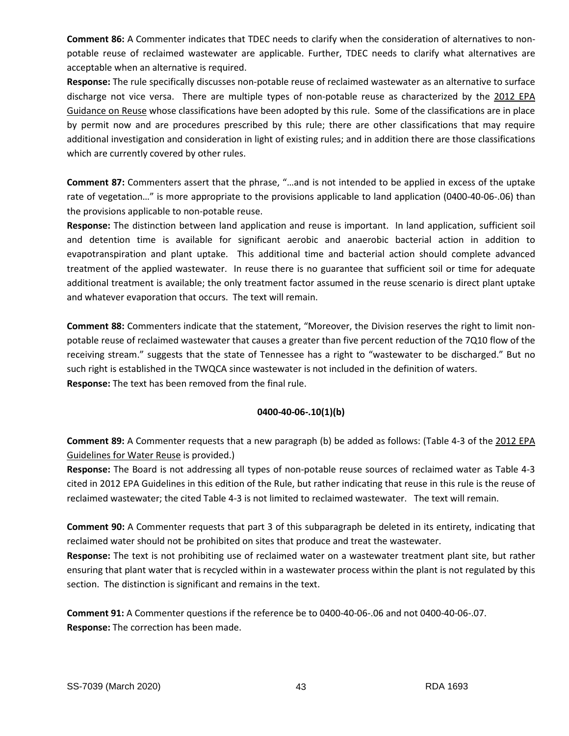**Comment 86:** A Commenter indicates that TDEC needs to clarify when the consideration of alternatives to non-potable reuse of reclaimed wastewater are applicable. Further, TDEC needs to clarify what alternatives are acceptable when an alternative is required.

**Response:** The rule specifically discusses non-potable reuse of reclaimed wastewater as an alternative to surface discharge not vice versa. There are multiple types of non-potable reuse as characterized by the 2012 EPA Guidance on Reuse whose classifications have been adopted by this rule. Some of the classifications are in place by permit now and are procedures prescribed by this rule; there are other classifications that may require additional investigation and consideration in light of existing rules; and in addition there are those classifications which are currently covered by other rules.

**Comment 87:** Commenters assert that the phrase, "…and is not intended to be applied in excess of the uptake rate of vegetation…" is more appropriate to the provisions applicable to land application (0400-40-06-.06) than the provisions applicable to non-potable reuse.

**Response:** The distinction between land application and reuse is important. In land application, sufficient soil and detention time is available for significant aerobic and anaerobic bacterial action in addition to evapotranspiration and plant uptake. This additional time and bacterial action should complete advanced treatment of the applied wastewater. In reuse there is no guarantee that sufficient soil or time for adequate additional treatment is available; the only treatment factor assumed in the reuse scenario is direct plant uptake and whatever evaporation that occurs. The text will remain.

**Comment 88:** Commenters indicate that the statement, "Moreover, the Division reserves the right to limit non-potable reuse of reclaimed wastewater that causes a greater than five percent reduction of the 7Q10 flow of the receiving stream." suggests that the state of Tennessee has a right to "wastewater to be discharged." But no such right is established in the TWQCA since wastewater is not included in the definition of waters.

**Response:** The text has been removed from the final rule.

**0400-40-06-.10(1)(b)**

**Comment 89:** A Commenter requests that a new paragraph (b) be added as follows: (Table 4-3 of the 2012 EPA Guidelines for Water Reuse is provided.)

**Response:** The Board is not addressing all types of non-potable reuse sources of reclaimed water as Table 4-3 cited in 2012 EPA Guidelines in this edition of the Rule, but rather indicating that reuse in this rule is the reuse of reclaimed wastewater; the cited Table 4-3 is not limited to reclaimed wastewater. The text will remain.

**Comment 90:** A Commenter requests that part 3 of this subparagraph be deleted in its entirety, indicating that reclaimed water should not be prohibited on sites that produce and treat the wastewater.

**Response:** The text is not prohibiting use of reclaimed water on a wastewater treatment plant site, but rather ensuring that plant water that is recycled within in a wastewater process within the plant is not regulated by this section. The distinction is significant and remains in the text.

**Comment 91:** A Commenter questions if the reference be to 0400-40-06-.06 and not 0400-40-06-.07.

**Response:** The correction has been made.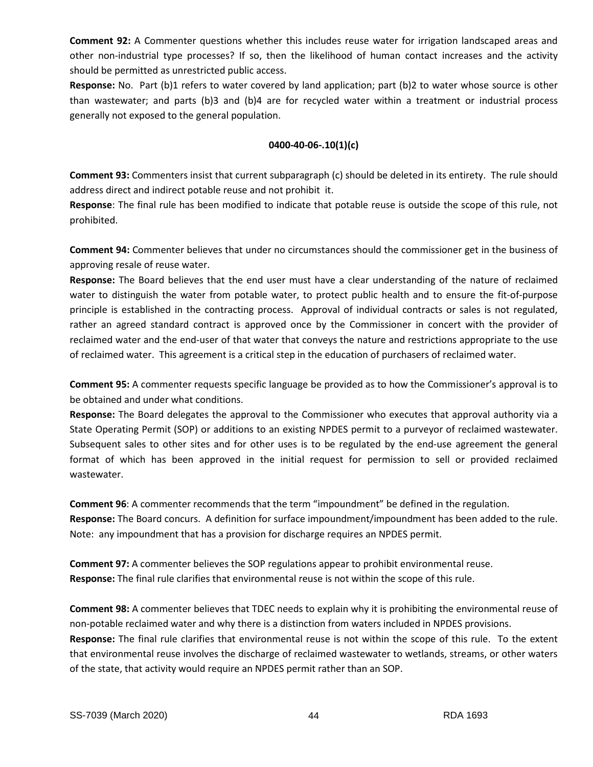**Comment 92:** A Commenter questions whether this includes reuse water for irrigation landscaped areas and other non-industrial type processes? If so, then the likelihood of human contact increases and the activity should be permitted as unrestricted public access.
**Response:** No. Part (b)1 refers to water covered by land application; part (b)2 to water whose source is other than wastewater; and parts (b)3 and (b)4 are for recycled water within a treatment or industrial process generally not exposed to the general population.

**0400-40-06-.10(1)(c)**

**Comment 93:** Commenters insist that current subparagraph (c) should be deleted in its entirety. The rule should address direct and indirect potable reuse and not prohibit it.
**Response**: The final rule has been modified to indicate that potable reuse is outside the scope of this rule, not prohibited.

**Comment 94:** Commenter believes that under no circumstances should the commissioner get in the business of approving resale of reuse water.
**Response:** The Board believes that the end user must have a clear understanding of the nature of reclaimed water to distinguish the water from potable water, to protect public health and to ensure the fit-of-purpose principle is established in the contracting process. Approval of individual contracts or sales is not regulated, rather an agreed standard contract is approved once by the Commissioner in concert with the provider of reclaimed water and the end-user of that water that conveys the nature and restrictions appropriate to the use of reclaimed water. This agreement is a critical step in the education of purchasers of reclaimed water.

**Comment 95:** A commenter requests specific language be provided as to how the Commissioner's approval is to be obtained and under what conditions.
**Response:** The Board delegates the approval to the Commissioner who executes that approval authority via a State Operating Permit (SOP) or additions to an existing NPDES permit to a purveyor of reclaimed wastewater. Subsequent sales to other sites and for other uses is to be regulated by the end-use agreement the general format of which has been approved in the initial request for permission to sell or provided reclaimed wastewater.

**Comment 96**: A commenter recommends that the term "impoundment" be defined in the regulation.
**Response:** The Board concurs. A definition for surface impoundment/impoundment has been added to the rule. Note: any impoundment that has a provision for discharge requires an NPDES permit.

**Comment 97:** A commenter believes the SOP regulations appear to prohibit environmental reuse.
**Response:** The final rule clarifies that environmental reuse is not within the scope of this rule.

**Comment 98:** A commenter believes that TDEC needs to explain why it is prohibiting the environmental reuse of non-potable reclaimed water and why there is a distinction from waters included in NPDES provisions.
**Response:** The final rule clarifies that environmental reuse is not within the scope of this rule. To the extent that environmental reuse involves the discharge of reclaimed wastewater to wetlands, streams, or other waters of the state, that activity would require an NPDES permit rather than an SOP.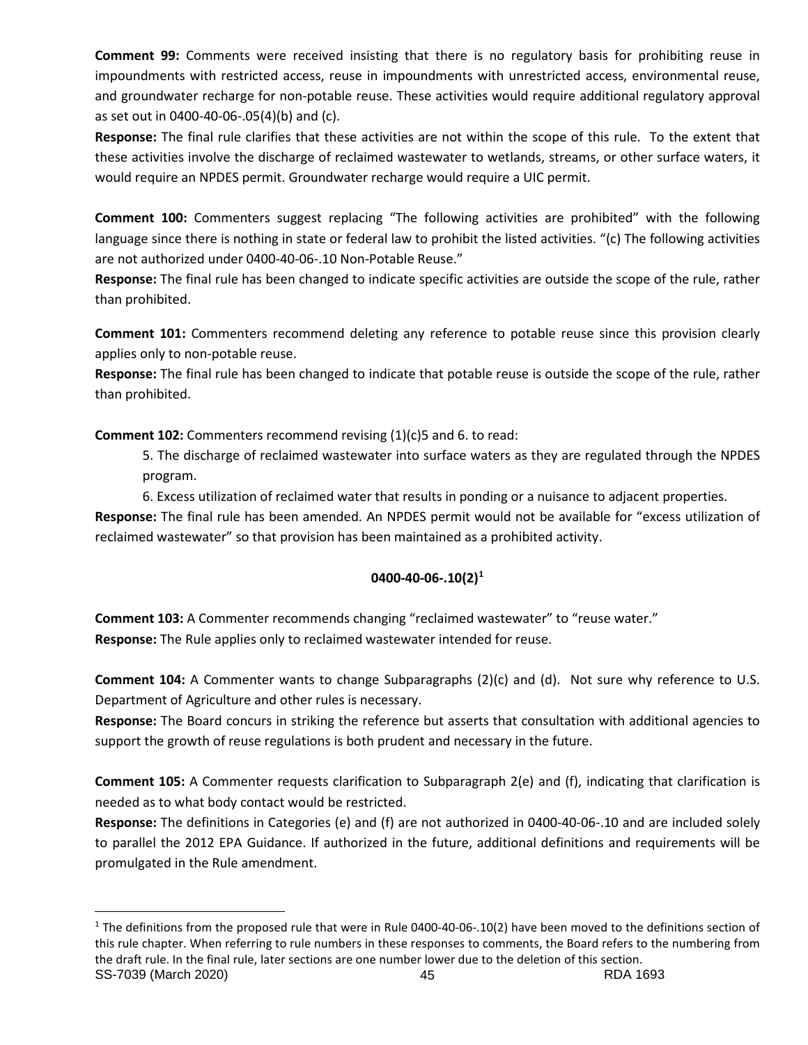**Comment 99:** Comments were received insisting that there is no regulatory basis for prohibiting reuse in impoundments with restricted access, reuse in impoundments with unrestricted access, environmental reuse, and groundwater recharge for non-potable reuse. These activities would require additional regulatory approval as set out in 0400-40-06-.05(4)(b) and (c).

**Response:** The final rule clarifies that these activities are not within the scope of this rule. To the extent that these activities involve the discharge of reclaimed wastewater to wetlands, streams, or other surface waters, it would require an NPDES permit. Groundwater recharge would require a UIC permit.

**Comment 100:** Commenters suggest replacing "The following activities are prohibited" with the following language since there is nothing in state or federal law to prohibit the listed activities. "(c) The following activities are not authorized under 0400-40-06-.10 Non-Potable Reuse."

**Response:** The final rule has been changed to indicate specific activities are outside the scope of the rule, rather than prohibited.

**Comment 101:** Commenters recommend deleting any reference to potable reuse since this provision clearly applies only to non-potable reuse.

**Response:** The final rule has been changed to indicate that potable reuse is outside the scope of the rule, rather than prohibited.

**Comment 102:** Commenters recommend revising (1)(c)5 and 6. to read:

> 5. The discharge of reclaimed wastewater into surface waters as they are regulated through the NPDES program.
>
> 6. Excess utilization of reclaimed water that results in ponding or a nuisance to adjacent properties.

**Response:** The final rule has been amended. An NPDES permit would not be available for "excess utilization of reclaimed wastewater" so that provision has been maintained as a prohibited activity.

## 0400-40-06-.10(2)[1]

**Comment 103:** A Commenter recommends changing "reclaimed wastewater" to "reuse water."

**Response:** The Rule applies only to reclaimed wastewater intended for reuse.

**Comment 104:** A Commenter wants to change Subparagraphs (2)(c) and (d). Not sure why reference to U.S. Department of Agriculture and other rules is necessary.

**Response:** The Board concurs in striking the reference but asserts that consultation with additional agencies to support the growth of reuse regulations is both prudent and necessary in the future.

**Comment 105:** A Commenter requests clarification to Subparagraph 2(e) and (f), indicating that clarification is needed as to what body contact would be restricted.

**Response:** The definitions in Categories (e) and (f) are not authorized in 0400-40-06-.10 and are included solely to parallel the 2012 EPA Guidance. If authorized in the future, additional definitions and requirements will be promulgated in the Rule amendment.

---

[1] The definitions from the proposed rule that were in Rule 0400-40-06-.10(2) have been moved to the definitions section of this rule chapter. When referring to rule numbers in these responses to comments, the Board refers to the numbering from the draft rule. In the final rule, later sections are one number lower due to the deletion of this section.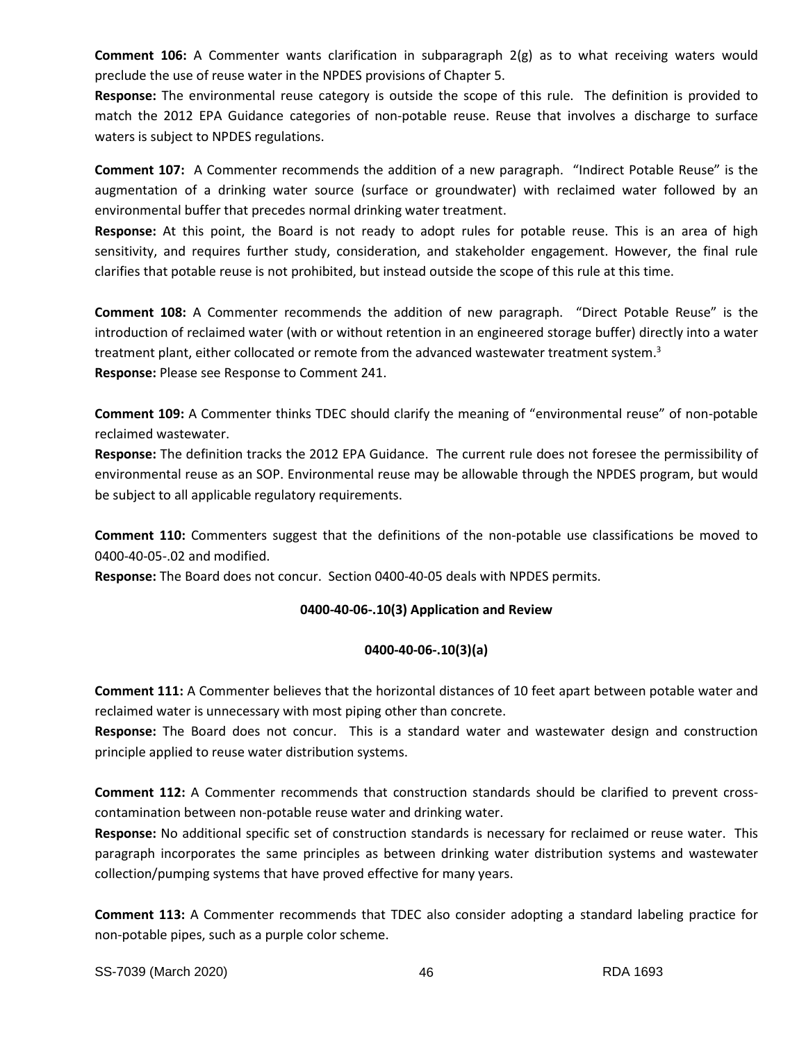**Comment 106:** A Commenter wants clarification in subparagraph 2(g) as to what receiving waters would preclude the use of reuse water in the NPDES provisions of Chapter 5.
**Response:** The environmental reuse category is outside the scope of this rule. The definition is provided to match the 2012 EPA Guidance categories of non-potable reuse. Reuse that involves a discharge to surface waters is subject to NPDES regulations.

**Comment 107:** A Commenter recommends the addition of a new paragraph. "Indirect Potable Reuse" is the augmentation of a drinking water source (surface or groundwater) with reclaimed water followed by an environmental buffer that precedes normal drinking water treatment.
**Response:** At this point, the Board is not ready to adopt rules for potable reuse. This is an area of high sensitivity, and requires further study, consideration, and stakeholder engagement. However, the final rule clarifies that potable reuse is not prohibited, but instead outside the scope of this rule at this time.

**Comment 108:** A Commenter recommends the addition of new paragraph. "Direct Potable Reuse" is the introduction of reclaimed water (with or without retention in an engineered storage buffer) directly into a water treatment plant, either collocated or remote from the advanced wastewater treatment system.[3]
**Response:** Please see Response to Comment 241.

**Comment 109:** A Commenter thinks TDEC should clarify the meaning of "environmental reuse" of non-potable reclaimed wastewater.
**Response:** The definition tracks the 2012 EPA Guidance. The current rule does not foresee the permissibility of environmental reuse as an SOP. Environmental reuse may be allowable through the NPDES program, but would be subject to all applicable regulatory requirements.

**Comment 110:** Commenters suggest that the definitions of the non-potable use classifications be moved to 0400-40-05-.02 and modified.
**Response:** The Board does not concur. Section 0400-40-05 deals with NPDES permits.

**0400-40-06-.10(3) Application and Review**

**0400-40-06-.10(3)(a)**

**Comment 111:** A Commenter believes that the horizontal distances of 10 feet apart between potable water and reclaimed water is unnecessary with most piping other than concrete.
**Response:** The Board does not concur. This is a standard water and wastewater design and construction principle applied to reuse water distribution systems.

**Comment 112:** A Commenter recommends that construction standards should be clarified to prevent cross-contamination between non-potable reuse water and drinking water.
**Response:** No additional specific set of construction standards is necessary for reclaimed or reuse water. This paragraph incorporates the same principles as between drinking water distribution systems and wastewater collection/pumping systems that have proved effective for many years.

**Comment 113:** A Commenter recommends that TDEC also consider adopting a standard labeling practice for non-potable pipes, such as a purple color scheme.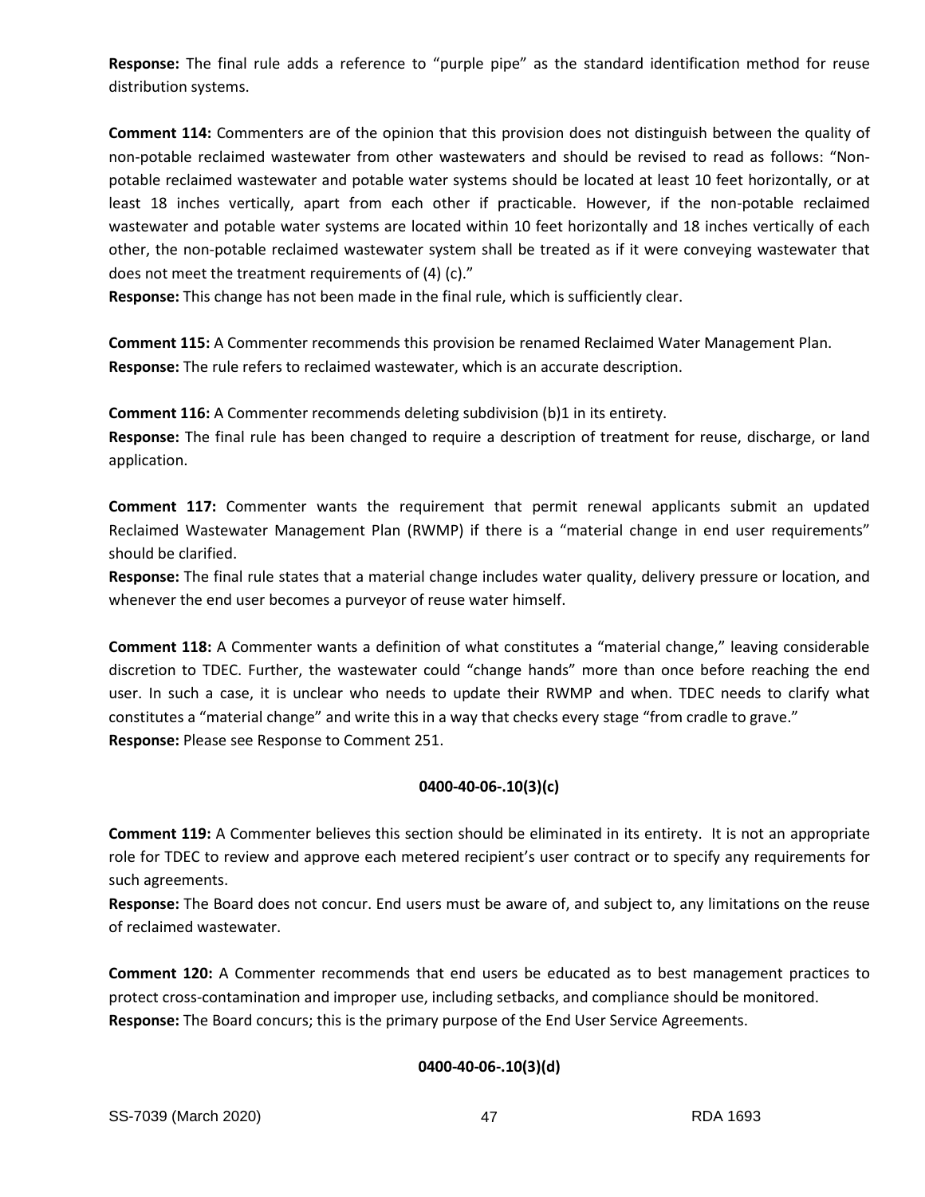**Response:** The final rule adds a reference to "purple pipe" as the standard identification method for reuse distribution systems.

**Comment 114:** Commenters are of the opinion that this provision does not distinguish between the quality of non-potable reclaimed wastewater from other wastewaters and should be revised to read as follows: "Non-potable reclaimed wastewater and potable water systems should be located at least 10 feet horizontally, or at least 18 inches vertically, apart from each other if practicable. However, if the non-potable reclaimed wastewater and potable water systems are located within 10 feet horizontally and 18 inches vertically of each other, the non-potable reclaimed wastewater system shall be treated as if it were conveying wastewater that does not meet the treatment requirements of (4) (c)."
**Response:** This change has not been made in the final rule, which is sufficiently clear.

**Comment 115:** A Commenter recommends this provision be renamed Reclaimed Water Management Plan.
**Response:** The rule refers to reclaimed wastewater, which is an accurate description.

**Comment 116:** A Commenter recommends deleting subdivision (b)1 in its entirety.
**Response:** The final rule has been changed to require a description of treatment for reuse, discharge, or land application.

**Comment 117:** Commenter wants the requirement that permit renewal applicants submit an updated Reclaimed Wastewater Management Plan (RWMP) if there is a "material change in end user requirements" should be clarified.
**Response:** The final rule states that a material change includes water quality, delivery pressure or location, and whenever the end user becomes a purveyor of reuse water himself.

**Comment 118:** A Commenter wants a definition of what constitutes a "material change," leaving considerable discretion to TDEC. Further, the wastewater could "change hands" more than once before reaching the end user. In such a case, it is unclear who needs to update their RWMP and when. TDEC needs to clarify what constitutes a "material change" and write this in a way that checks every stage "from cradle to grave."
**Response:** Please see Response to Comment 251.

**0400-40-06-.10(3)(c)**

**Comment 119:** A Commenter believes this section should be eliminated in its entirety. It is not an appropriate role for TDEC to review and approve each metered recipient's user contract or to specify any requirements for such agreements.
**Response:** The Board does not concur. End users must be aware of, and subject to, any limitations on the reuse of reclaimed wastewater.

**Comment 120:** A Commenter recommends that end users be educated as to best management practices to protect cross-contamination and improper use, including setbacks, and compliance should be monitored.
**Response:** The Board concurs; this is the primary purpose of the End User Service Agreements.

**0400-40-06-.10(3)(d)**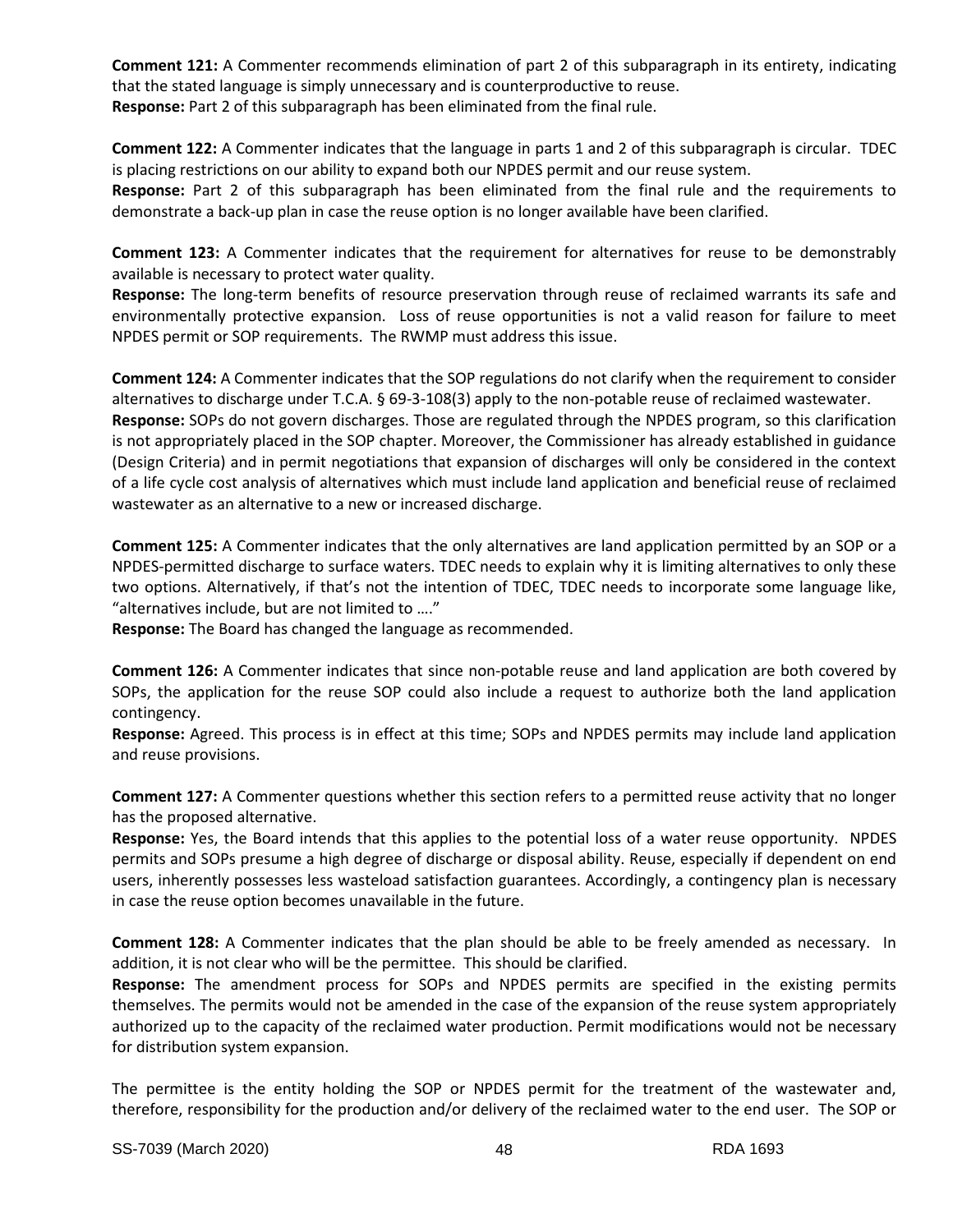**Comment 121:** A Commenter recommends elimination of part 2 of this subparagraph in its entirety, indicating that the stated language is simply unnecessary and is counterproductive to reuse.
**Response:** Part 2 of this subparagraph has been eliminated from the final rule.

**Comment 122:** A Commenter indicates that the language in parts 1 and 2 of this subparagraph is circular. TDEC is placing restrictions on our ability to expand both our NPDES permit and our reuse system.
**Response:** Part 2 of this subparagraph has been eliminated from the final rule and the requirements to demonstrate a back-up plan in case the reuse option is no longer available have been clarified.

**Comment 123:** A Commenter indicates that the requirement for alternatives for reuse to be demonstrably available is necessary to protect water quality.
**Response:** The long-term benefits of resource preservation through reuse of reclaimed warrants its safe and environmentally protective expansion. Loss of reuse opportunities is not a valid reason for failure to meet NPDES permit or SOP requirements. The RWMP must address this issue.

**Comment 124:** A Commenter indicates that the SOP regulations do not clarify when the requirement to consider alternatives to discharge under T.C.A. § 69-3-108(3) apply to the non-potable reuse of reclaimed wastewater.
**Response:** SOPs do not govern discharges. Those are regulated through the NPDES program, so this clarification is not appropriately placed in the SOP chapter. Moreover, the Commissioner has already established in guidance (Design Criteria) and in permit negotiations that expansion of discharges will only be considered in the context of a life cycle cost analysis of alternatives which must include land application and beneficial reuse of reclaimed wastewater as an alternative to a new or increased discharge.

**Comment 125:** A Commenter indicates that the only alternatives are land application permitted by an SOP or a NPDES-permitted discharge to surface waters. TDEC needs to explain why it is limiting alternatives to only these two options. Alternatively, if that's not the intention of TDEC, TDEC needs to incorporate some language like, "alternatives include, but are not limited to …."
**Response:** The Board has changed the language as recommended.

**Comment 126:** A Commenter indicates that since non-potable reuse and land application are both covered by SOPs, the application for the reuse SOP could also include a request to authorize both the land application contingency.
**Response:** Agreed. This process is in effect at this time; SOPs and NPDES permits may include land application and reuse provisions.

**Comment 127:** A Commenter questions whether this section refers to a permitted reuse activity that no longer has the proposed alternative.
**Response:** Yes, the Board intends that this applies to the potential loss of a water reuse opportunity. NPDES permits and SOPs presume a high degree of discharge or disposal ability. Reuse, especially if dependent on end users, inherently possesses less wasteload satisfaction guarantees. Accordingly, a contingency plan is necessary in case the reuse option becomes unavailable in the future.

**Comment 128:** A Commenter indicates that the plan should be able to be freely amended as necessary. In addition, it is not clear who will be the permittee. This should be clarified.
**Response:** The amendment process for SOPs and NPDES permits are specified in the existing permits themselves. The permits would not be amended in the case of the expansion of the reuse system appropriately authorized up to the capacity of the reclaimed water production. Permit modifications would not be necessary for distribution system expansion.

The permittee is the entity holding the SOP or NPDES permit for the treatment of the wastewater and, therefore, responsibility for the production and/or delivery of the reclaimed water to the end user. The SOP or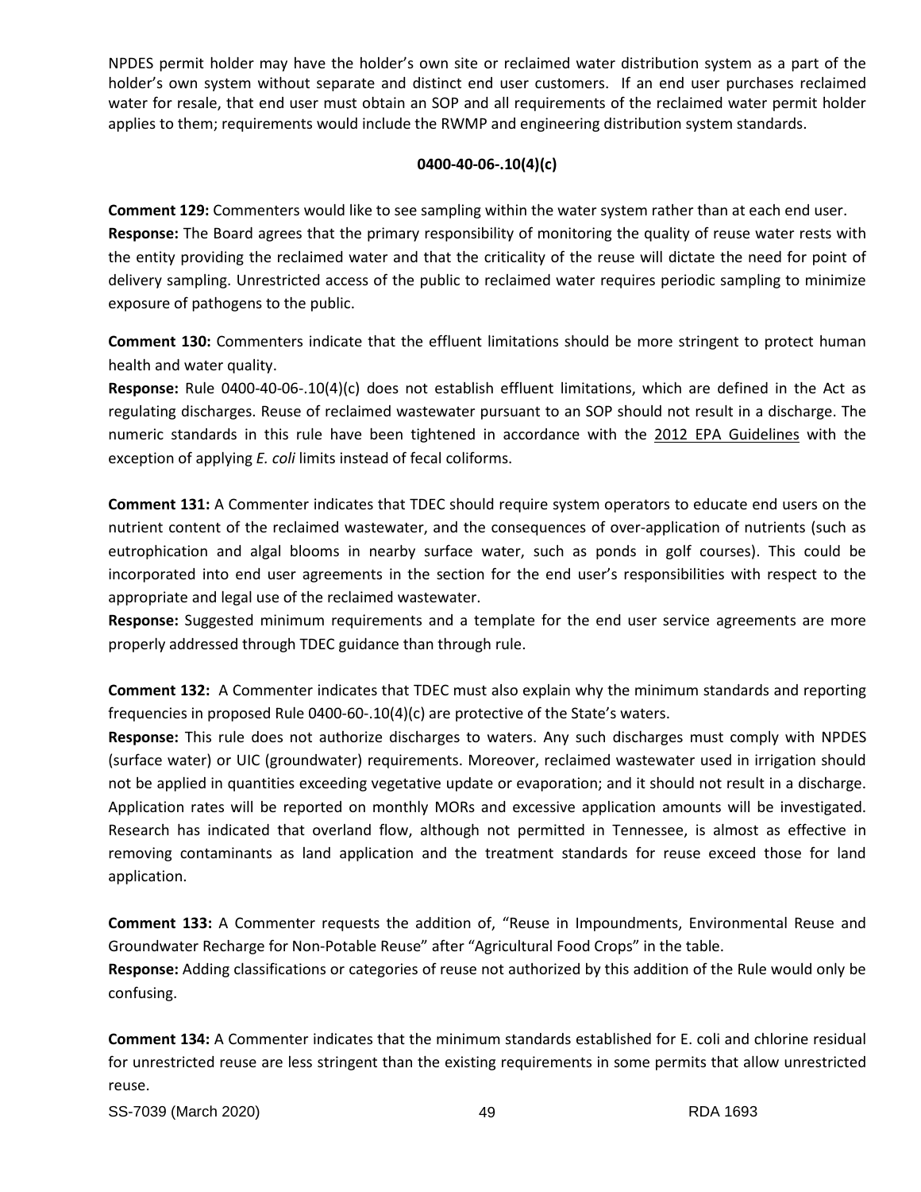NPDES permit holder may have the holder's own site or reclaimed water distribution system as a part of the holder's own system without separate and distinct end user customers. If an end user purchases reclaimed water for resale, that end user must obtain an SOP and all requirements of the reclaimed water permit holder applies to them; requirements would include the RWMP and engineering distribution system standards.

**0400-40-06-.10(4)(c)**

**Comment 129:** Commenters would like to see sampling within the water system rather than at each end user.
**Response:** The Board agrees that the primary responsibility of monitoring the quality of reuse water rests with the entity providing the reclaimed water and that the criticality of the reuse will dictate the need for point of delivery sampling. Unrestricted access of the public to reclaimed water requires periodic sampling to minimize exposure of pathogens to the public.

**Comment 130:** Commenters indicate that the effluent limitations should be more stringent to protect human health and water quality.
**Response:** Rule 0400-40-06-.10(4)(c) does not establish effluent limitations, which are defined in the Act as regulating discharges. Reuse of reclaimed wastewater pursuant to an SOP should not result in a discharge. The numeric standards in this rule have been tightened in accordance with the 2012 EPA Guidelines with the exception of applying *E. coli* limits instead of fecal coliforms.

**Comment 131:** A Commenter indicates that TDEC should require system operators to educate end users on the nutrient content of the reclaimed wastewater, and the consequences of over-application of nutrients (such as eutrophication and algal blooms in nearby surface water, such as ponds in golf courses). This could be incorporated into end user agreements in the section for the end user's responsibilities with respect to the appropriate and legal use of the reclaimed wastewater.
**Response:** Suggested minimum requirements and a template for the end user service agreements are more properly addressed through TDEC guidance than through rule.

**Comment 132:** A Commenter indicates that TDEC must also explain why the minimum standards and reporting frequencies in proposed Rule 0400-60-.10(4)(c) are protective of the State's waters.
**Response:** This rule does not authorize discharges to waters. Any such discharges must comply with NPDES (surface water) or UIC (groundwater) requirements. Moreover, reclaimed wastewater used in irrigation should not be applied in quantities exceeding vegetative update or evaporation; and it should not result in a discharge. Application rates will be reported on monthly MORs and excessive application amounts will be investigated. Research has indicated that overland flow, although not permitted in Tennessee, is almost as effective in removing contaminants as land application and the treatment standards for reuse exceed those for land application.

**Comment 133:** A Commenter requests the addition of, "Reuse in Impoundments, Environmental Reuse and Groundwater Recharge for Non-Potable Reuse" after "Agricultural Food Crops" in the table.
**Response:** Adding classifications or categories of reuse not authorized by this addition of the Rule would only be confusing.

**Comment 134:** A Commenter indicates that the minimum standards established for E. coli and chlorine residual for unrestricted reuse are less stringent than the existing requirements in some permits that allow unrestricted reuse.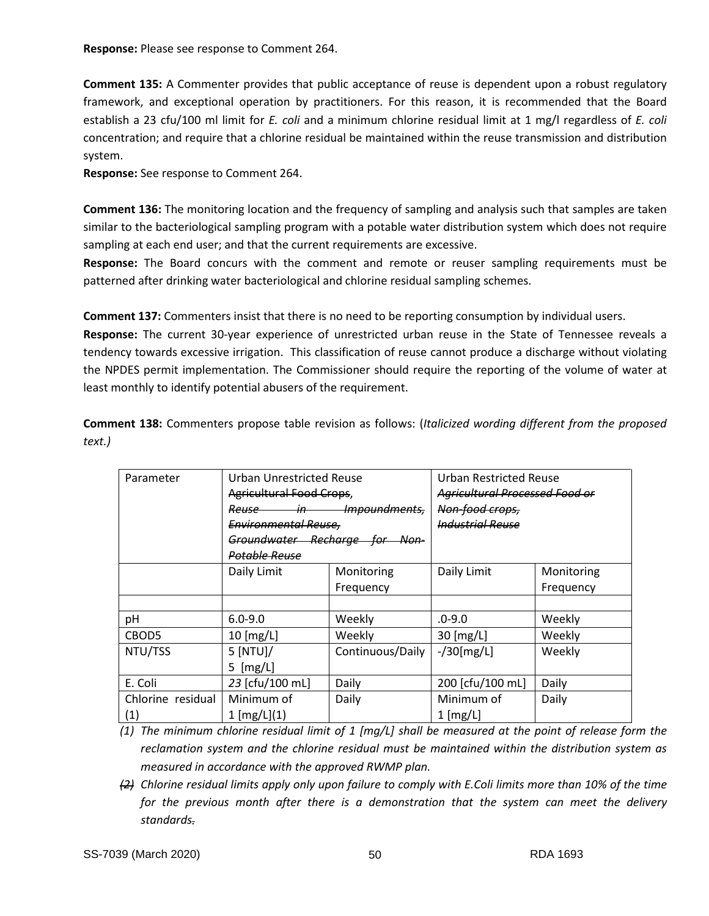**Response:** Please see response to Comment 264.

**Comment 135:** A Commenter provides that public acceptance of reuse is dependent upon a robust regulatory framework, and exceptional operation by practitioners. For this reason, it is recommended that the Board establish a 23 cfu/100 ml limit for *E. coli* and a minimum chlorine residual limit at 1 mg/l regardless of *E. coli* concentration; and require that a chlorine residual be maintained within the reuse transmission and distribution system.

**Response:** See response to Comment 264.

**Comment 136:** The monitoring location and the frequency of sampling and analysis such that samples are taken similar to the bacteriological sampling program with a potable water distribution system which does not require sampling at each end user; and that the current requirements are excessive.

**Response:** The Board concurs with the comment and remote or reuser sampling requirements must be patterned after drinking water bacteriological and chlorine residual sampling schemes.

**Comment 137:** Commenters insist that there is no need to be reporting consumption by individual users.

**Response:** The current 30-year experience of unrestricted urban reuse in the State of Tennessee reveals a tendency towards excessive irrigation. This classification of reuse cannot produce a discharge without violating the NPDES permit implementation. The Commissioner should require the reporting of the volume of water at least monthly to identify potential abusers of the requirement.

**Comment 138:** Commenters propose table revision as follows: (*Italicized wording different from the proposed text.)*

| Parameter | Urban Unrestricted Reuse ~~Agricultural Food Crops~~, ~~*Reuse in Impoundments, Environmental Reuse, Groundwater Recharge for Non-Potable Reuse*~~ | | Urban Restricted Reuse ~~*Agricultural Processed Food or Non-food crops, Industrial Reuse*~~ | |
|---|---|---|---|---|
| | Daily Limit | Monitoring Frequency | Daily Limit | Monitoring Frequency |
| | | | | |
| pH | 6.0-9.0 | Weekly | .0-9.0 | Weekly |
| CBOD5 | 10 [mg/L] | Weekly | 30 [mg/L] | Weekly |
| NTU/TSS | 5 [NTU]/ 5 [mg/L] | Continuous/Daily | -/30[mg/L] | Weekly |
| E. Coli | *23* [cfu/100 mL] | Daily | 200 [cfu/100 mL] | Daily |
| Chlorine residual (1) | Minimum of 1 [mg/L](1) | Daily | Minimum of 1 [mg/L] | Daily |

*(1) The minimum chlorine residual limit of 1 [mg/L] shall be measured at the point of release form the reclamation system and the chlorine residual must be maintained within the distribution system as measured in accordance with the approved RWMP plan.*

*~~(2)~~ Chlorine residual limits apply only upon failure to comply with E.Coli limits more than 10% of the time for the previous month after there is a demonstration that the system can meet the delivery standards~~.~~*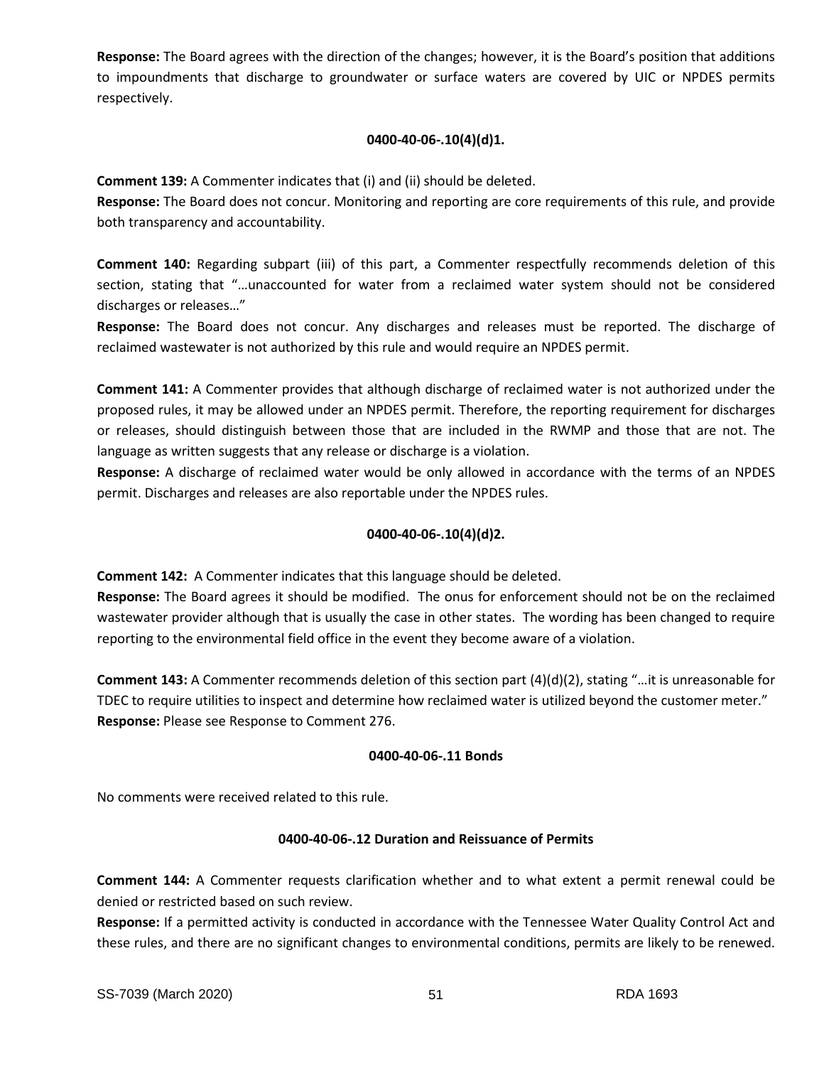**Response:** The Board agrees with the direction of the changes; however, it is the Board's position that additions to impoundments that discharge to groundwater or surface waters are covered by UIC or NPDES permits respectively.

### 0400-40-06-.10(4)(d)1.

**Comment 139:** A Commenter indicates that (i) and (ii) should be deleted.
**Response:** The Board does not concur. Monitoring and reporting are core requirements of this rule, and provide both transparency and accountability.

**Comment 140:** Regarding subpart (iii) of this part, a Commenter respectfully recommends deletion of this section, stating that "…unaccounted for water from a reclaimed water system should not be considered discharges or releases…"
**Response:** The Board does not concur. Any discharges and releases must be reported. The discharge of reclaimed wastewater is not authorized by this rule and would require an NPDES permit.

**Comment 141:** A Commenter provides that although discharge of reclaimed water is not authorized under the proposed rules, it may be allowed under an NPDES permit. Therefore, the reporting requirement for discharges or releases, should distinguish between those that are included in the RWMP and those that are not. The language as written suggests that any release or discharge is a violation.
**Response:** A discharge of reclaimed water would be only allowed in accordance with the terms of an NPDES permit. Discharges and releases are also reportable under the NPDES rules.

### 0400-40-06-.10(4)(d)2.

**Comment 142:** A Commenter indicates that this language should be deleted.
**Response:** The Board agrees it should be modified. The onus for enforcement should not be on the reclaimed wastewater provider although that is usually the case in other states. The wording has been changed to require reporting to the environmental field office in the event they become aware of a violation.

**Comment 143:** A Commenter recommends deletion of this section part (4)(d)(2), stating "…it is unreasonable for TDEC to require utilities to inspect and determine how reclaimed water is utilized beyond the customer meter."
**Response:** Please see Response to Comment 276.

### 0400-40-06-.11 Bonds

No comments were received related to this rule.

### 0400-40-06-.12 Duration and Reissuance of Permits

**Comment 144:** A Commenter requests clarification whether and to what extent a permit renewal could be denied or restricted based on such review.
**Response:** If a permitted activity is conducted in accordance with the Tennessee Water Quality Control Act and these rules, and there are no significant changes to environmental conditions, permits are likely to be renewed.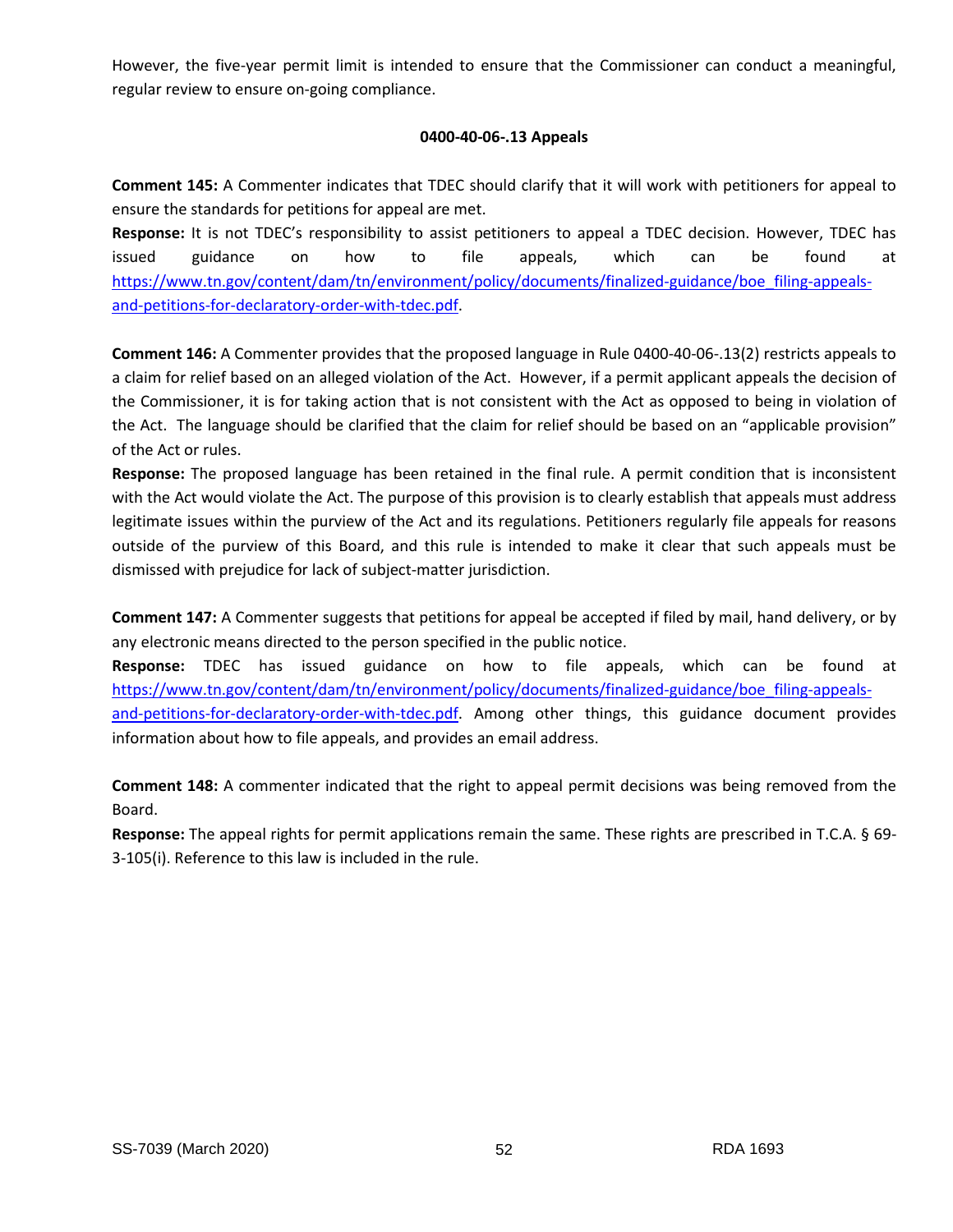However, the five-year permit limit is intended to ensure that the Commissioner can conduct a meaningful, regular review to ensure on-going compliance.

### 0400-40-06-.13 Appeals

**Comment 145:** A Commenter indicates that TDEC should clarify that it will work with petitioners for appeal to ensure the standards for petitions for appeal are met.

**Response:** It is not TDEC's responsibility to assist petitioners to appeal a TDEC decision. However, TDEC has issued guidance on how to file appeals, which can be found at https://www.tn.gov/content/dam/tn/environment/policy/documents/finalized-guidance/boe_filing-appeals-and-petitions-for-declaratory-order-with-tdec.pdf.

**Comment 146:** A Commenter provides that the proposed language in Rule 0400-40-06-.13(2) restricts appeals to a claim for relief based on an alleged violation of the Act. However, if a permit applicant appeals the decision of the Commissioner, it is for taking action that is not consistent with the Act as opposed to being in violation of the Act. The language should be clarified that the claim for relief should be based on an "applicable provision" of the Act or rules.

**Response:** The proposed language has been retained in the final rule. A permit condition that is inconsistent with the Act would violate the Act. The purpose of this provision is to clearly establish that appeals must address legitimate issues within the purview of the Act and its regulations. Petitioners regularly file appeals for reasons outside of the purview of this Board, and this rule is intended to make it clear that such appeals must be dismissed with prejudice for lack of subject-matter jurisdiction.

**Comment 147:** A Commenter suggests that petitions for appeal be accepted if filed by mail, hand delivery, or by any electronic means directed to the person specified in the public notice.

**Response:** TDEC has issued guidance on how to file appeals, which can be found at https://www.tn.gov/content/dam/tn/environment/policy/documents/finalized-guidance/boe_filing-appeals-and-petitions-for-declaratory-order-with-tdec.pdf. Among other things, this guidance document provides information about how to file appeals, and provides an email address.

**Comment 148:** A commenter indicated that the right to appeal permit decisions was being removed from the Board.

**Response:** The appeal rights for permit applications remain the same. These rights are prescribed in T.C.A. § 69-3-105(i). Reference to this law is included in the rule.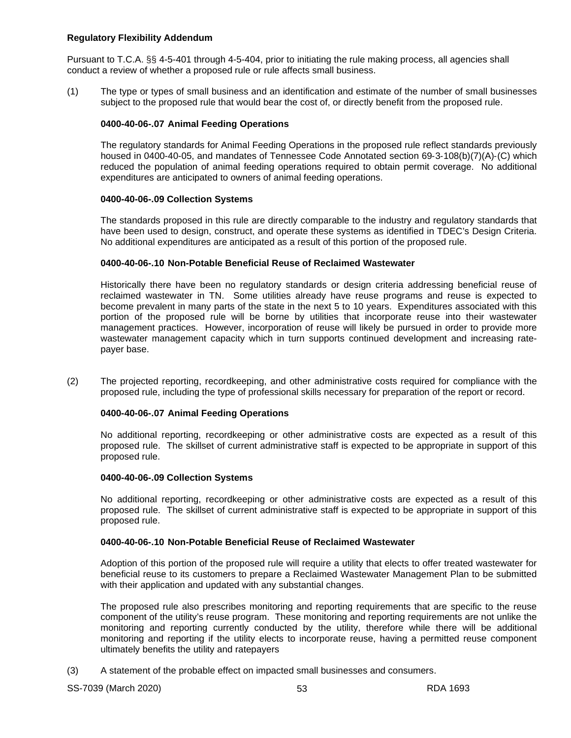**Regulatory Flexibility Addendum**

Pursuant to T.C.A. §§ 4-5-401 through 4-5-404, prior to initiating the rule making process, all agencies shall conduct a review of whether a proposed rule or rule affects small business.

(1) The type or types of small business and an identification and estimate of the number of small businesses subject to the proposed rule that would bear the cost of, or directly benefit from the proposed rule.

**0400-40-06-.07 Animal Feeding Operations**

The regulatory standards for Animal Feeding Operations in the proposed rule reflect standards previously housed in 0400-40-05, and mandates of Tennessee Code Annotated section 69-3-108(b)(7)(A)-(C) which reduced the population of animal feeding operations required to obtain permit coverage. No additional expenditures are anticipated to owners of animal feeding operations.

**0400-40-06-.09 Collection Systems**

The standards proposed in this rule are directly comparable to the industry and regulatory standards that have been used to design, construct, and operate these systems as identified in TDEC's Design Criteria. No additional expenditures are anticipated as a result of this portion of the proposed rule.

**0400-40-06-.10 Non-Potable Beneficial Reuse of Reclaimed Wastewater**

Historically there have been no regulatory standards or design criteria addressing beneficial reuse of reclaimed wastewater in TN. Some utilities already have reuse programs and reuse is expected to become prevalent in many parts of the state in the next 5 to 10 years. Expenditures associated with this portion of the proposed rule will be borne by utilities that incorporate reuse into their wastewater management practices. However, incorporation of reuse will likely be pursued in order to provide more wastewater management capacity which in turn supports continued development and increasing rate-payer base.

(2) The projected reporting, recordkeeping, and other administrative costs required for compliance with the proposed rule, including the type of professional skills necessary for preparation of the report or record.

**0400-40-06-.07 Animal Feeding Operations**

No additional reporting, recordkeeping or other administrative costs are expected as a result of this proposed rule. The skillset of current administrative staff is expected to be appropriate in support of this proposed rule.

**0400-40-06-.09 Collection Systems**

No additional reporting, recordkeeping or other administrative costs are expected as a result of this proposed rule. The skillset of current administrative staff is expected to be appropriate in support of this proposed rule.

**0400-40-06-.10 Non-Potable Beneficial Reuse of Reclaimed Wastewater**

Adoption of this portion of the proposed rule will require a utility that elects to offer treated wastewater for beneficial reuse to its customers to prepare a Reclaimed Wastewater Management Plan to be submitted with their application and updated with any substantial changes.

The proposed rule also prescribes monitoring and reporting requirements that are specific to the reuse component of the utility's reuse program. These monitoring and reporting requirements are not unlike the monitoring and reporting currently conducted by the utility, therefore while there will be additional monitoring and reporting if the utility elects to incorporate reuse, having a permitted reuse component ultimately benefits the utility and ratepayers

(3) A statement of the probable effect on impacted small businesses and consumers.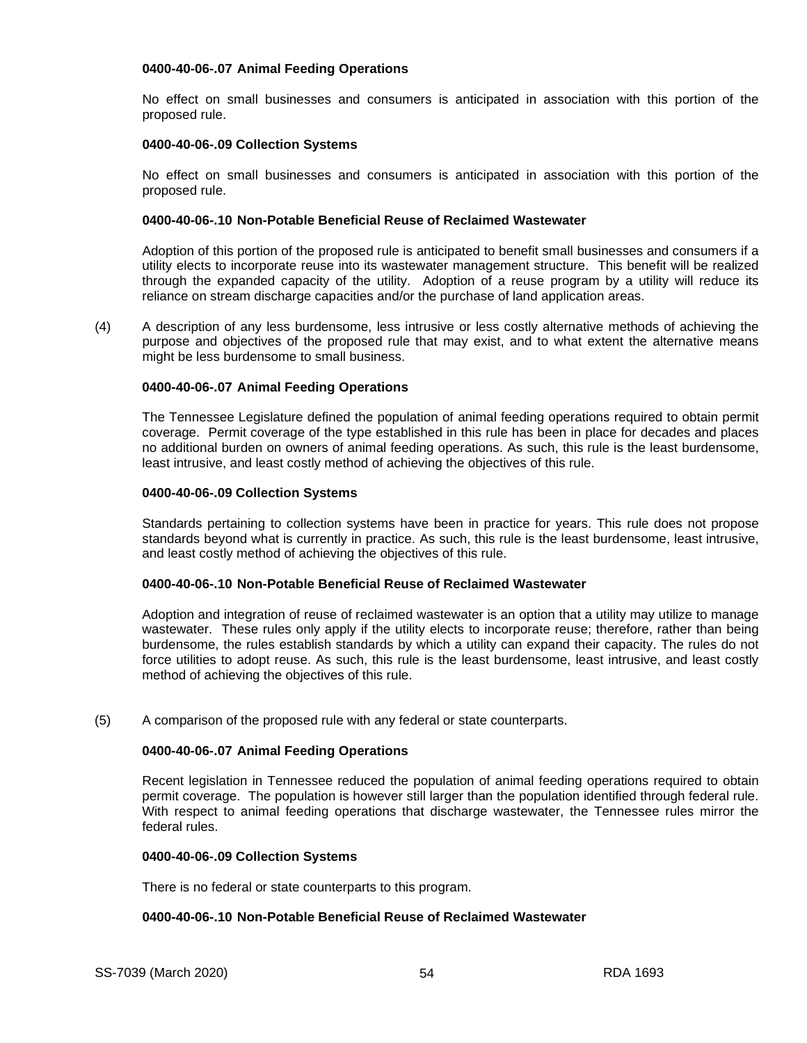**0400-40-06-.07 Animal Feeding Operations**

No effect on small businesses and consumers is anticipated in association with this portion of the proposed rule.

**0400-40-06-.09 Collection Systems**

No effect on small businesses and consumers is anticipated in association with this portion of the proposed rule.

**0400-40-06-.10 Non-Potable Beneficial Reuse of Reclaimed Wastewater**

Adoption of this portion of the proposed rule is anticipated to benefit small businesses and consumers if a utility elects to incorporate reuse into its wastewater management structure. This benefit will be realized through the expanded capacity of the utility. Adoption of a reuse program by a utility will reduce its reliance on stream discharge capacities and/or the purchase of land application areas.

(4) A description of any less burdensome, less intrusive or less costly alternative methods of achieving the purpose and objectives of the proposed rule that may exist, and to what extent the alternative means might be less burdensome to small business.

**0400-40-06-.07 Animal Feeding Operations**

The Tennessee Legislature defined the population of animal feeding operations required to obtain permit coverage. Permit coverage of the type established in this rule has been in place for decades and places no additional burden on owners of animal feeding operations. As such, this rule is the least burdensome, least intrusive, and least costly method of achieving the objectives of this rule.

**0400-40-06-.09 Collection Systems**

Standards pertaining to collection systems have been in practice for years. This rule does not propose standards beyond what is currently in practice. As such, this rule is the least burdensome, least intrusive, and least costly method of achieving the objectives of this rule.

**0400-40-06-.10 Non-Potable Beneficial Reuse of Reclaimed Wastewater**

Adoption and integration of reuse of reclaimed wastewater is an option that a utility may utilize to manage wastewater. These rules only apply if the utility elects to incorporate reuse; therefore, rather than being burdensome, the rules establish standards by which a utility can expand their capacity. The rules do not force utilities to adopt reuse. As such, this rule is the least burdensome, least intrusive, and least costly method of achieving the objectives of this rule.

(5) A comparison of the proposed rule with any federal or state counterparts.

**0400-40-06-.07 Animal Feeding Operations**

Recent legislation in Tennessee reduced the population of animal feeding operations required to obtain permit coverage. The population is however still larger than the population identified through federal rule. With respect to animal feeding operations that discharge wastewater, the Tennessee rules mirror the federal rules.

**0400-40-06-.09 Collection Systems**

There is no federal or state counterparts to this program.

**0400-40-06-.10 Non-Potable Beneficial Reuse of Reclaimed Wastewater**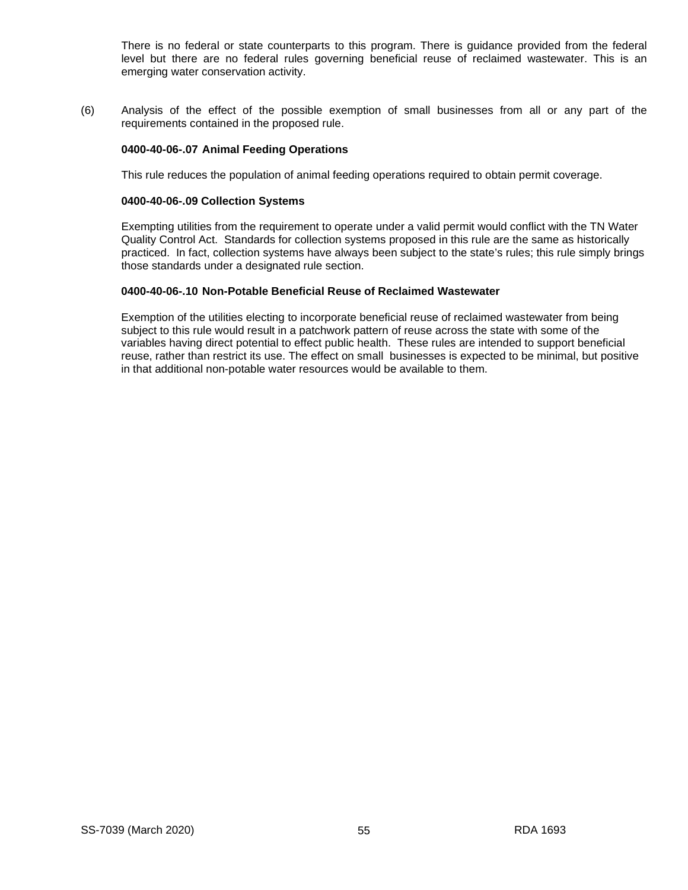There is no federal or state counterparts to this program. There is guidance provided from the federal level but there are no federal rules governing beneficial reuse of reclaimed wastewater. This is an emerging water conservation activity.

(6) Analysis of the effect of the possible exemption of small businesses from all or any part of the requirements contained in the proposed rule.

**0400-40-06-.07 Animal Feeding Operations**

This rule reduces the population of animal feeding operations required to obtain permit coverage.

**0400-40-06-.09 Collection Systems**

Exempting utilities from the requirement to operate under a valid permit would conflict with the TN Water Quality Control Act. Standards for collection systems proposed in this rule are the same as historically practiced. In fact, collection systems have always been subject to the state's rules; this rule simply brings those standards under a designated rule section.

**0400-40-06-.10 Non-Potable Beneficial Reuse of Reclaimed Wastewater**

Exemption of the utilities electing to incorporate beneficial reuse of reclaimed wastewater from being subject to this rule would result in a patchwork pattern of reuse across the state with some of the variables having direct potential to effect public health. These rules are intended to support beneficial reuse, rather than restrict its use. The effect on small businesses is expected to be minimal, but positive in that additional non-potable water resources would be available to them.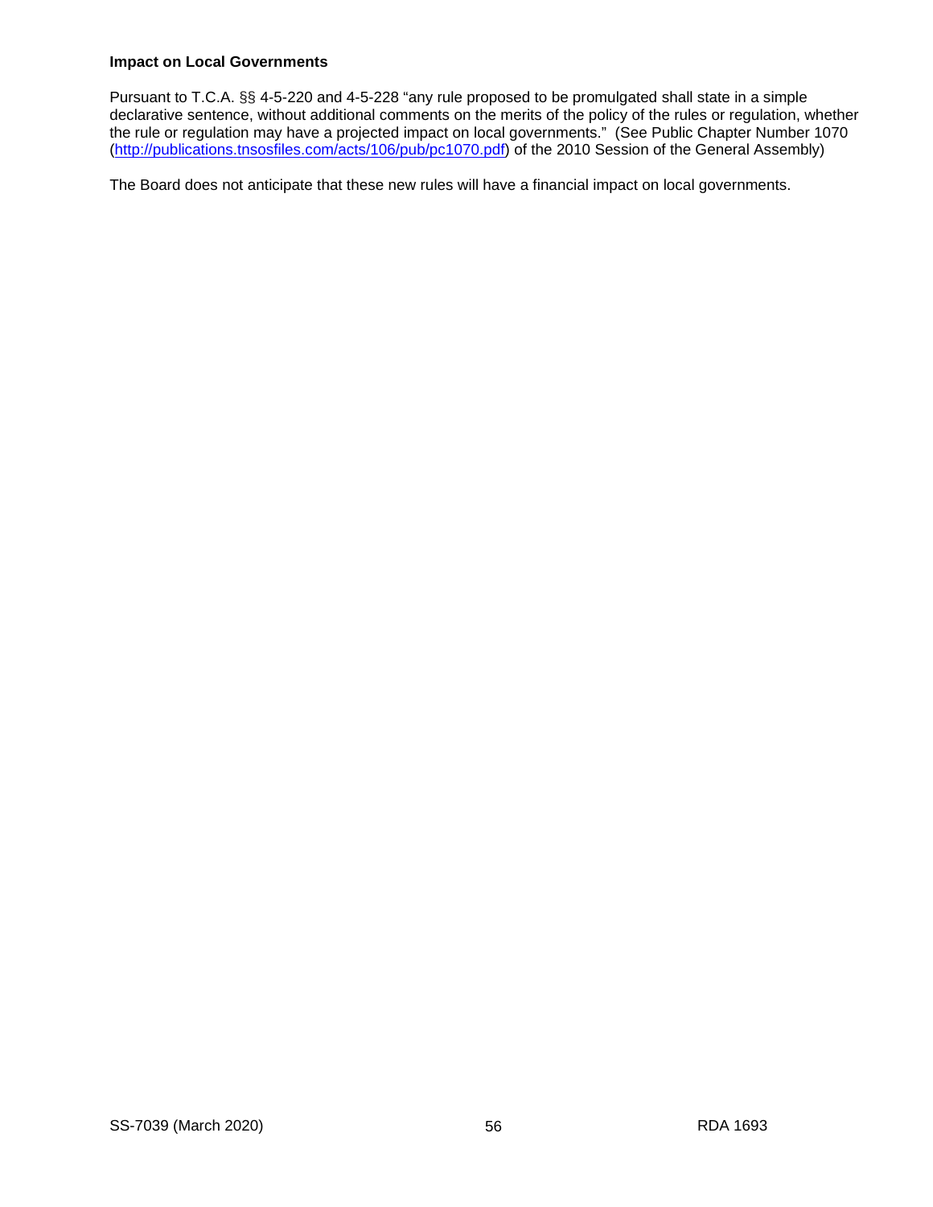**Impact on Local Governments**

Pursuant to T.C.A. §§ 4-5-220 and 4-5-228 "any rule proposed to be promulgated shall state in a simple declarative sentence, without additional comments on the merits of the policy of the rules or regulation, whether the rule or regulation may have a projected impact on local governments." (See Public Chapter Number 1070 (http://publications.tnsosfiles.com/acts/106/pub/pc1070.pdf) of the 2010 Session of the General Assembly)

The Board does not anticipate that these new rules will have a financial impact on local governments.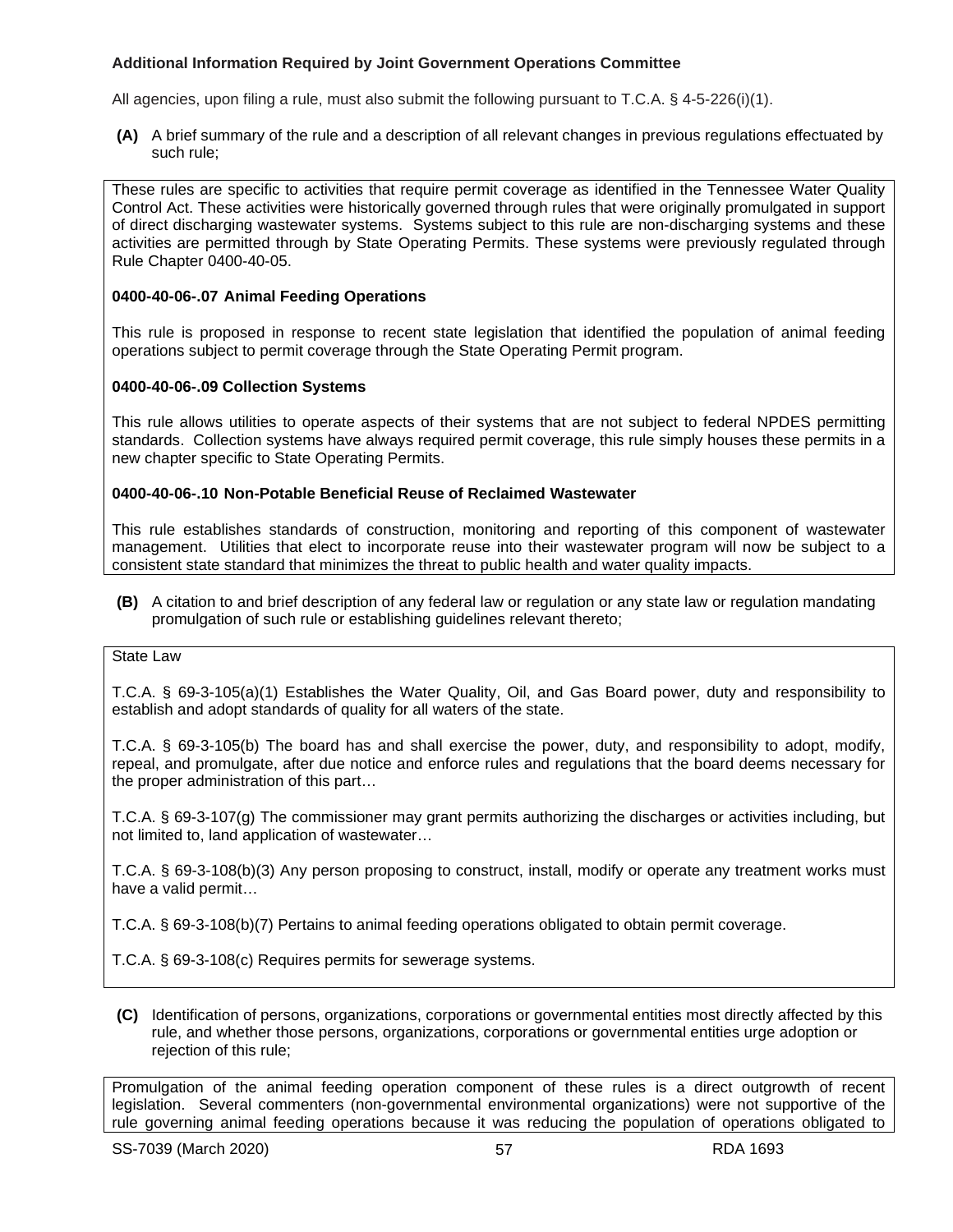**Additional Information Required by Joint Government Operations Committee**

All agencies, upon filing a rule, must also submit the following pursuant to T.C.A. § 4-5-226(i)(1).

**(A)** A brief summary of the rule and a description of all relevant changes in previous regulations effectuated by such rule;

These rules are specific to activities that require permit coverage as identified in the Tennessee Water Quality Control Act. These activities were historically governed through rules that were originally promulgated in support of direct discharging wastewater systems. Systems subject to this rule are non-discharging systems and these activities are permitted through by State Operating Permits. These systems were previously regulated through Rule Chapter 0400-40-05.

**0400-40-06-.07 Animal Feeding Operations**

This rule is proposed in response to recent state legislation that identified the population of animal feeding operations subject to permit coverage through the State Operating Permit program.

**0400-40-06-.09 Collection Systems**

This rule allows utilities to operate aspects of their systems that are not subject to federal NPDES permitting standards. Collection systems have always required permit coverage, this rule simply houses these permits in a new chapter specific to State Operating Permits.

**0400-40-06-.10 Non-Potable Beneficial Reuse of Reclaimed Wastewater**

This rule establishes standards of construction, monitoring and reporting of this component of wastewater management. Utilities that elect to incorporate reuse into their wastewater program will now be subject to a consistent state standard that minimizes the threat to public health and water quality impacts.

**(B)** A citation to and brief description of any federal law or regulation or any state law or regulation mandating promulgation of such rule or establishing guidelines relevant thereto;

State Law

T.C.A. § 69-3-105(a)(1) Establishes the Water Quality, Oil, and Gas Board power, duty and responsibility to establish and adopt standards of quality for all waters of the state.

T.C.A. § 69-3-105(b) The board has and shall exercise the power, duty, and responsibility to adopt, modify, repeal, and promulgate, after due notice and enforce rules and regulations that the board deems necessary for the proper administration of this part…

T.C.A. § 69-3-107(g) The commissioner may grant permits authorizing the discharges or activities including, but not limited to, land application of wastewater…

T.C.A. § 69-3-108(b)(3) Any person proposing to construct, install, modify or operate any treatment works must have a valid permit…

T.C.A. § 69-3-108(b)(7) Pertains to animal feeding operations obligated to obtain permit coverage.

T.C.A. § 69-3-108(c) Requires permits for sewerage systems.

**(C)** Identification of persons, organizations, corporations or governmental entities most directly affected by this rule, and whether those persons, organizations, corporations or governmental entities urge adoption or rejection of this rule;

Promulgation of the animal feeding operation component of these rules is a direct outgrowth of recent legislation. Several commenters (non-governmental environmental organizations) were not supportive of the rule governing animal feeding operations because it was reducing the population of operations obligated to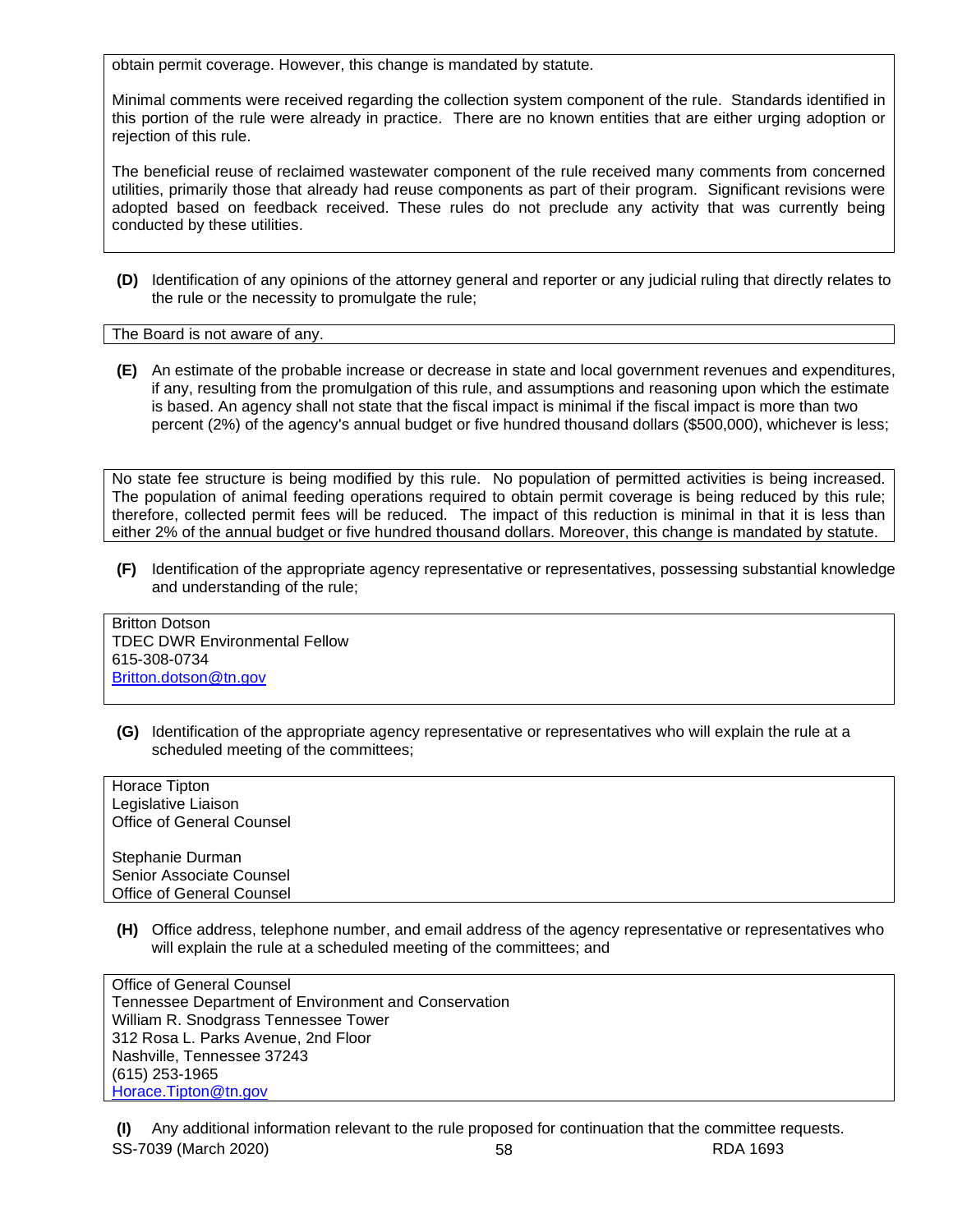obtain permit coverage. However, this change is mandated by statute.

Minimal comments were received regarding the collection system component of the rule. Standards identified in this portion of the rule were already in practice. There are no known entities that are either urging adoption or rejection of this rule.

The beneficial reuse of reclaimed wastewater component of the rule received many comments from concerned utilities, primarily those that already had reuse components as part of their program. Significant revisions were adopted based on feedback received. These rules do not preclude any activity that was currently being conducted by these utilities.

**(D)** Identification of any opinions of the attorney general and reporter or any judicial ruling that directly relates to the rule or the necessity to promulgate the rule;

The Board is not aware of any.

**(E)** An estimate of the probable increase or decrease in state and local government revenues and expenditures, if any, resulting from the promulgation of this rule, and assumptions and reasoning upon which the estimate is based. An agency shall not state that the fiscal impact is minimal if the fiscal impact is more than two percent (2%) of the agency's annual budget or five hundred thousand dollars ($500,000), whichever is less;

No state fee structure is being modified by this rule. No population of permitted activities is being increased. The population of animal feeding operations required to obtain permit coverage is being reduced by this rule; therefore, collected permit fees will be reduced. The impact of this reduction is minimal in that it is less than either 2% of the annual budget or five hundred thousand dollars. Moreover, this change is mandated by statute.

**(F)** Identification of the appropriate agency representative or representatives, possessing substantial knowledge and understanding of the rule;

Britton Dotson
TDEC DWR Environmental Fellow
615-308-0734
Britton.dotson@tn.gov

**(G)** Identification of the appropriate agency representative or representatives who will explain the rule at a scheduled meeting of the committees;

Horace Tipton
Legislative Liaison
Office of General Counsel

Stephanie Durman
Senior Associate Counsel
Office of General Counsel

**(H)** Office address, telephone number, and email address of the agency representative or representatives who will explain the rule at a scheduled meeting of the committees; and

Office of General Counsel
Tennessee Department of Environment and Conservation
William R. Snodgrass Tennessee Tower
312 Rosa L. Parks Avenue, 2nd Floor
Nashville, Tennessee 37243
(615) 253-1965
Horace.Tipton@tn.gov

**(I)** Any additional information relevant to the rule proposed for continuation that the committee requests.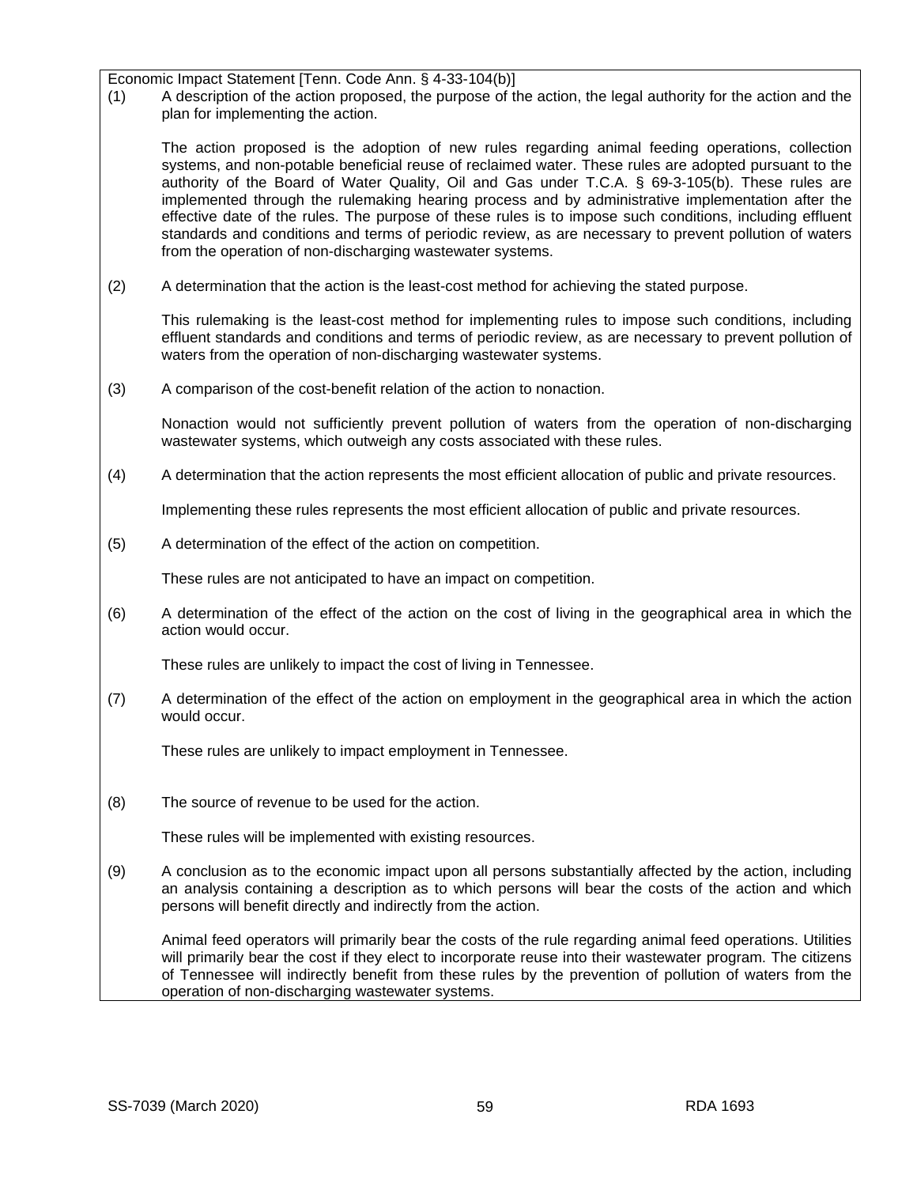Economic Impact Statement [Tenn. Code Ann. § 4-33-104(b)]

(1) A description of the action proposed, the purpose of the action, the legal authority for the action and the plan for implementing the action.

The action proposed is the adoption of new rules regarding animal feeding operations, collection systems, and non-potable beneficial reuse of reclaimed water. These rules are adopted pursuant to the authority of the Board of Water Quality, Oil and Gas under T.C.A. § 69-3-105(b). These rules are implemented through the rulemaking hearing process and by administrative implementation after the effective date of the rules. The purpose of these rules is to impose such conditions, including effluent standards and conditions and terms of periodic review, as are necessary to prevent pollution of waters from the operation of non-discharging wastewater systems.

(2) A determination that the action is the least-cost method for achieving the stated purpose.

This rulemaking is the least-cost method for implementing rules to impose such conditions, including effluent standards and conditions and terms of periodic review, as are necessary to prevent pollution of waters from the operation of non-discharging wastewater systems.

(3) A comparison of the cost-benefit relation of the action to nonaction.

Nonaction would not sufficiently prevent pollution of waters from the operation of non-discharging wastewater systems, which outweigh any costs associated with these rules.

(4) A determination that the action represents the most efficient allocation of public and private resources.

Implementing these rules represents the most efficient allocation of public and private resources.

(5) A determination of the effect of the action on competition.

These rules are not anticipated to have an impact on competition.

(6) A determination of the effect of the action on the cost of living in the geographical area in which the action would occur.

These rules are unlikely to impact the cost of living in Tennessee.

(7) A determination of the effect of the action on employment in the geographical area in which the action would occur.

These rules are unlikely to impact employment in Tennessee.

(8) The source of revenue to be used for the action.

These rules will be implemented with existing resources.

(9) A conclusion as to the economic impact upon all persons substantially affected by the action, including an analysis containing a description as to which persons will bear the costs of the action and which persons will benefit directly and indirectly from the action.

Animal feed operators will primarily bear the costs of the rule regarding animal feed operations. Utilities will primarily bear the cost if they elect to incorporate reuse into their wastewater program. The citizens of Tennessee will indirectly benefit from these rules by the prevention of pollution of waters from the operation of non-discharging wastewater systems.

SS-7039 (March 2020) RDA 1693